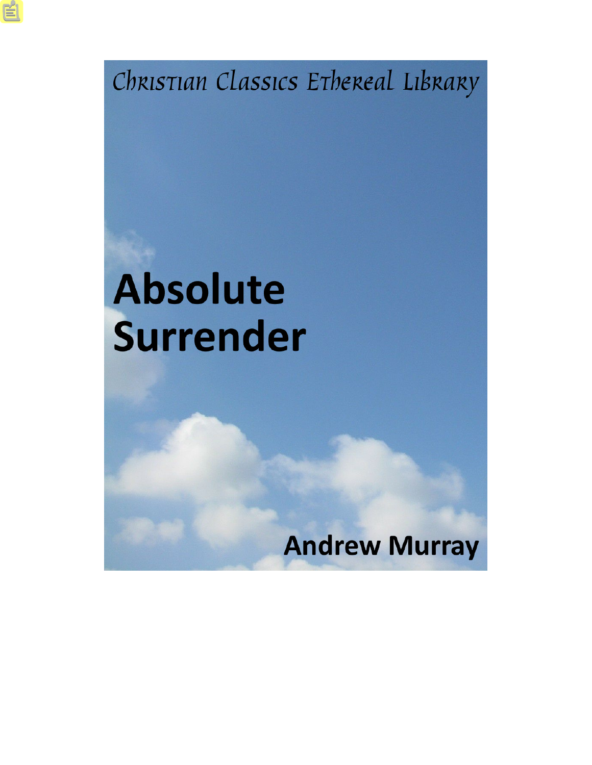Christian Classics Ethereal Library

# Absolute Surrender

Andrew Murray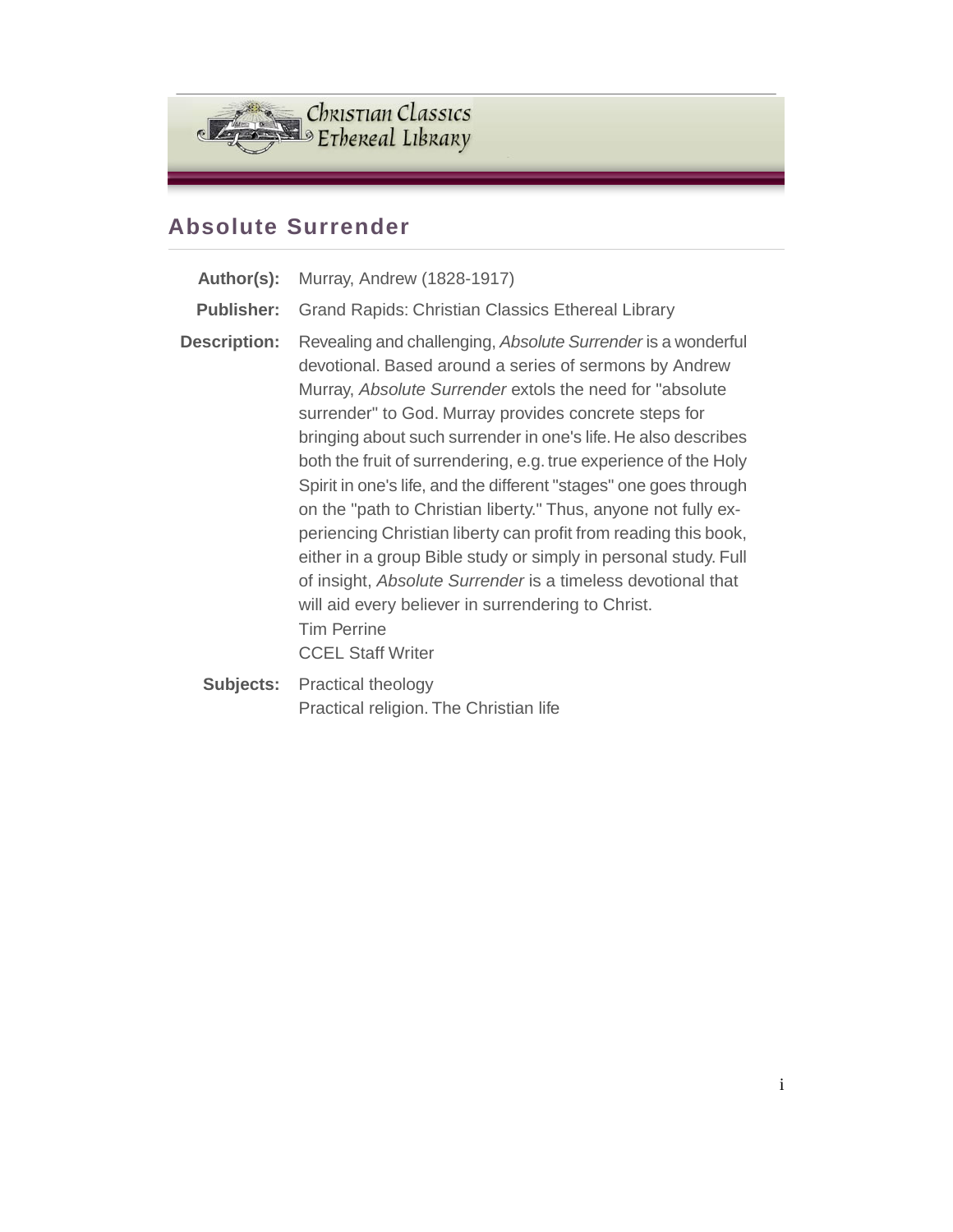## Absolute Surrender

| | |
|---|---|
| **Author(s):** | Murray, Andrew (1828-1917) |
| **Publisher:** | Grand Rapids: Christian Classics Ethereal Library |
| **Description:** | Revealing and challenging, *Absolute Surrender* is a wonderful devotional. Based around a series of sermons by Andrew Murray, *Absolute Surrender* extols the need for "absolute surrender" to God. Murray provides concrete steps for bringing about such surrender in one's life. He also describes both the fruit of surrendering, e.g. true experience of the Holy Spirit in one's life, and the different "stages" one goes through on the "path to Christian liberty." Thus, anyone not fully experiencing Christian liberty can profit from reading this book, either in a group Bible study or simply in personal study. Full of insight, *Absolute Surrender* is a timeless devotional that will aid every believer in surrendering to Christ.<br>Tim Perrine<br>CCEL Staff Writer |
| **Subjects:** | Practical theology<br>Practical religion. The Christian life |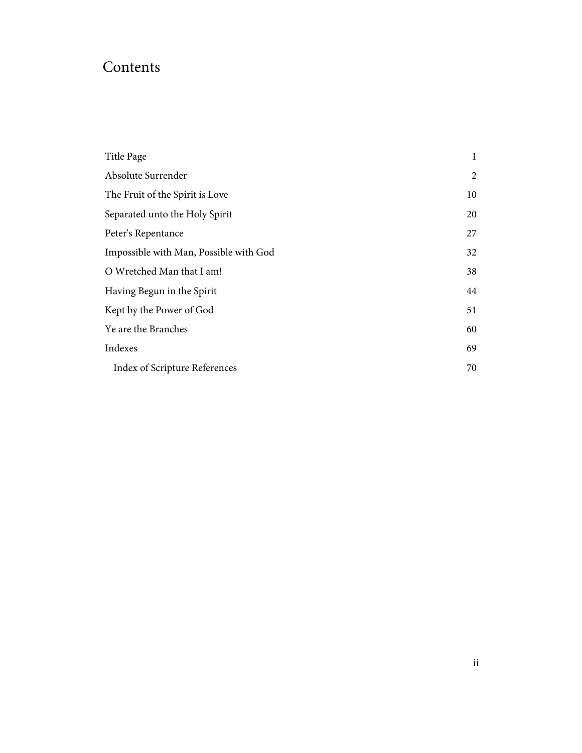# Contents

| | |
|---|---|
| Title Page | 1 |
| Absolute Surrender | 2 |
| The Fruit of the Spirit is Love | 10 |
| Separated unto the Holy Spirit | 20 |
| Peter's Repentance | 27 |
| Impossible with Man, Possible with God | 32 |
| O Wretched Man that I am! | 38 |
| Having Begun in the Spirit | 44 |
| Kept by the Power of God | 51 |
| Ye are the Branches | 60 |
| Indexes | 69 |
| Index of Scripture References | 70 |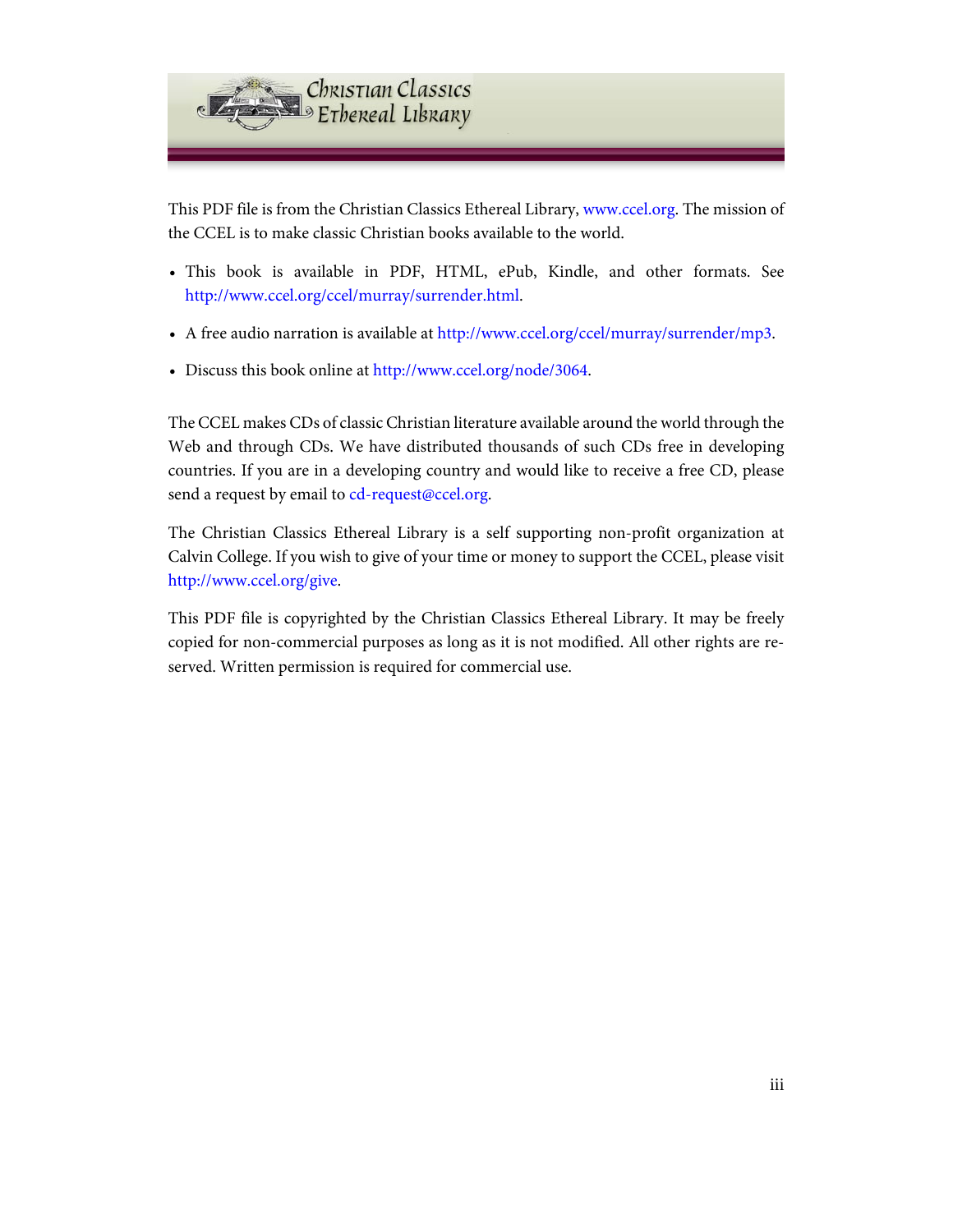This PDF file is from the Christian Classics Ethereal Library, www.ccel.org. The mission of the CCEL is to make classic Christian books available to the world.

- This book is available in PDF, HTML, ePub, Kindle, and other formats. See http://www.ccel.org/ccel/murray/surrender.html.
- A free audio narration is available at http://www.ccel.org/ccel/murray/surrender/mp3.
- Discuss this book online at http://www.ccel.org/node/3064.

The CCEL makes CDs of classic Christian literature available around the world through the Web and through CDs. We have distributed thousands of such CDs free in developing countries. If you are in a developing country and would like to receive a free CD, please send a request by email to cd-request@ccel.org.

The Christian Classics Ethereal Library is a self supporting non-profit organization at Calvin College. If you wish to give of your time or money to support the CCEL, please visit http://www.ccel.org/give.

This PDF file is copyrighted by the Christian Classics Ethereal Library. It may be freely copied for non-commercial purposes as long as it is not modified. All other rights are reserved. Written permission is required for commercial use.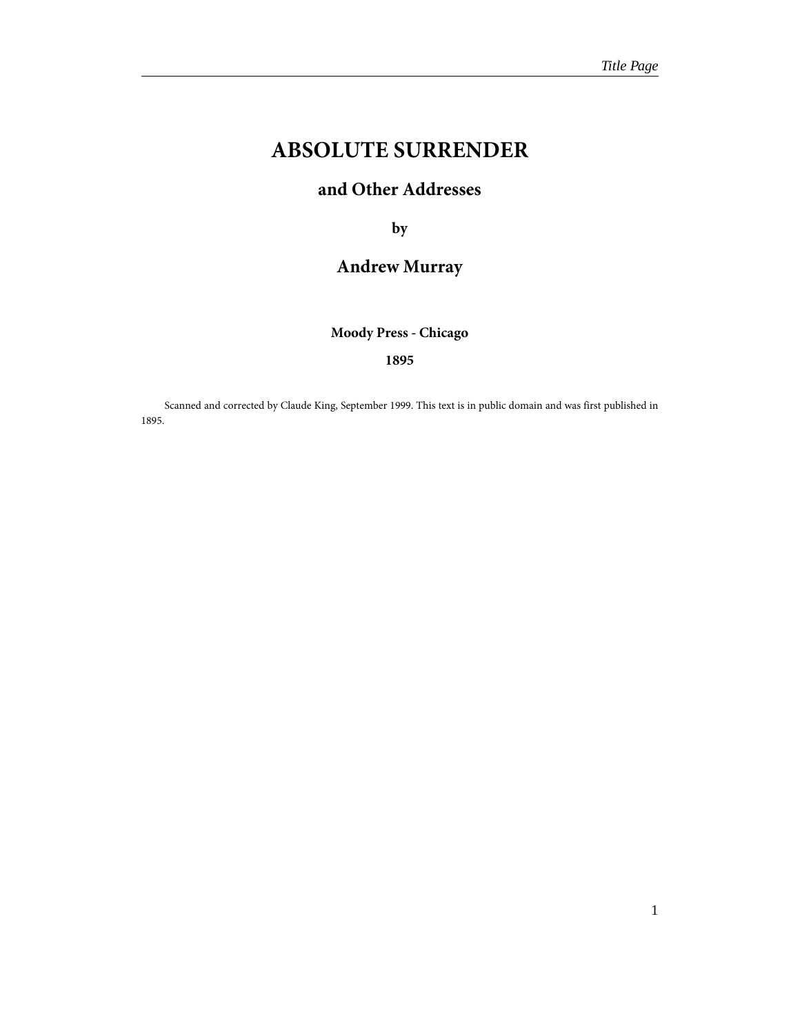# ABSOLUTE SURRENDER

## and Other Addresses

**by**

## Andrew Murray

**Moody Press - Chicago**

**1895**

Scanned and corrected by Claude King, September 1999. This text is in public domain and was first published in 1895.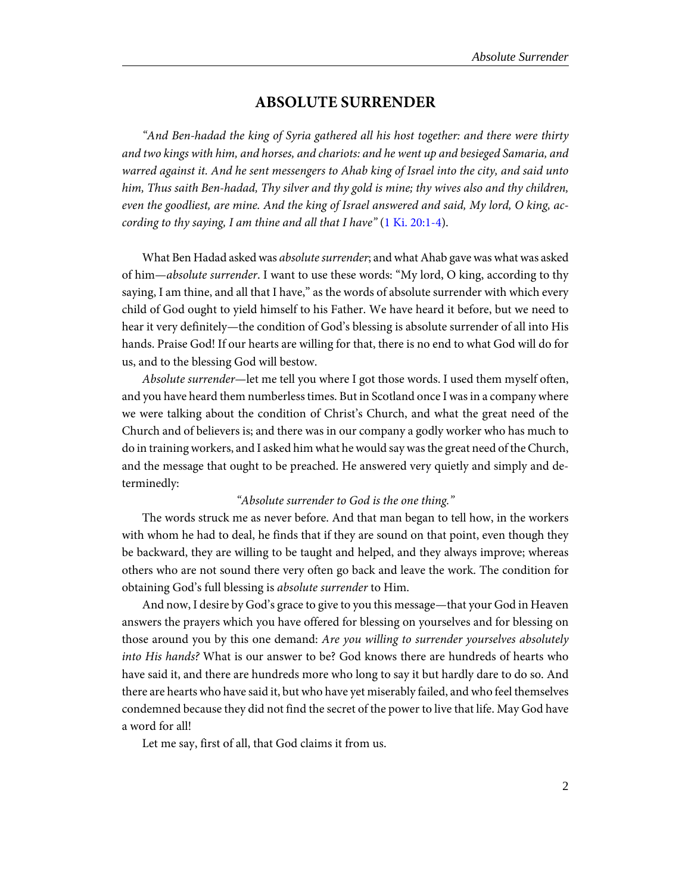# ABSOLUTE SURRENDER

*"And Ben-hadad the king of Syria gathered all his host together: and there were thirty and two kings with him, and horses, and chariots: and he went up and besieged Samaria, and warred against it. And he sent messengers to Ahab king of Israel into the city, and said unto him, Thus saith Ben-hadad, Thy silver and thy gold is mine; thy wives also and thy children, even the goodliest, are mine. And the king of Israel answered and said, My lord, O king, according to thy saying, I am thine and all that I have"* (1 Ki. 20:1-4).

What Ben Hadad asked was *absolute surrender*; and what Ahab gave was what was asked of him—*absolute surrender*. I want to use these words: "My lord, O king, according to thy saying, I am thine, and all that I have," as the words of absolute surrender with which every child of God ought to yield himself to his Father. We have heard it before, but we need to hear it very definitely—the condition of God's blessing is absolute surrender of all into His hands. Praise God! If our hearts are willing for that, there is no end to what God will do for us, and to the blessing God will bestow.

*Absolute surrender*—let me tell you where I got those words. I used them myself often, and you have heard them numberless times. But in Scotland once I was in a company where we were talking about the condition of Christ's Church, and what the great need of the Church and of believers is; and there was in our company a godly worker who has much to do in training workers, and I asked him what he would say was the great need of the Church, and the message that ought to be preached. He answered very quietly and simply and determinedly:

*"Absolute surrender to God is the one thing."*

The words struck me as never before. And that man began to tell how, in the workers with whom he had to deal, he finds that if they are sound on that point, even though they be backward, they are willing to be taught and helped, and they always improve; whereas others who are not sound there very often go back and leave the work. The condition for obtaining God's full blessing is *absolute surrender* to Him.

And now, I desire by God's grace to give to you this message—that your God in Heaven answers the prayers which you have offered for blessing on yourselves and for blessing on those around you by this one demand: *Are you willing to surrender yourselves absolutely into His hands?* What is our answer to be? God knows there are hundreds of hearts who have said it, and there are hundreds more who long to say it but hardly dare to do so. And there are hearts who have said it, but who have yet miserably failed, and who feel themselves condemned because they did not find the secret of the power to live that life. May God have a word for all!

Let me say, first of all, that God claims it from us.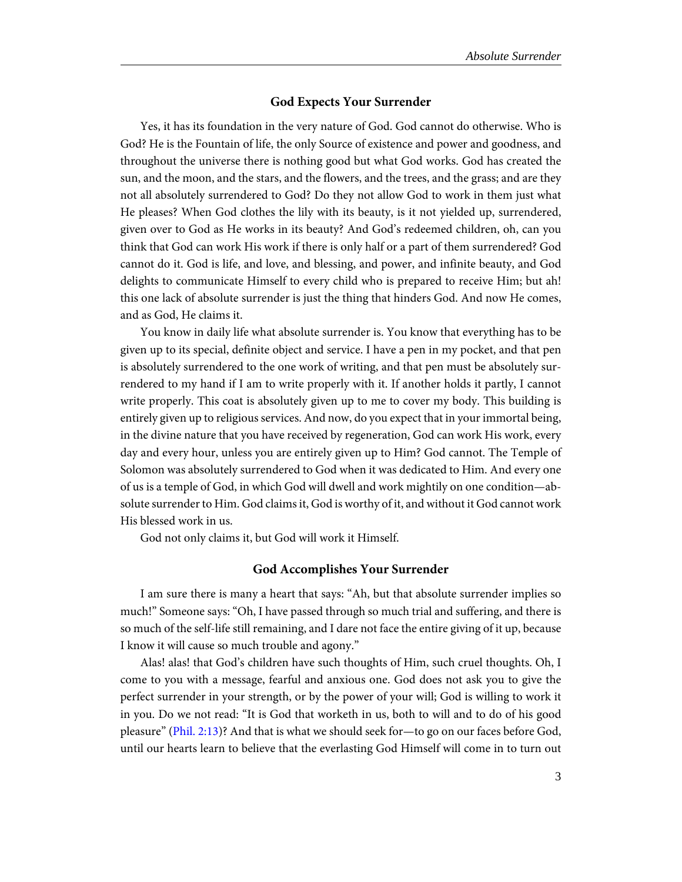### God Expects Your Surrender

Yes, it has its foundation in the very nature of God. God cannot do otherwise. Who is God? He is the Fountain of life, the only Source of existence and power and goodness, and throughout the universe there is nothing good but what God works. God has created the sun, and the moon, and the stars, and the flowers, and the trees, and the grass; and are they not all absolutely surrendered to God? Do they not allow God to work in them just what He pleases? When God clothes the lily with its beauty, is it not yielded up, surrendered, given over to God as He works in its beauty? And God's redeemed children, oh, can you think that God can work His work if there is only half or a part of them surrendered? God cannot do it. God is life, and love, and blessing, and power, and infinite beauty, and God delights to communicate Himself to every child who is prepared to receive Him; but ah! this one lack of absolute surrender is just the thing that hinders God. And now He comes, and as God, He claims it.

You know in daily life what absolute surrender is. You know that everything has to be given up to its special, definite object and service. I have a pen in my pocket, and that pen is absolutely surrendered to the one work of writing, and that pen must be absolutely surrendered to my hand if I am to write properly with it. If another holds it partly, I cannot write properly. This coat is absolutely given up to me to cover my body. This building is entirely given up to religious services. And now, do you expect that in your immortal being, in the divine nature that you have received by regeneration, God can work His work, every day and every hour, unless you are entirely given up to Him? God cannot. The Temple of Solomon was absolutely surrendered to God when it was dedicated to Him. And every one of us is a temple of God, in which God will dwell and work mightily on one condition—absolute surrender to Him. God claims it, God is worthy of it, and without it God cannot work His blessed work in us.

God not only claims it, but God will work it Himself.

### God Accomplishes Your Surrender

I am sure there is many a heart that says: "Ah, but that absolute surrender implies so much!" Someone says: "Oh, I have passed through so much trial and suffering, and there is so much of the self-life still remaining, and I dare not face the entire giving of it up, because I know it will cause so much trouble and agony."

Alas! alas! that God's children have such thoughts of Him, such cruel thoughts. Oh, I come to you with a message, fearful and anxious one. God does not ask you to give the perfect surrender in your strength, or by the power of your will; God is willing to work it in you. Do we not read: "It is God that worketh in us, both to will and to do of his good pleasure" (Phil. 2:13)? And that is what we should seek for—to go on our faces before God, until our hearts learn to believe that the everlasting God Himself will come in to turn out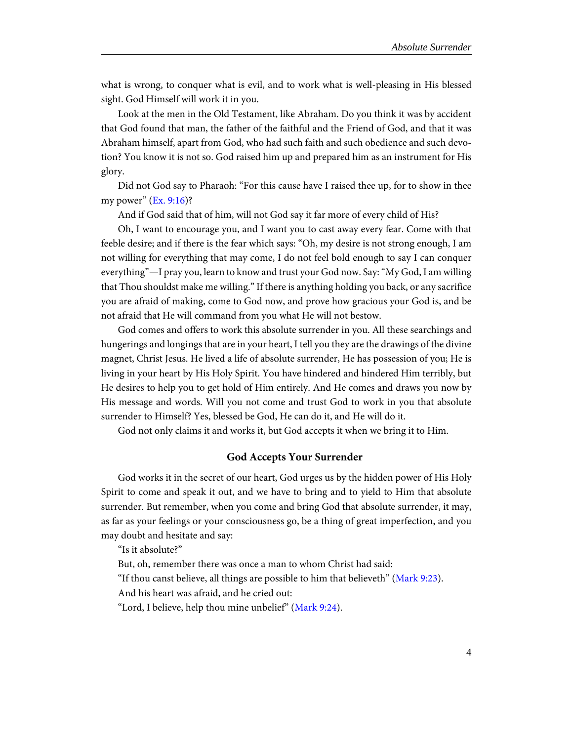what is wrong, to conquer what is evil, and to work what is well-pleasing in His blessed sight. God Himself will work it in you.

Look at the men in the Old Testament, like Abraham. Do you think it was by accident that God found that man, the father of the faithful and the Friend of God, and that it was Abraham himself, apart from God, who had such faith and such obedience and such devotion? You know it is not so. God raised him up and prepared him as an instrument for His glory.

Did not God say to Pharaoh: "For this cause have I raised thee up, for to show in thee my power" (Ex. 9:16)?

And if God said that of him, will not God say it far more of every child of His?

Oh, I want to encourage you, and I want you to cast away every fear. Come with that feeble desire; and if there is the fear which says: "Oh, my desire is not strong enough, I am not willing for everything that may come, I do not feel bold enough to say I can conquer everything"—I pray you, learn to know and trust your God now. Say: "My God, I am willing that Thou shouldst make me willing." If there is anything holding you back, or any sacrifice you are afraid of making, come to God now, and prove how gracious your God is, and be not afraid that He will command from you what He will not bestow.

God comes and offers to work this absolute surrender in you. All these searchings and hungerings and longings that are in your heart, I tell you they are the drawings of the divine magnet, Christ Jesus. He lived a life of absolute surrender, He has possession of you; He is living in your heart by His Holy Spirit. You have hindered and hindered Him terribly, but He desires to help you to get hold of Him entirely. And He comes and draws you now by His message and words. Will you not come and trust God to work in you that absolute surrender to Himself? Yes, blessed be God, He can do it, and He will do it.

God not only claims it and works it, but God accepts it when we bring it to Him.

### God Accepts Your Surrender

God works it in the secret of our heart, God urges us by the hidden power of His Holy Spirit to come and speak it out, and we have to bring and to yield to Him that absolute surrender. But remember, when you come and bring God that absolute surrender, it may, as far as your feelings or your consciousness go, be a thing of great imperfection, and you may doubt and hesitate and say:

"Is it absolute?"

But, oh, remember there was once a man to whom Christ had said:

"If thou canst believe, all things are possible to him that believeth" (Mark 9:23).

And his heart was afraid, and he cried out:

"Lord, I believe, help thou mine unbelief" (Mark 9:24).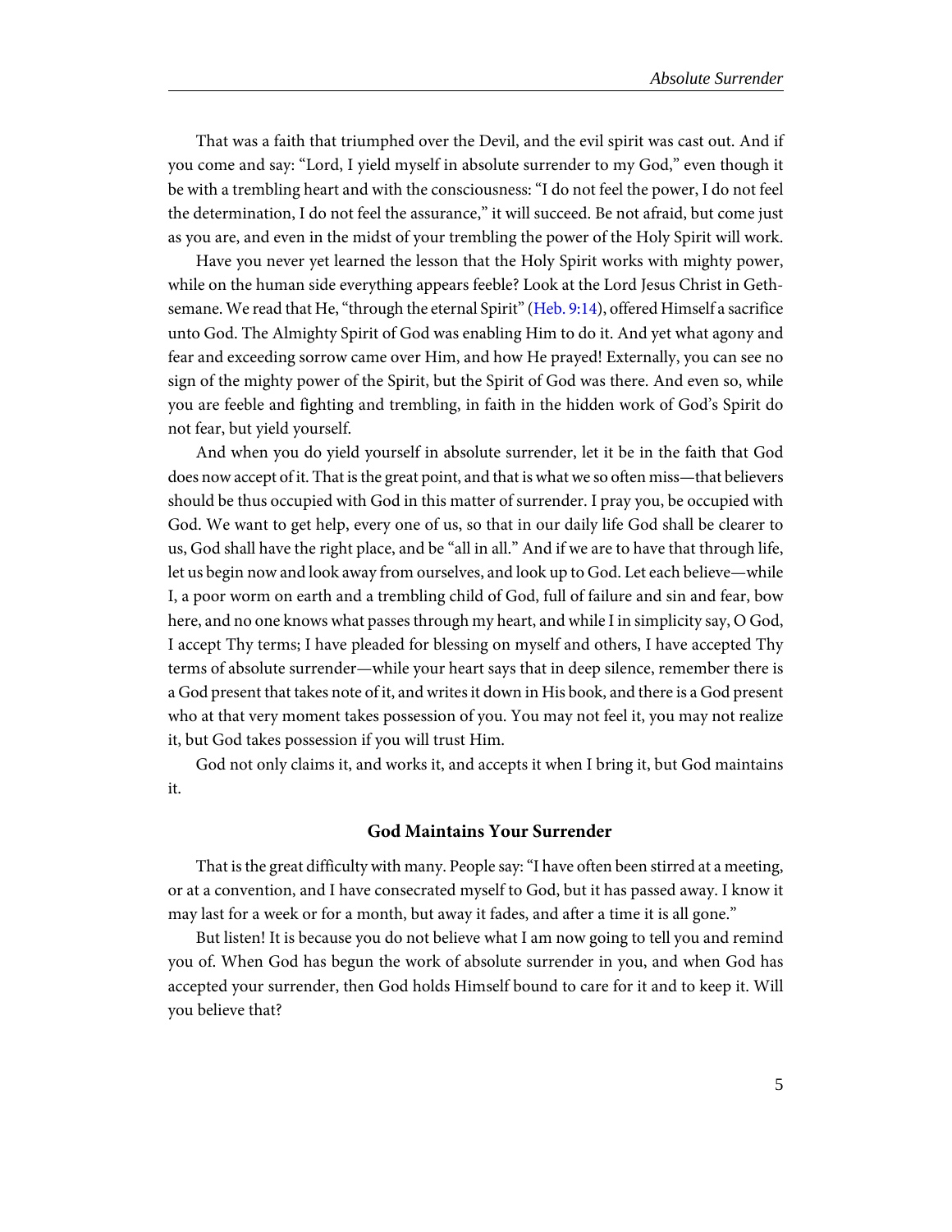That was a faith that triumphed over the Devil, and the evil spirit was cast out. And if you come and say: “Lord, I yield myself in absolute surrender to my God,” even though it be with a trembling heart and with the consciousness: “I do not feel the power, I do not feel the determination, I do not feel the assurance,” it will succeed. Be not afraid, but come just as you are, and even in the midst of your trembling the power of the Holy Spirit will work.

Have you never yet learned the lesson that the Holy Spirit works with mighty power, while on the human side everything appears feeble? Look at the Lord Jesus Christ in Gethsemane. We read that He, “through the eternal Spirit” (Heb. 9:14), offered Himself a sacrifice unto God. The Almighty Spirit of God was enabling Him to do it. And yet what agony and fear and exceeding sorrow came over Him, and how He prayed! Externally, you can see no sign of the mighty power of the Spirit, but the Spirit of God was there. And even so, while you are feeble and fighting and trembling, in faith in the hidden work of God’s Spirit do not fear, but yield yourself.

And when you do yield yourself in absolute surrender, let it be in the faith that God does now accept of it. That is the great point, and that is what we so often miss—that believers should be thus occupied with God in this matter of surrender. I pray you, be occupied with God. We want to get help, every one of us, so that in our daily life God shall be clearer to us, God shall have the right place, and be “all in all.” And if we are to have that through life, let us begin now and look away from ourselves, and look up to God. Let each believe—while I, a poor worm on earth and a trembling child of God, full of failure and sin and fear, bow here, and no one knows what passes through my heart, and while I in simplicity say, O God, I accept Thy terms; I have pleaded for blessing on myself and others, I have accepted Thy terms of absolute surrender—while your heart says that in deep silence, remember there is a God present that takes note of it, and writes it down in His book, and there is a God present who at that very moment takes possession of you. You may not feel it, you may not realize it, but God takes possession if you will trust Him.

God not only claims it, and works it, and accepts it when I bring it, but God maintains it.

### God Maintains Your Surrender

That is the great difficulty with many. People say: “I have often been stirred at a meeting, or at a convention, and I have consecrated myself to God, but it has passed away. I know it may last for a week or for a month, but away it fades, and after a time it is all gone.”

But listen! It is because you do not believe what I am now going to tell you and remind you of. When God has begun the work of absolute surrender in you, and when God has accepted your surrender, then God holds Himself bound to care for it and to keep it. Will you believe that?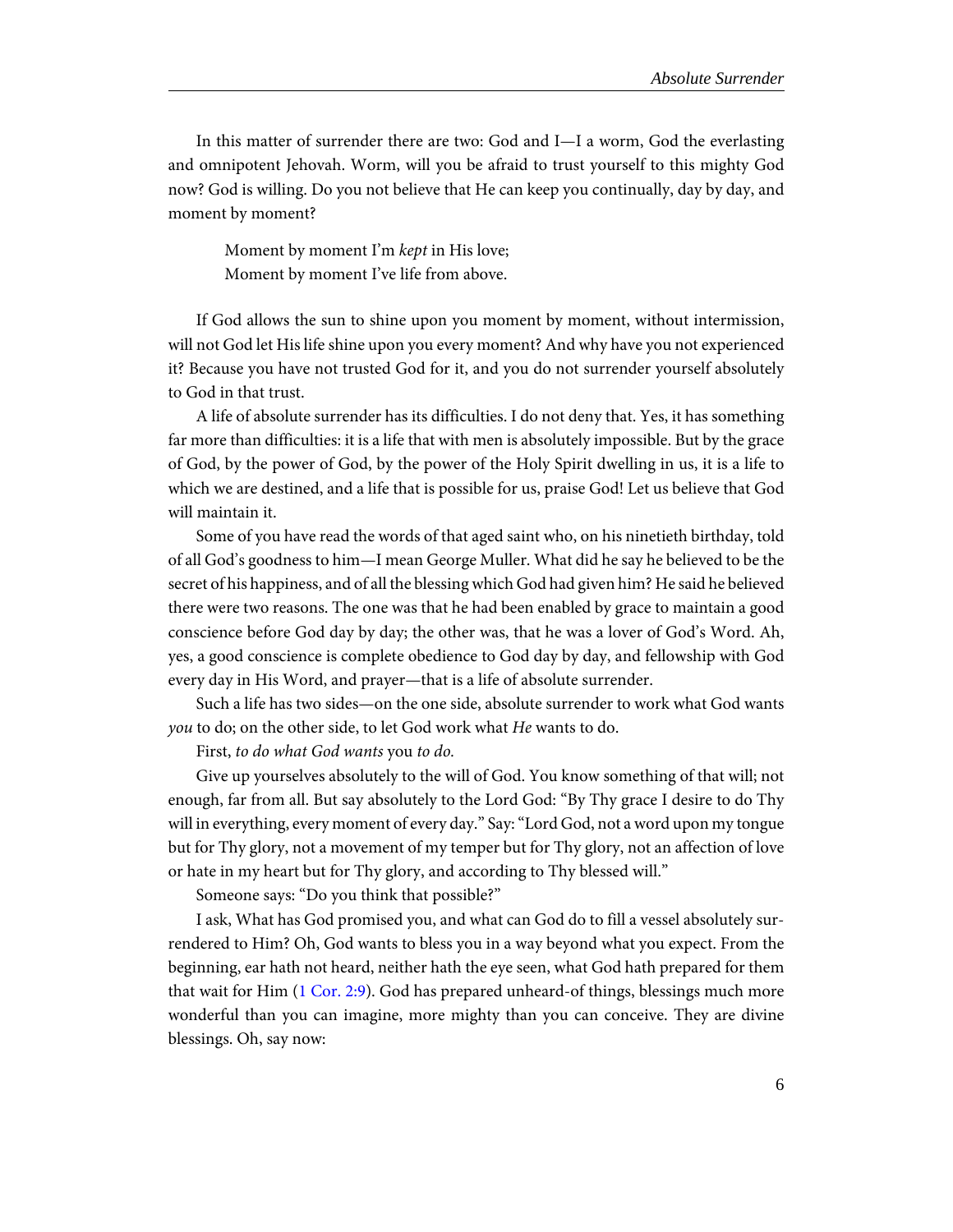In this matter of surrender there are two: God and I—I a worm, God the everlasting and omnipotent Jehovah. Worm, will you be afraid to trust yourself to this mighty God now? God is willing. Do you not believe that He can keep you continually, day by day, and moment by moment?

> Moment by moment I'm *kept* in His love;
> Moment by moment I've life from above.

If God allows the sun to shine upon you moment by moment, without intermission, will not God let His life shine upon you every moment? And why have you not experienced it? Because you have not trusted God for it, and you do not surrender yourself absolutely to God in that trust.

A life of absolute surrender has its difficulties. I do not deny that. Yes, it has something far more than difficulties: it is a life that with men is absolutely impossible. But by the grace of God, by the power of God, by the power of the Holy Spirit dwelling in us, it is a life to which we are destined, and a life that is possible for us, praise God! Let us believe that God will maintain it.

Some of you have read the words of that aged saint who, on his ninetieth birthday, told of all God's goodness to him—I mean George Muller. What did he say he believed to be the secret of his happiness, and of all the blessing which God had given him? He said he believed there were two reasons. The one was that he had been enabled by grace to maintain a good conscience before God day by day; the other was, that he was a lover of God's Word. Ah, yes, a good conscience is complete obedience to God day by day, and fellowship with God every day in His Word, and prayer—that is a life of absolute surrender.

Such a life has two sides—on the one side, absolute surrender to work what God wants *you* to do; on the other side, to let God work what *He* wants to do.

First, *to do what God wants* you *to do.*

Give up yourselves absolutely to the will of God. You know something of that will; not enough, far from all. But say absolutely to the Lord God: "By Thy grace I desire to do Thy will in everything, every moment of every day." Say: "Lord God, not a word upon my tongue but for Thy glory, not a movement of my temper but for Thy glory, not an affection of love or hate in my heart but for Thy glory, and according to Thy blessed will."

Someone says: "Do you think that possible?"

I ask, What has God promised you, and what can God do to fill a vessel absolutely surrendered to Him? Oh, God wants to bless you in a way beyond what you expect. From the beginning, ear hath not heard, neither hath the eye seen, what God hath prepared for them that wait for Him (1 Cor. 2:9). God has prepared unheard-of things, blessings much more wonderful than you can imagine, more mighty than you can conceive. They are divine blessings. Oh, say now: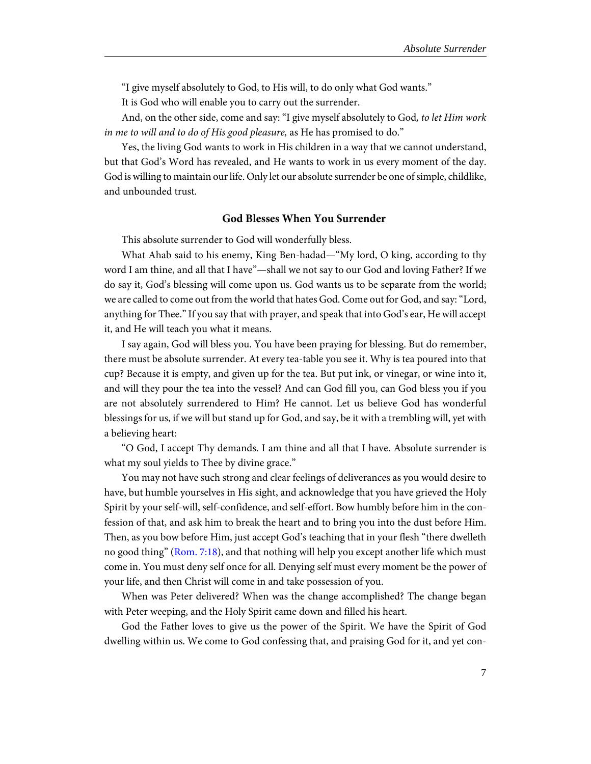"I give myself absolutely to God, to His will, to do only what God wants."

It is God who will enable you to carry out the surrender.

And, on the other side, come and say: "I give myself absolutely to God*, to let Him work in me to will and to do of His good pleasure,* as He has promised to do."

Yes, the living God wants to work in His children in a way that we cannot understand, but that God's Word has revealed, and He wants to work in us every moment of the day. God is willing to maintain our life. Only let our absolute surrender be one of simple, childlike, and unbounded trust.

### God Blesses When You Surrender

This absolute surrender to God will wonderfully bless.

What Ahab said to his enemy, King Ben-hadad—"My lord, O king, according to thy word I am thine, and all that I have"—shall we not say to our God and loving Father? If we do say it, God's blessing will come upon us. God wants us to be separate from the world; we are called to come out from the world that hates God. Come out for God, and say: "Lord, anything for Thee." If you say that with prayer, and speak that into God's ear, He will accept it, and He will teach you what it means.

I say again, God will bless you. You have been praying for blessing. But do remember, there must be absolute surrender. At every tea-table you see it. Why is tea poured into that cup? Because it is empty, and given up for the tea. But put ink, or vinegar, or wine into it, and will they pour the tea into the vessel? And can God fill you, can God bless you if you are not absolutely surrendered to Him? He cannot. Let us believe God has wonderful blessings for us, if we will but stand up for God, and say, be it with a trembling will, yet with a believing heart:

"O God, I accept Thy demands. I am thine and all that I have. Absolute surrender is what my soul yields to Thee by divine grace."

You may not have such strong and clear feelings of deliverances as you would desire to have, but humble yourselves in His sight, and acknowledge that you have grieved the Holy Spirit by your self-will, self-confidence, and self-effort. Bow humbly before him in the confession of that, and ask him to break the heart and to bring you into the dust before Him. Then, as you bow before Him, just accept God's teaching that in your flesh "there dwelleth no good thing" (Rom. 7:18), and that nothing will help you except another life which must come in. You must deny self once for all. Denying self must every moment be the power of your life, and then Christ will come in and take possession of you.

When was Peter delivered? When was the change accomplished? The change began with Peter weeping, and the Holy Spirit came down and filled his heart.

God the Father loves to give us the power of the Spirit. We have the Spirit of God dwelling within us. We come to God confessing that, and praising God for it, and yet con-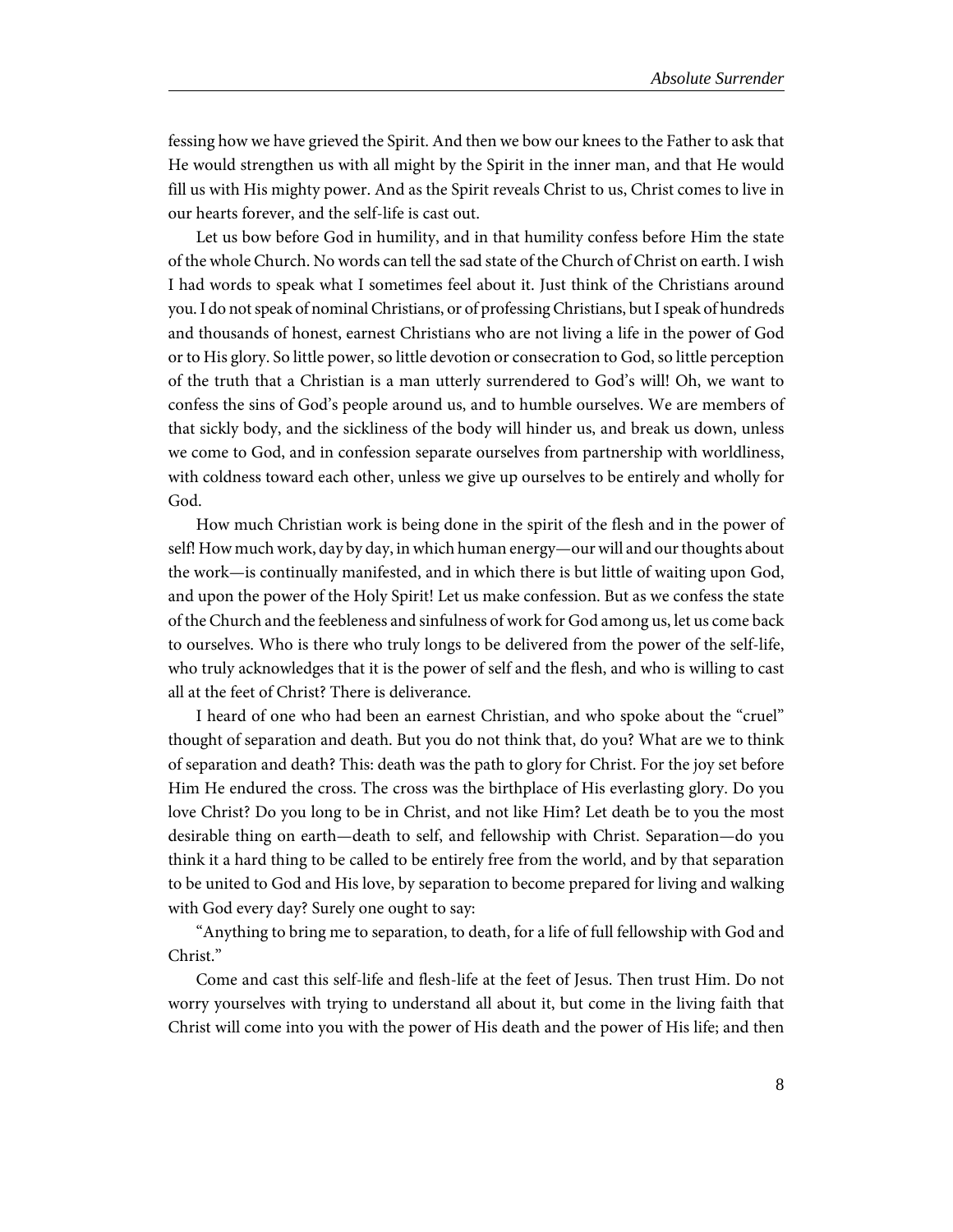fessing how we have grieved the Spirit. And then we bow our knees to the Father to ask that He would strengthen us with all might by the Spirit in the inner man, and that He would fill us with His mighty power. And as the Spirit reveals Christ to us, Christ comes to live in our hearts forever, and the self-life is cast out.

Let us bow before God in humility, and in that humility confess before Him the state of the whole Church. No words can tell the sad state of the Church of Christ on earth. I wish I had words to speak what I sometimes feel about it. Just think of the Christians around you. I do not speak of nominal Christians, or of professing Christians, but I speak of hundreds and thousands of honest, earnest Christians who are not living a life in the power of God or to His glory. So little power, so little devotion or consecration to God, so little perception of the truth that a Christian is a man utterly surrendered to God's will! Oh, we want to confess the sins of God's people around us, and to humble ourselves. We are members of that sickly body, and the sickliness of the body will hinder us, and break us down, unless we come to God, and in confession separate ourselves from partnership with worldliness, with coldness toward each other, unless we give up ourselves to be entirely and wholly for God.

How much Christian work is being done in the spirit of the flesh and in the power of self! How much work, day by day, in which human energy—our will and our thoughts about the work—is continually manifested, and in which there is but little of waiting upon God, and upon the power of the Holy Spirit! Let us make confession. But as we confess the state of the Church and the feebleness and sinfulness of work for God among us, let us come back to ourselves. Who is there who truly longs to be delivered from the power of the self-life, who truly acknowledges that it is the power of self and the flesh, and who is willing to cast all at the feet of Christ? There is deliverance.

I heard of one who had been an earnest Christian, and who spoke about the "cruel" thought of separation and death. But you do not think that, do you? What are we to think of separation and death? This: death was the path to glory for Christ. For the joy set before Him He endured the cross. The cross was the birthplace of His everlasting glory. Do you love Christ? Do you long to be in Christ, and not like Him? Let death be to you the most desirable thing on earth—death to self, and fellowship with Christ. Separation—do you think it a hard thing to be called to be entirely free from the world, and by that separation to be united to God and His love, by separation to become prepared for living and walking with God every day? Surely one ought to say:

"Anything to bring me to separation, to death, for a life of full fellowship with God and Christ."

Come and cast this self-life and flesh-life at the feet of Jesus. Then trust Him. Do not worry yourselves with trying to understand all about it, but come in the living faith that Christ will come into you with the power of His death and the power of His life; and then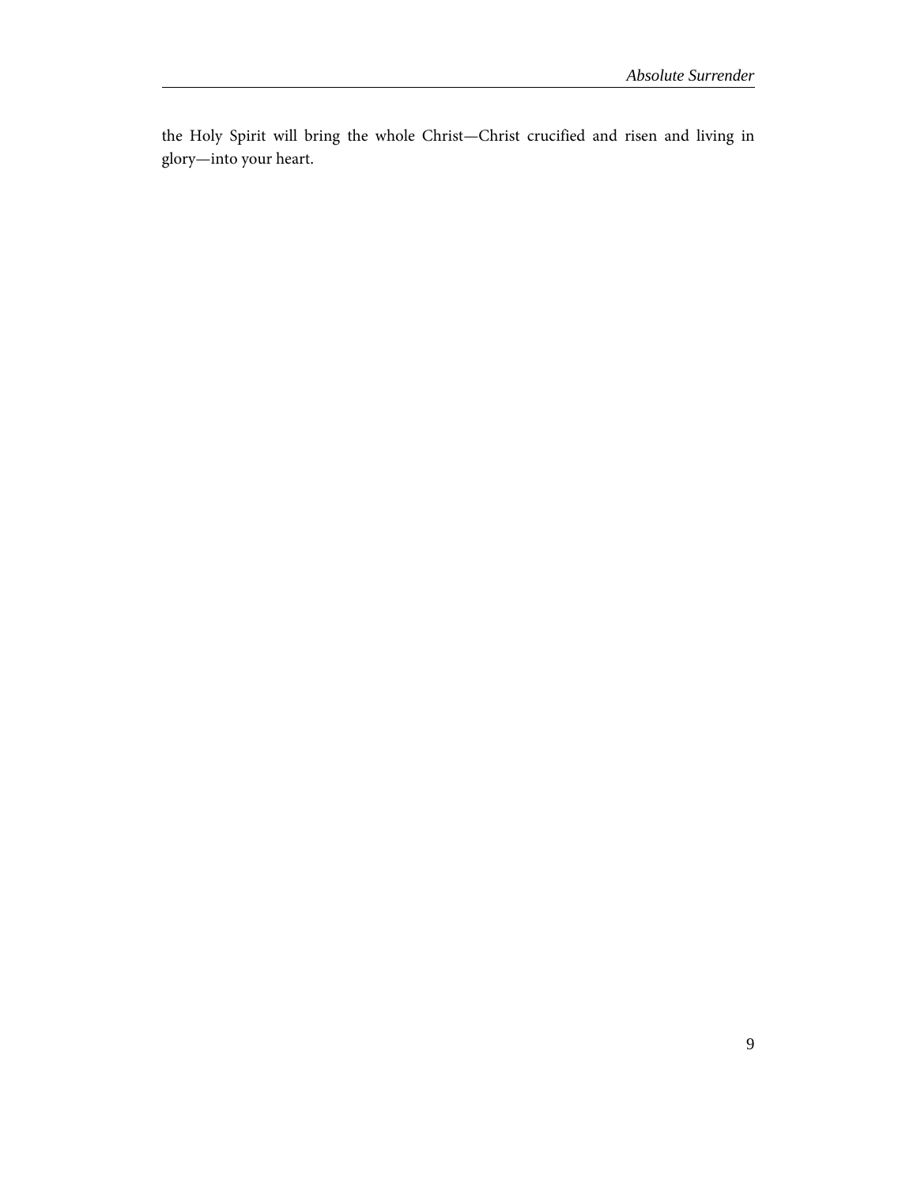the Holy Spirit will bring the whole Christ—Christ crucified and risen and living in glory—into your heart.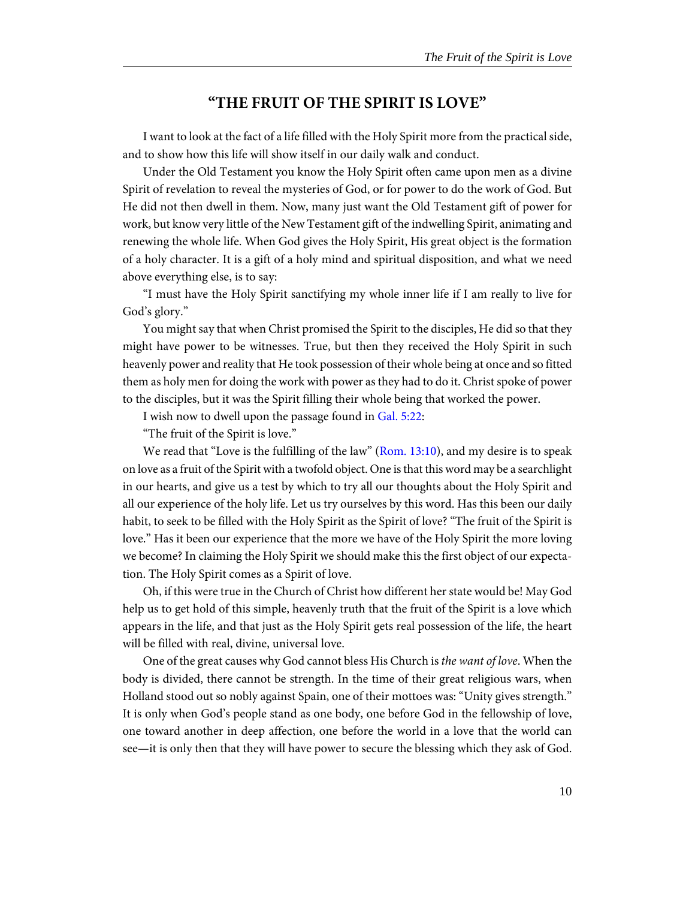## "THE FRUIT OF THE SPIRIT IS LOVE"

I want to look at the fact of a life filled with the Holy Spirit more from the practical side, and to show how this life will show itself in our daily walk and conduct.

Under the Old Testament you know the Holy Spirit often came upon men as a divine Spirit of revelation to reveal the mysteries of God, or for power to do the work of God. But He did not then dwell in them. Now, many just want the Old Testament gift of power for work, but know very little of the New Testament gift of the indwelling Spirit, animating and renewing the whole life. When God gives the Holy Spirit, His great object is the formation of a holy character. It is a gift of a holy mind and spiritual disposition, and what we need above everything else, is to say:

"I must have the Holy Spirit sanctifying my whole inner life if I am really to live for God's glory."

You might say that when Christ promised the Spirit to the disciples, He did so that they might have power to be witnesses. True, but then they received the Holy Spirit in such heavenly power and reality that He took possession of their whole being at once and so fitted them as holy men for doing the work with power as they had to do it. Christ spoke of power to the disciples, but it was the Spirit filling their whole being that worked the power.

I wish now to dwell upon the passage found in Gal. 5:22:

"The fruit of the Spirit is love."

We read that "Love is the fulfilling of the law" (Rom. 13:10), and my desire is to speak on love as a fruit of the Spirit with a twofold object. One is that this word may be a searchlight in our hearts, and give us a test by which to try all our thoughts about the Holy Spirit and all our experience of the holy life. Let us try ourselves by this word. Has this been our daily habit, to seek to be filled with the Holy Spirit as the Spirit of love? "The fruit of the Spirit is love." Has it been our experience that the more we have of the Holy Spirit the more loving we become? In claiming the Holy Spirit we should make this the first object of our expectation. The Holy Spirit comes as a Spirit of love.

Oh, if this were true in the Church of Christ how different her state would be! May God help us to get hold of this simple, heavenly truth that the fruit of the Spirit is a love which appears in the life, and that just as the Holy Spirit gets real possession of the life, the heart will be filled with real, divine, universal love.

One of the great causes why God cannot bless His Church is *the want of love*. When the body is divided, there cannot be strength. In the time of their great religious wars, when Holland stood out so nobly against Spain, one of their mottoes was: "Unity gives strength." It is only when God's people stand as one body, one before God in the fellowship of love, one toward another in deep affection, one before the world in a love that the world can see—it is only then that they will have power to secure the blessing which they ask of God.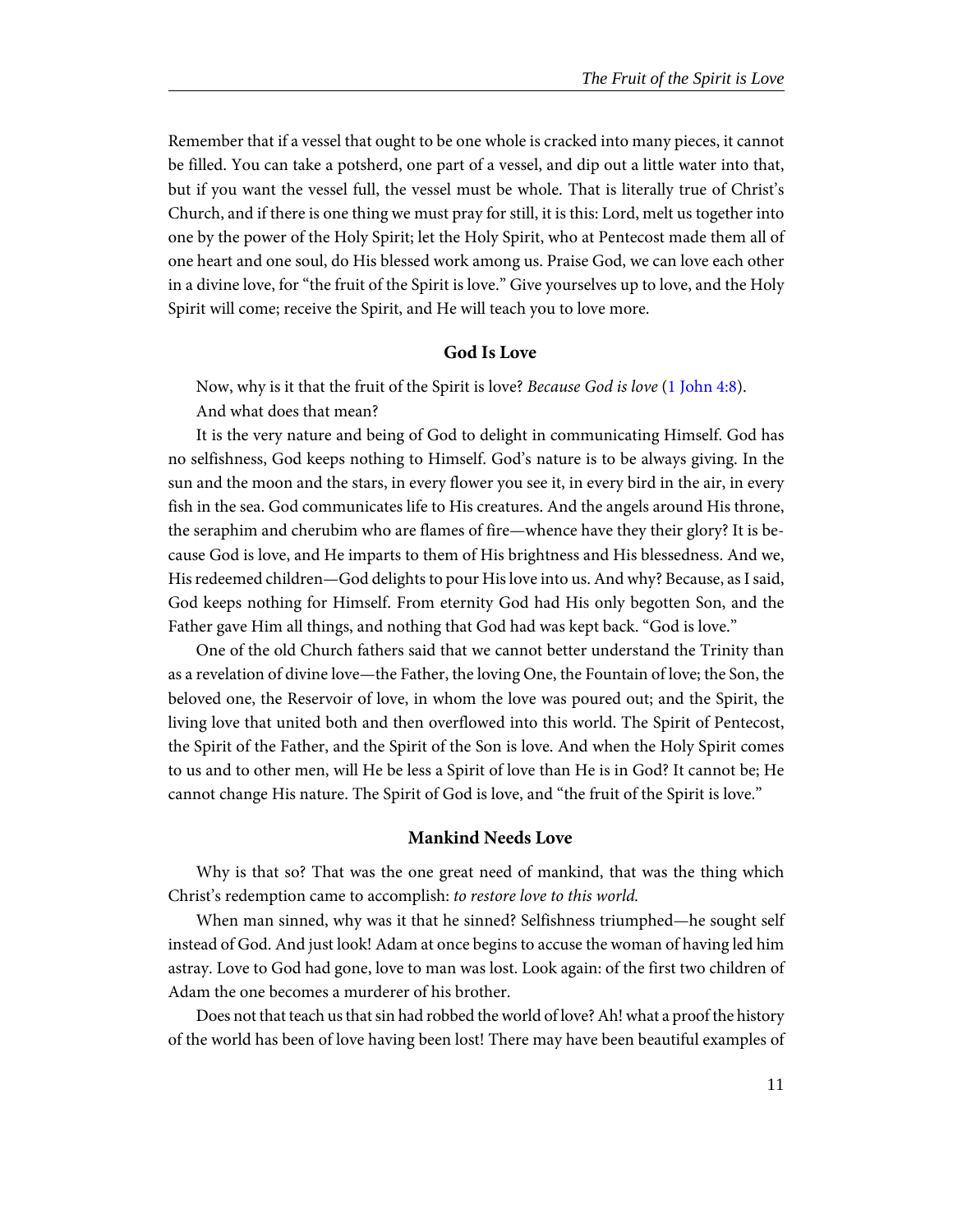Remember that if a vessel that ought to be one whole is cracked into many pieces, it cannot be filled. You can take a potsherd, one part of a vessel, and dip out a little water into that, but if you want the vessel full, the vessel must be whole. That is literally true of Christ's Church, and if there is one thing we must pray for still, it is this: Lord, melt us together into one by the power of the Holy Spirit; let the Holy Spirit, who at Pentecost made them all of one heart and one soul, do His blessed work among us. Praise God, we can love each other in a divine love, for "the fruit of the Spirit is love." Give yourselves up to love, and the Holy Spirit will come; receive the Spirit, and He will teach you to love more.

### God Is Love

Now, why is it that the fruit of the Spirit is love? *Because God is love* (1 John 4:8).

And what does that mean?

It is the very nature and being of God to delight in communicating Himself. God has no selfishness, God keeps nothing to Himself. God's nature is to be always giving. In the sun and the moon and the stars, in every flower you see it, in every bird in the air, in every fish in the sea. God communicates life to His creatures. And the angels around His throne, the seraphim and cherubim who are flames of fire—whence have they their glory? It is because God is love, and He imparts to them of His brightness and His blessedness. And we, His redeemed children—God delights to pour His love into us. And why? Because, as I said, God keeps nothing for Himself. From eternity God had His only begotten Son, and the Father gave Him all things, and nothing that God had was kept back. "God is love."

One of the old Church fathers said that we cannot better understand the Trinity than as a revelation of divine love—the Father, the loving One, the Fountain of love; the Son, the beloved one, the Reservoir of love, in whom the love was poured out; and the Spirit, the living love that united both and then overflowed into this world. The Spirit of Pentecost, the Spirit of the Father, and the Spirit of the Son is love. And when the Holy Spirit comes to us and to other men, will He be less a Spirit of love than He is in God? It cannot be; He cannot change His nature. The Spirit of God is love, and "the fruit of the Spirit is love."

### Mankind Needs Love

Why is that so? That was the one great need of mankind, that was the thing which Christ's redemption came to accomplish: *to restore love to this world.*

When man sinned, why was it that he sinned? Selfishness triumphed—he sought self instead of God. And just look! Adam at once begins to accuse the woman of having led him astray. Love to God had gone, love to man was lost. Look again: of the first two children of Adam the one becomes a murderer of his brother.

Does not that teach us that sin had robbed the world of love? Ah! what a proof the history of the world has been of love having been lost! There may have been beautiful examples of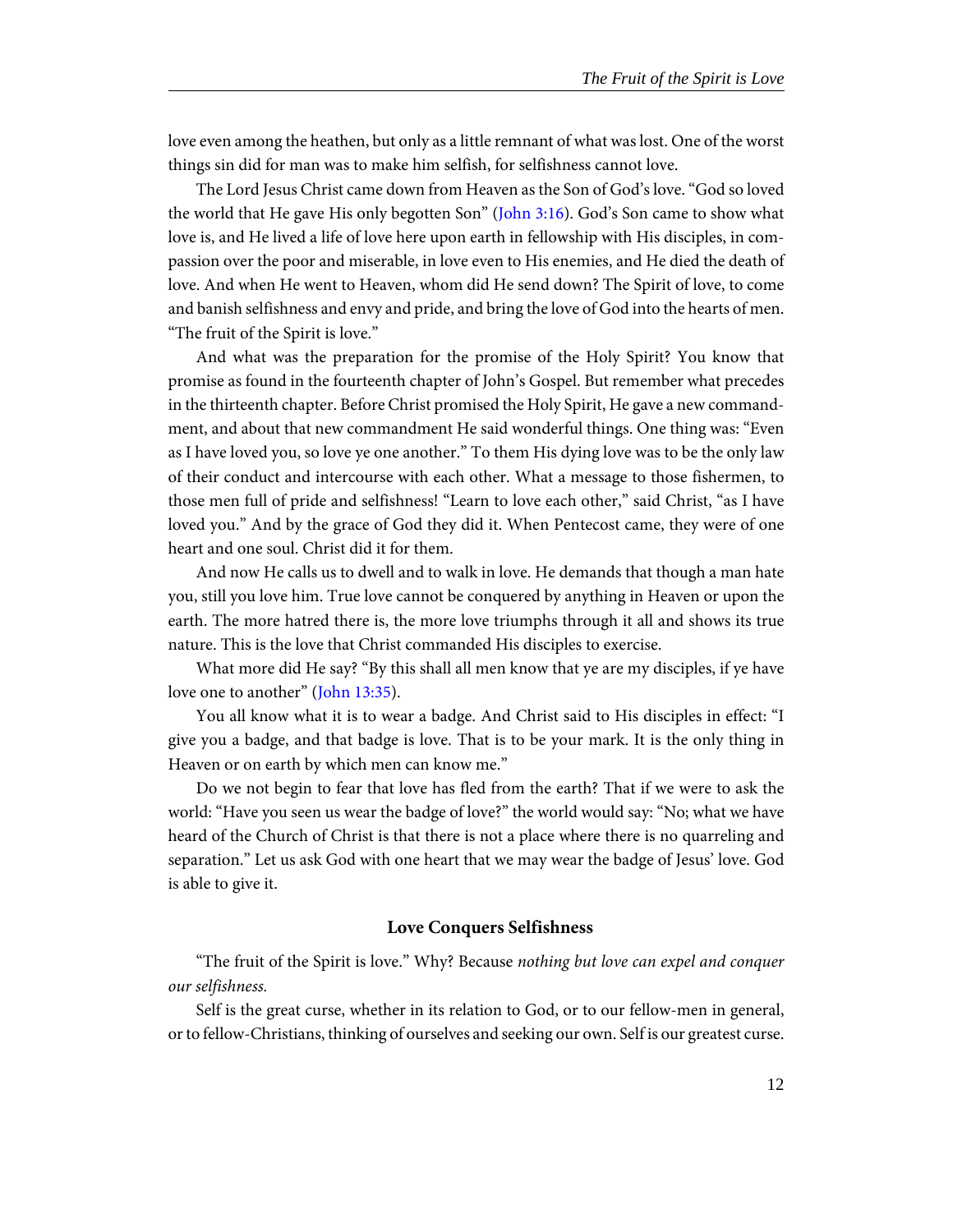love even among the heathen, but only as a little remnant of what was lost. One of the worst things sin did for man was to make him selfish, for selfishness cannot love.

The Lord Jesus Christ came down from Heaven as the Son of God's love. "God so loved the world that He gave His only begotten Son" (John 3:16). God's Son came to show what love is, and He lived a life of love here upon earth in fellowship with His disciples, in compassion over the poor and miserable, in love even to His enemies, and He died the death of love. And when He went to Heaven, whom did He send down? The Spirit of love, to come and banish selfishness and envy and pride, and bring the love of God into the hearts of men. "The fruit of the Spirit is love."

And what was the preparation for the promise of the Holy Spirit? You know that promise as found in the fourteenth chapter of John's Gospel. But remember what precedes in the thirteenth chapter. Before Christ promised the Holy Spirit, He gave a new commandment, and about that new commandment He said wonderful things. One thing was: "Even as I have loved you, so love ye one another." To them His dying love was to be the only law of their conduct and intercourse with each other. What a message to those fishermen, to those men full of pride and selfishness! "Learn to love each other," said Christ, "as I have loved you." And by the grace of God they did it. When Pentecost came, they were of one heart and one soul. Christ did it for them.

And now He calls us to dwell and to walk in love. He demands that though a man hate you, still you love him. True love cannot be conquered by anything in Heaven or upon the earth. The more hatred there is, the more love triumphs through it all and shows its true nature. This is the love that Christ commanded His disciples to exercise.

What more did He say? "By this shall all men know that ye are my disciples, if ye have love one to another" (John 13:35).

You all know what it is to wear a badge. And Christ said to His disciples in effect: "I give you a badge, and that badge is love. That is to be your mark. It is the only thing in Heaven or on earth by which men can know me."

Do we not begin to fear that love has fled from the earth? That if we were to ask the world: "Have you seen us wear the badge of love?" the world would say: "No; what we have heard of the Church of Christ is that there is not a place where there is no quarreling and separation." Let us ask God with one heart that we may wear the badge of Jesus' love. God is able to give it.

### Love Conquers Selfishness

"The fruit of the Spirit is love." Why? Because *nothing but love can expel and conquer our selfishness.*

Self is the great curse, whether in its relation to God, or to our fellow-men in general, or to fellow-Christians, thinking of ourselves and seeking our own. Self is our greatest curse.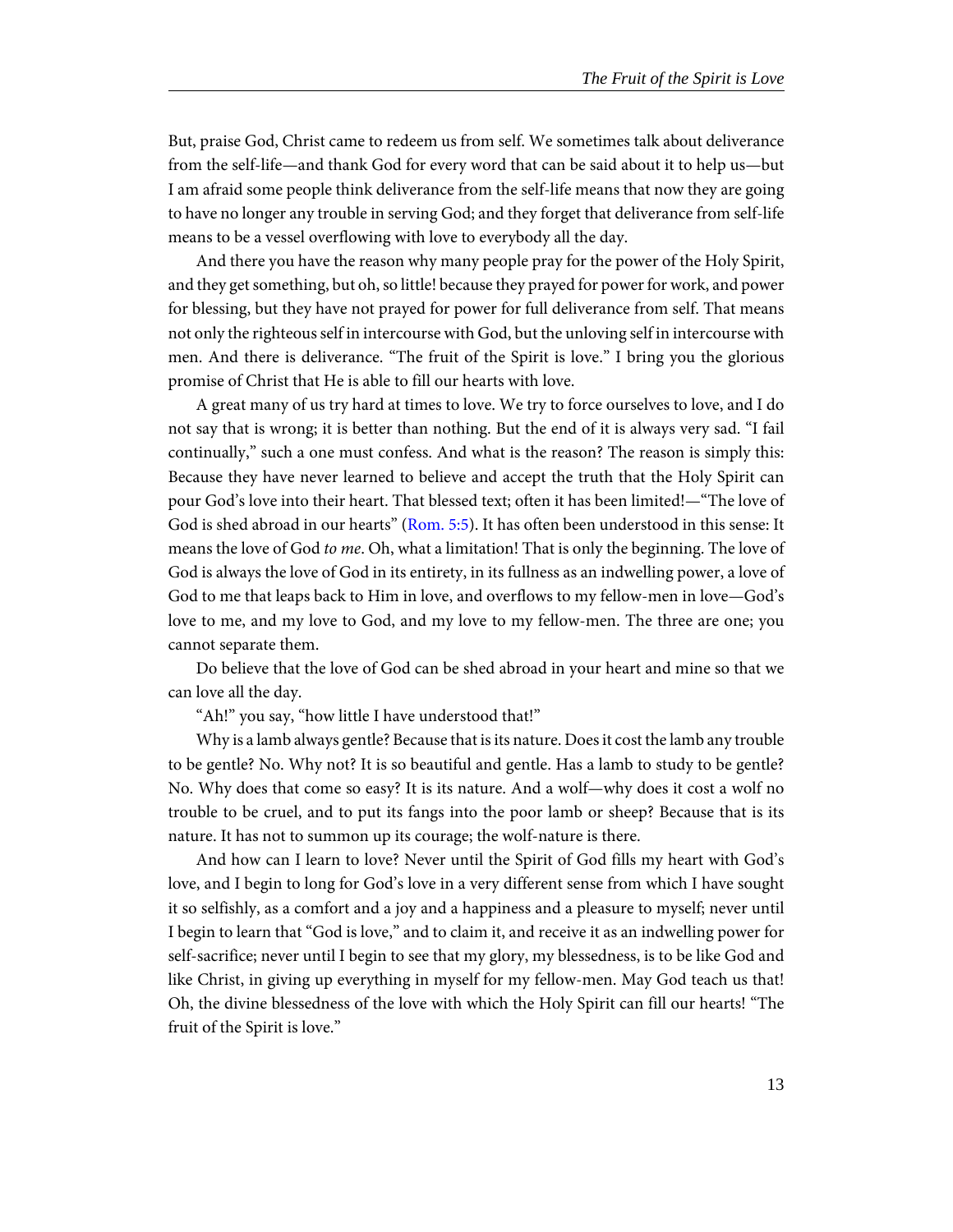But, praise God, Christ came to redeem us from self. We sometimes talk about deliverance from the self-life—and thank God for every word that can be said about it to help us—but I am afraid some people think deliverance from the self-life means that now they are going to have no longer any trouble in serving God; and they forget that deliverance from self-life means to be a vessel overflowing with love to everybody all the day.

And there you have the reason why many people pray for the power of the Holy Spirit, and they get something, but oh, so little! because they prayed for power for work, and power for blessing, but they have not prayed for power for full deliverance from self. That means not only the righteous self in intercourse with God, but the unloving self in intercourse with men. And there is deliverance. "The fruit of the Spirit is love." I bring you the glorious promise of Christ that He is able to fill our hearts with love.

A great many of us try hard at times to love. We try to force ourselves to love, and I do not say that is wrong; it is better than nothing. But the end of it is always very sad. "I fail continually," such a one must confess. And what is the reason? The reason is simply this: Because they have never learned to believe and accept the truth that the Holy Spirit can pour God's love into their heart. That blessed text; often it has been limited!—"The love of God is shed abroad in our hearts" (Rom. 5:5). It has often been understood in this sense: It means the love of God *to me*. Oh, what a limitation! That is only the beginning. The love of God is always the love of God in its entirety, in its fullness as an indwelling power, a love of God to me that leaps back to Him in love, and overflows to my fellow-men in love—God's love to me, and my love to God, and my love to my fellow-men. The three are one; you cannot separate them.

Do believe that the love of God can be shed abroad in your heart and mine so that we can love all the day.

"Ah!" you say, "how little I have understood that!"

Why is a lamb always gentle? Because that is its nature. Does it cost the lamb any trouble to be gentle? No. Why not? It is so beautiful and gentle. Has a lamb to study to be gentle? No. Why does that come so easy? It is its nature. And a wolf—why does it cost a wolf no trouble to be cruel, and to put its fangs into the poor lamb or sheep? Because that is its nature. It has not to summon up its courage; the wolf-nature is there.

And how can I learn to love? Never until the Spirit of God fills my heart with God's love, and I begin to long for God's love in a very different sense from which I have sought it so selfishly, as a comfort and a joy and a happiness and a pleasure to myself; never until I begin to learn that "God is love," and to claim it, and receive it as an indwelling power for self-sacrifice; never until I begin to see that my glory, my blessedness, is to be like God and like Christ, in giving up everything in myself for my fellow-men. May God teach us that! Oh, the divine blessedness of the love with which the Holy Spirit can fill our hearts! "The fruit of the Spirit is love."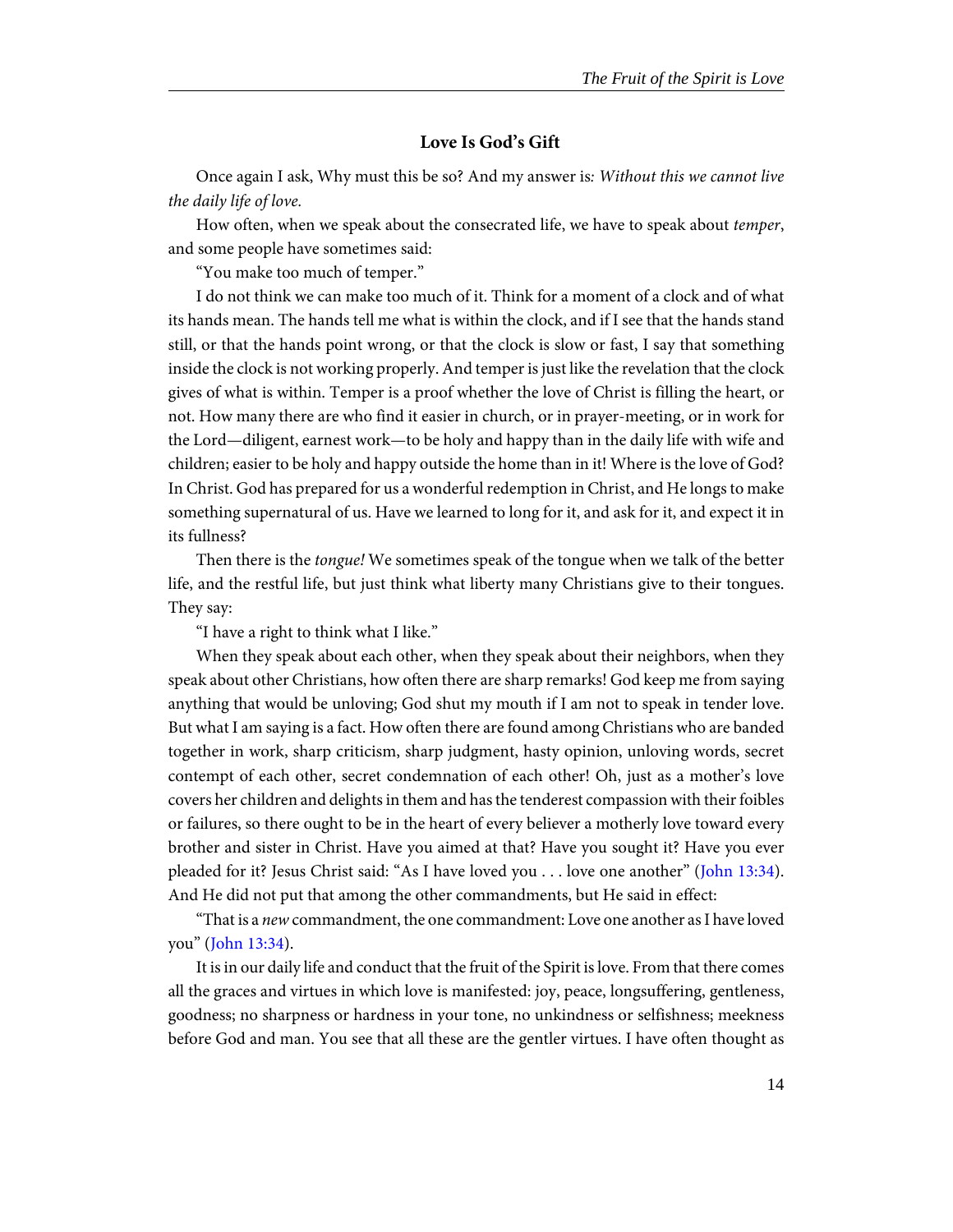### Love Is God's Gift

Once again I ask, Why must this be so? And my answer is*: Without this we cannot live the daily life of love.*

How often, when we speak about the consecrated life, we have to speak about *temper*, and some people have sometimes said:

"You make too much of temper."

I do not think we can make too much of it. Think for a moment of a clock and of what its hands mean. The hands tell me what is within the clock, and if I see that the hands stand still, or that the hands point wrong, or that the clock is slow or fast, I say that something inside the clock is not working properly. And temper is just like the revelation that the clock gives of what is within. Temper is a proof whether the love of Christ is filling the heart, or not. How many there are who find it easier in church, or in prayer-meeting, or in work for the Lord—diligent, earnest work—to be holy and happy than in the daily life with wife and children; easier to be holy and happy outside the home than in it! Where is the love of God? In Christ. God has prepared for us a wonderful redemption in Christ, and He longs to make something supernatural of us. Have we learned to long for it, and ask for it, and expect it in its fullness?

Then there is the *tongue!* We sometimes speak of the tongue when we talk of the better life, and the restful life, but just think what liberty many Christians give to their tongues. They say:

"I have a right to think what I like."

When they speak about each other, when they speak about their neighbors, when they speak about other Christians, how often there are sharp remarks! God keep me from saying anything that would be unloving; God shut my mouth if I am not to speak in tender love. But what I am saying is a fact. How often there are found among Christians who are banded together in work, sharp criticism, sharp judgment, hasty opinion, unloving words, secret contempt of each other, secret condemnation of each other! Oh, just as a mother's love covers her children and delights in them and has the tenderest compassion with their foibles or failures, so there ought to be in the heart of every believer a motherly love toward every brother and sister in Christ. Have you aimed at that? Have you sought it? Have you ever pleaded for it? Jesus Christ said: "As I have loved you . . . love one another" (John 13:34). And He did not put that among the other commandments, but He said in effect:

"That is a *new* commandment, the one commandment: Love one another as I have loved you" (John 13:34).

It is in our daily life and conduct that the fruit of the Spirit is love. From that there comes all the graces and virtues in which love is manifested: joy, peace, longsuffering, gentleness, goodness; no sharpness or hardness in your tone, no unkindness or selfishness; meekness before God and man. You see that all these are the gentler virtues. I have often thought as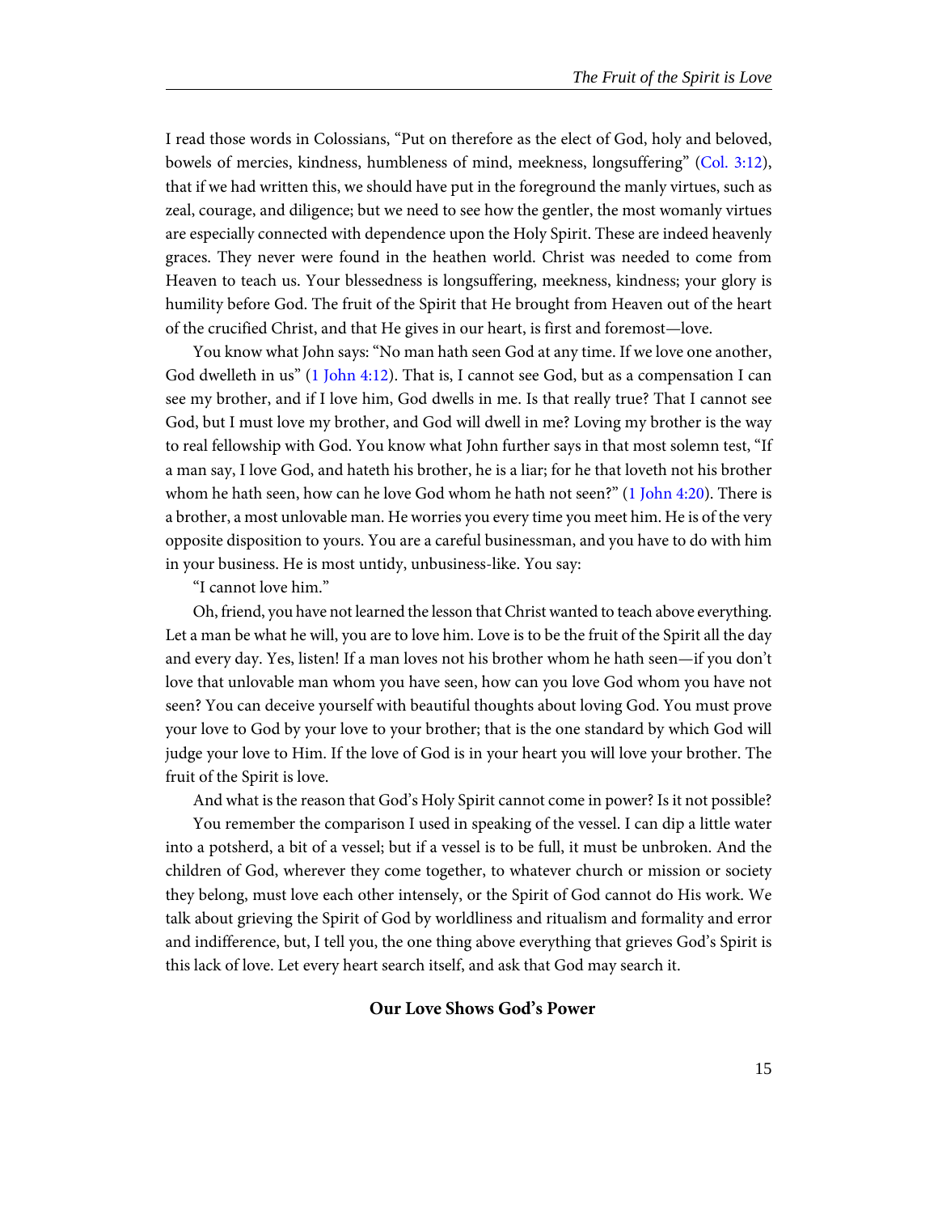I read those words in Colossians, "Put on therefore as the elect of God, holy and beloved, bowels of mercies, kindness, humbleness of mind, meekness, longsuffering" (Col. 3:12), that if we had written this, we should have put in the foreground the manly virtues, such as zeal, courage, and diligence; but we need to see how the gentler, the most womanly virtues are especially connected with dependence upon the Holy Spirit. These are indeed heavenly graces. They never were found in the heathen world. Christ was needed to come from Heaven to teach us. Your blessedness is longsuffering, meekness, kindness; your glory is humility before God. The fruit of the Spirit that He brought from Heaven out of the heart of the crucified Christ, and that He gives in our heart, is first and foremost—love.

You know what John says: "No man hath seen God at any time. If we love one another, God dwelleth in us" (1 John 4:12). That is, I cannot see God, but as a compensation I can see my brother, and if I love him, God dwells in me. Is that really true? That I cannot see God, but I must love my brother, and God will dwell in me? Loving my brother is the way to real fellowship with God. You know what John further says in that most solemn test, "If a man say, I love God, and hateth his brother, he is a liar; for he that loveth not his brother whom he hath seen, how can he love God whom he hath not seen?" (1 John 4:20). There is a brother, a most unlovable man. He worries you every time you meet him. He is of the very opposite disposition to yours. You are a careful businessman, and you have to do with him in your business. He is most untidy, unbusiness-like. You say:

"I cannot love him."

Oh, friend, you have not learned the lesson that Christ wanted to teach above everything. Let a man be what he will, you are to love him. Love is to be the fruit of the Spirit all the day and every day. Yes, listen! If a man loves not his brother whom he hath seen—if you don't love that unlovable man whom you have seen, how can you love God whom you have not seen? You can deceive yourself with beautiful thoughts about loving God. You must prove your love to God by your love to your brother; that is the one standard by which God will judge your love to Him. If the love of God is in your heart you will love your brother. The fruit of the Spirit is love.

And what is the reason that God's Holy Spirit cannot come in power? Is it not possible?

You remember the comparison I used in speaking of the vessel. I can dip a little water into a potsherd, a bit of a vessel; but if a vessel is to be full, it must be unbroken. And the children of God, wherever they come together, to whatever church or mission or society they belong, must love each other intensely, or the Spirit of God cannot do His work. We talk about grieving the Spirit of God by worldliness and ritualism and formality and error and indifference, but, I tell you, the one thing above everything that grieves God's Spirit is this lack of love. Let every heart search itself, and ask that God may search it.

### Our Love Shows God's Power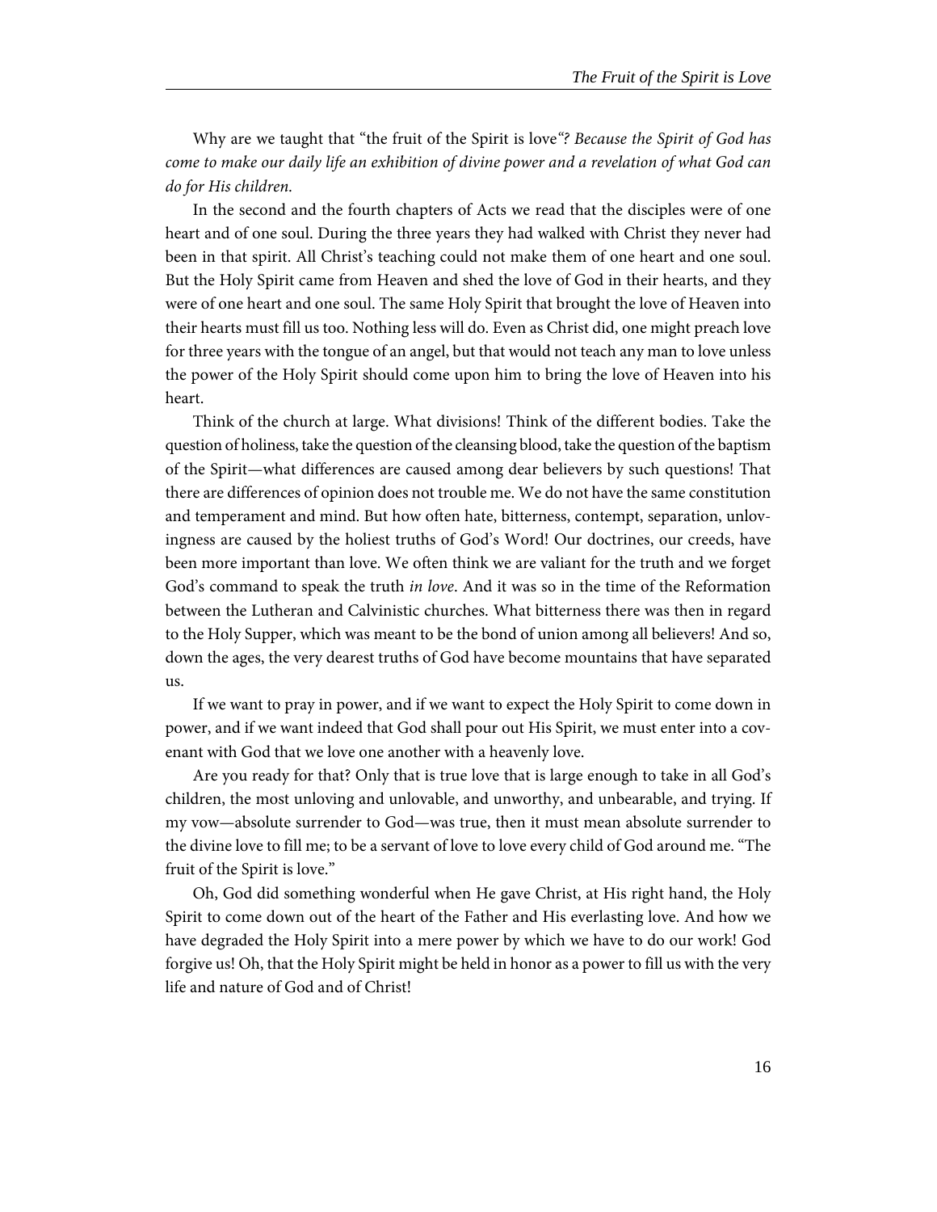Why are we taught that "the fruit of the Spirit is love"? *Because the Spirit of God has come to make our daily life an exhibition of divine power and a revelation of what God can do for His children.*

In the second and the fourth chapters of Acts we read that the disciples were of one heart and of one soul. During the three years they had walked with Christ they never had been in that spirit. All Christ's teaching could not make them of one heart and one soul. But the Holy Spirit came from Heaven and shed the love of God in their hearts, and they were of one heart and one soul. The same Holy Spirit that brought the love of Heaven into their hearts must fill us too. Nothing less will do. Even as Christ did, one might preach love for three years with the tongue of an angel, but that would not teach any man to love unless the power of the Holy Spirit should come upon him to bring the love of Heaven into his heart.

Think of the church at large. What divisions! Think of the different bodies. Take the question of holiness, take the question of the cleansing blood, take the question of the baptism of the Spirit—what differences are caused among dear believers by such questions! That there are differences of opinion does not trouble me. We do not have the same constitution and temperament and mind. But how often hate, bitterness, contempt, separation, unlovingness are caused by the holiest truths of God's Word! Our doctrines, our creeds, have been more important than love. We often think we are valiant for the truth and we forget God's command to speak the truth *in love*. And it was so in the time of the Reformation between the Lutheran and Calvinistic churches. What bitterness there was then in regard to the Holy Supper, which was meant to be the bond of union among all believers! And so, down the ages, the very dearest truths of God have become mountains that have separated us.

If we want to pray in power, and if we want to expect the Holy Spirit to come down in power, and if we want indeed that God shall pour out His Spirit, we must enter into a covenant with God that we love one another with a heavenly love.

Are you ready for that? Only that is true love that is large enough to take in all God's children, the most unloving and unlovable, and unworthy, and unbearable, and trying. If my vow—absolute surrender to God—was true, then it must mean absolute surrender to the divine love to fill me; to be a servant of love to love every child of God around me. "The fruit of the Spirit is love."

Oh, God did something wonderful when He gave Christ, at His right hand, the Holy Spirit to come down out of the heart of the Father and His everlasting love. And how we have degraded the Holy Spirit into a mere power by which we have to do our work! God forgive us! Oh, that the Holy Spirit might be held in honor as a power to fill us with the very life and nature of God and of Christ!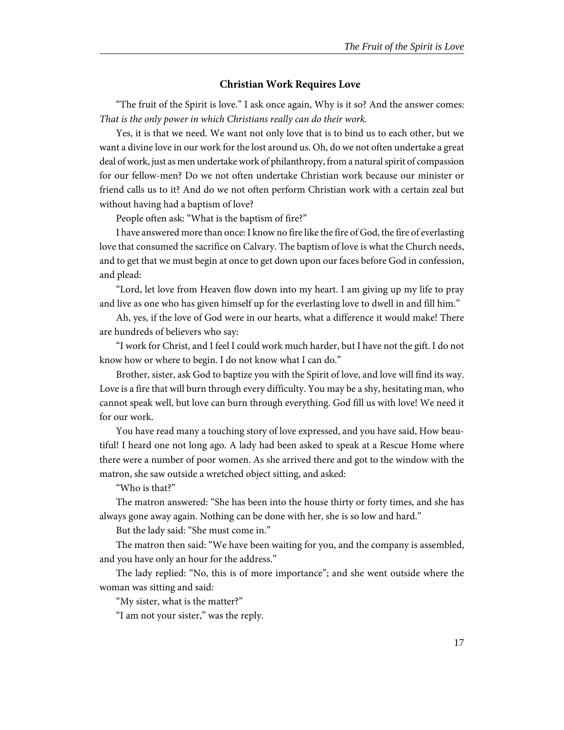### Christian Work Requires Love

"The fruit of the Spirit is love." I ask once again, Why is it so? And the answer comes: *That is the only power in which Christians really can do their work.*

Yes, it is that we need. We want not only love that is to bind us to each other, but we want a divine love in our work for the lost around us. Oh, do we not often undertake a great deal of work, just as men undertake work of philanthropy, from a natural spirit of compassion for our fellow-men? Do we not often undertake Christian work because our minister or friend calls us to it? And do we not often perform Christian work with a certain zeal but without having had a baptism of love?

People often ask: "What is the baptism of fire?"

I have answered more than once: I know no fire like the fire of God, the fire of everlasting love that consumed the sacrifice on Calvary. The baptism of love is what the Church needs, and to get that we must begin at once to get down upon our faces before God in confession, and plead:

"Lord, let love from Heaven flow down into my heart. I am giving up my life to pray and live as one who has given himself up for the everlasting love to dwell in and fill him."

Ah, yes, if the love of God were in our hearts, what a difference it would make! There are hundreds of believers who say:

"I work for Christ, and I feel I could work much harder, but I have not the gift. I do not know how or where to begin. I do not know what I can do."

Brother, sister, ask God to baptize you with the Spirit of love, and love will find its way. Love is a fire that will burn through every difficulty. You may be a shy, hesitating man, who cannot speak well, but love can burn through everything. God fill us with love! We need it for our work.

You have read many a touching story of love expressed, and you have said, How beautiful! I heard one not long ago. A lady had been asked to speak at a Rescue Home where there were a number of poor women. As she arrived there and got to the window with the matron, she saw outside a wretched object sitting, and asked:

"Who is that?"

The matron answered: "She has been into the house thirty or forty times, and she has always gone away again. Nothing can be done with her, she is so low and hard."

But the lady said: "She must come in."

The matron then said: "We have been waiting for you, and the company is assembled, and you have only an hour for the address."

The lady replied: "No, this is of more importance"; and she went outside where the woman was sitting and said:

"My sister, what is the matter?"

"I am not your sister," was the reply.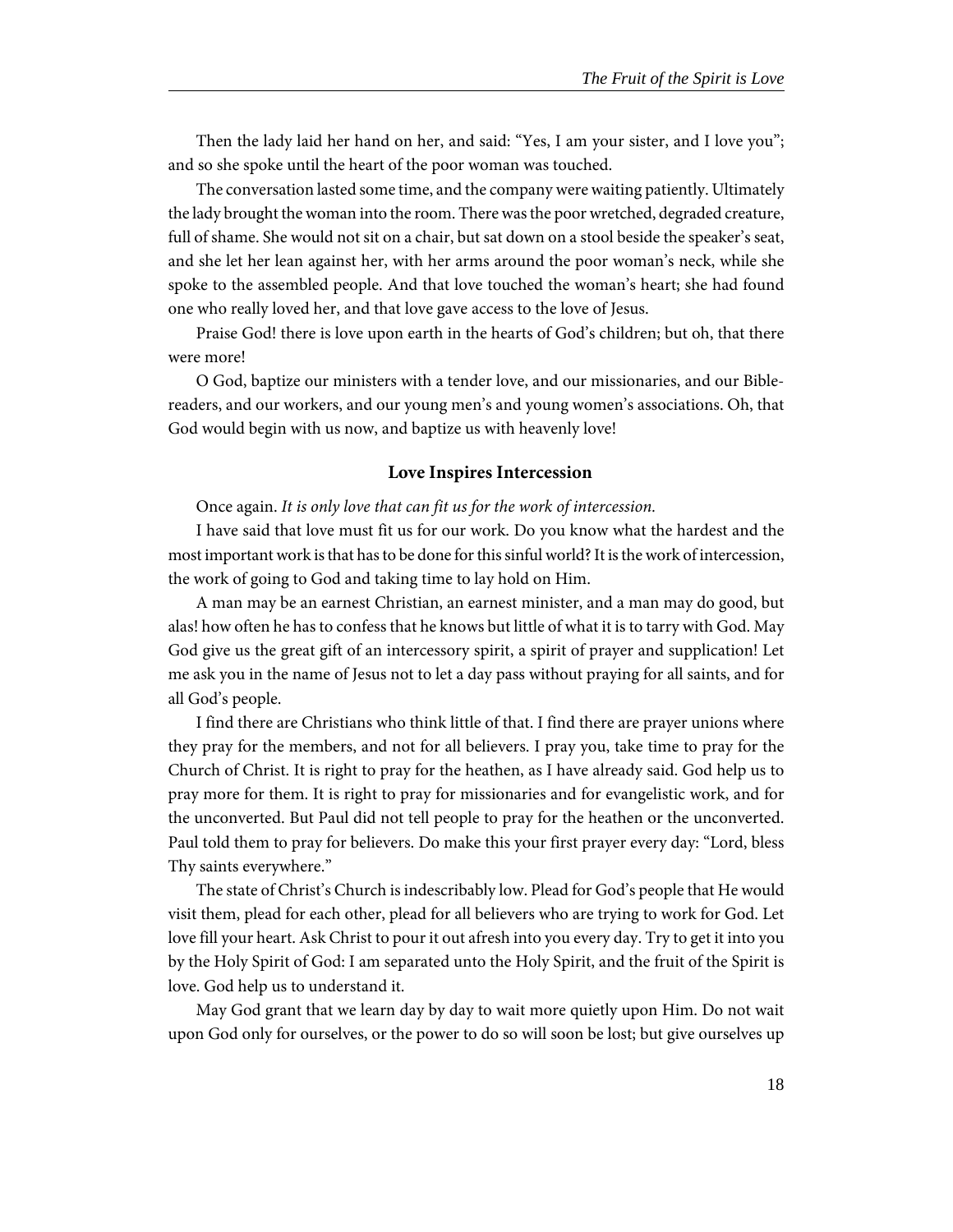Then the lady laid her hand on her, and said: "Yes, I am your sister, and I love you"; and so she spoke until the heart of the poor woman was touched.

The conversation lasted some time, and the company were waiting patiently. Ultimately the lady brought the woman into the room. There was the poor wretched, degraded creature, full of shame. She would not sit on a chair, but sat down on a stool beside the speaker's seat, and she let her lean against her, with her arms around the poor woman's neck, while she spoke to the assembled people. And that love touched the woman's heart; she had found one who really loved her, and that love gave access to the love of Jesus.

Praise God! there is love upon earth in the hearts of God's children; but oh, that there were more!

O God, baptize our ministers with a tender love, and our missionaries, and our Bible-readers, and our workers, and our young men's and young women's associations. Oh, that God would begin with us now, and baptize us with heavenly love!

### Love Inspires Intercession

Once again. *It is only love that can fit us for the work of intercession.*

I have said that love must fit us for our work. Do you know what the hardest and the most important work is that has to be done for this sinful world? It is the work of intercession, the work of going to God and taking time to lay hold on Him.

A man may be an earnest Christian, an earnest minister, and a man may do good, but alas! how often he has to confess that he knows but little of what it is to tarry with God. May God give us the great gift of an intercessory spirit, a spirit of prayer and supplication! Let me ask you in the name of Jesus not to let a day pass without praying for all saints, and for all God's people.

I find there are Christians who think little of that. I find there are prayer unions where they pray for the members, and not for all believers. I pray you, take time to pray for the Church of Christ. It is right to pray for the heathen, as I have already said. God help us to pray more for them. It is right to pray for missionaries and for evangelistic work, and for the unconverted. But Paul did not tell people to pray for the heathen or the unconverted. Paul told them to pray for believers. Do make this your first prayer every day: "Lord, bless Thy saints everywhere."

The state of Christ's Church is indescribably low. Plead for God's people that He would visit them, plead for each other, plead for all believers who are trying to work for God. Let love fill your heart. Ask Christ to pour it out afresh into you every day. Try to get it into you by the Holy Spirit of God: I am separated unto the Holy Spirit, and the fruit of the Spirit is love. God help us to understand it.

May God grant that we learn day by day to wait more quietly upon Him. Do not wait upon God only for ourselves, or the power to do so will soon be lost; but give ourselves up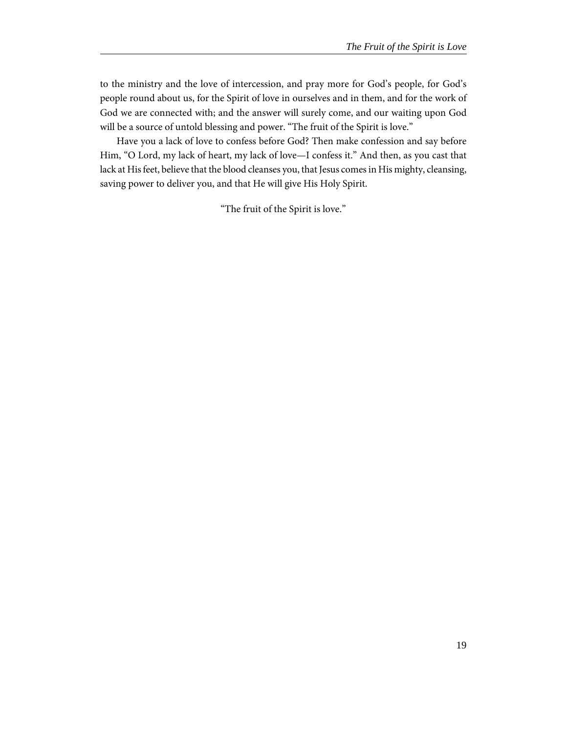to the ministry and the love of intercession, and pray more for God's people, for God's people round about us, for the Spirit of love in ourselves and in them, and for the work of God we are connected with; and the answer will surely come, and our waiting upon God will be a source of untold blessing and power. "The fruit of the Spirit is love."

Have you a lack of love to confess before God? Then make confession and say before Him, "O Lord, my lack of heart, my lack of love—I confess it." And then, as you cast that lack at His feet, believe that the blood cleanses you, that Jesus comes in His mighty, cleansing, saving power to deliver you, and that He will give His Holy Spirit.

"The fruit of the Spirit is love."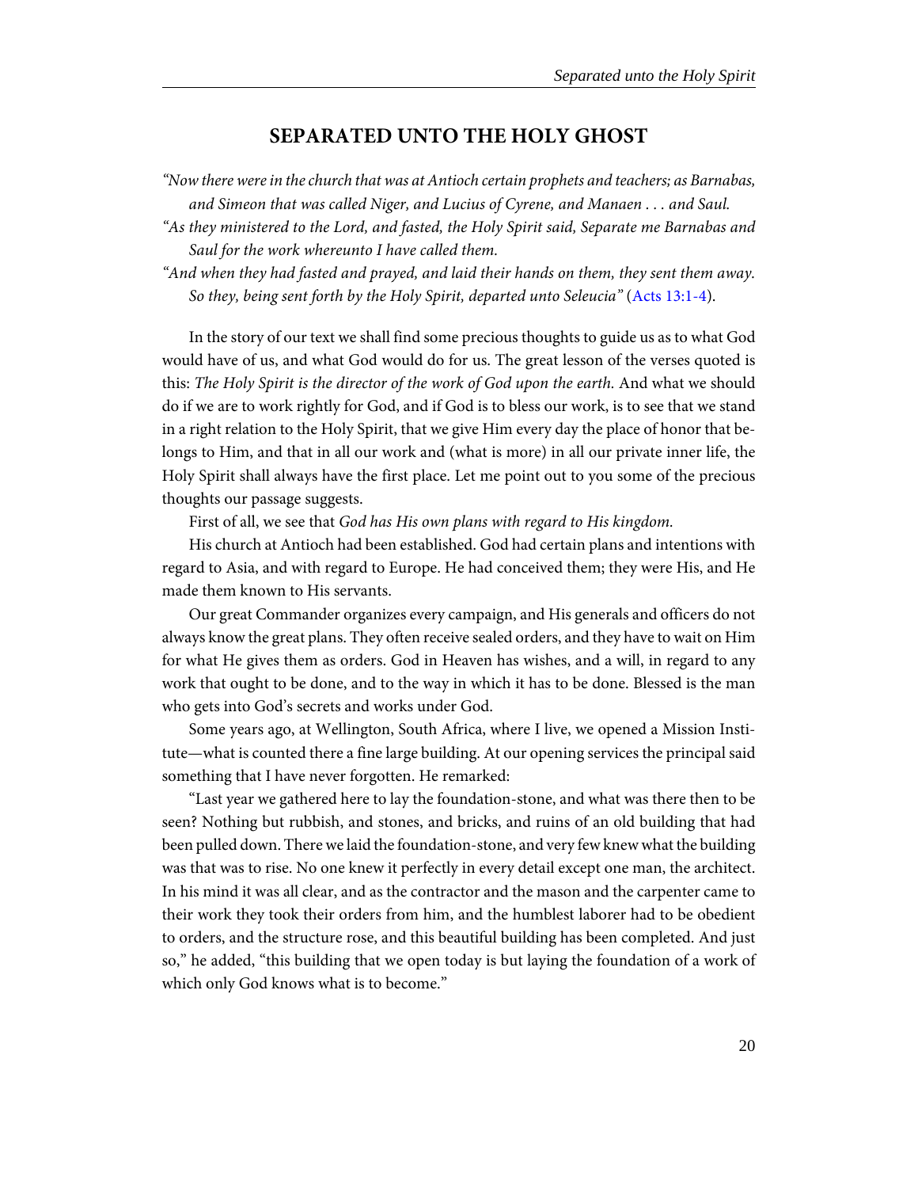## SEPARATED UNTO THE HOLY GHOST

*"Now there were in the church that was at Antioch certain prophets and teachers; as Barnabas, and Simeon that was called Niger, and Lucius of Cyrene, and Manaen . . . and Saul.*

*"As they ministered to the Lord, and fasted, the Holy Spirit said, Separate me Barnabas and Saul for the work whereunto I have called them.*

*"And when they had fasted and prayed, and laid their hands on them, they sent them away. So they, being sent forth by the Holy Spirit, departed unto Seleucia"* (Acts 13:1-4).

In the story of our text we shall find some precious thoughts to guide us as to what God would have of us, and what God would do for us. The great lesson of the verses quoted is this: *The Holy Spirit is the director of the work of God upon the earth.* And what we should do if we are to work rightly for God, and if God is to bless our work, is to see that we stand in a right relation to the Holy Spirit, that we give Him every day the place of honor that belongs to Him, and that in all our work and (what is more) in all our private inner life, the Holy Spirit shall always have the first place. Let me point out to you some of the precious thoughts our passage suggests.

First of all, we see that *God has His own plans with regard to His kingdom.*

His church at Antioch had been established. God had certain plans and intentions with regard to Asia, and with regard to Europe. He had conceived them; they were His, and He made them known to His servants.

Our great Commander organizes every campaign, and His generals and officers do not always know the great plans. They often receive sealed orders, and they have to wait on Him for what He gives them as orders. God in Heaven has wishes, and a will, in regard to any work that ought to be done, and to the way in which it has to be done. Blessed is the man who gets into God's secrets and works under God.

Some years ago, at Wellington, South Africa, where I live, we opened a Mission Institute—what is counted there a fine large building. At our opening services the principal said something that I have never forgotten. He remarked:

"Last year we gathered here to lay the foundation-stone, and what was there then to be seen? Nothing but rubbish, and stones, and bricks, and ruins of an old building that had been pulled down. There we laid the foundation-stone, and very few knew what the building was that was to rise. No one knew it perfectly in every detail except one man, the architect. In his mind it was all clear, and as the contractor and the mason and the carpenter came to their work they took their orders from him, and the humblest laborer had to be obedient to orders, and the structure rose, and this beautiful building has been completed. And just so," he added, "this building that we open today is but laying the foundation of a work of which only God knows what is to become."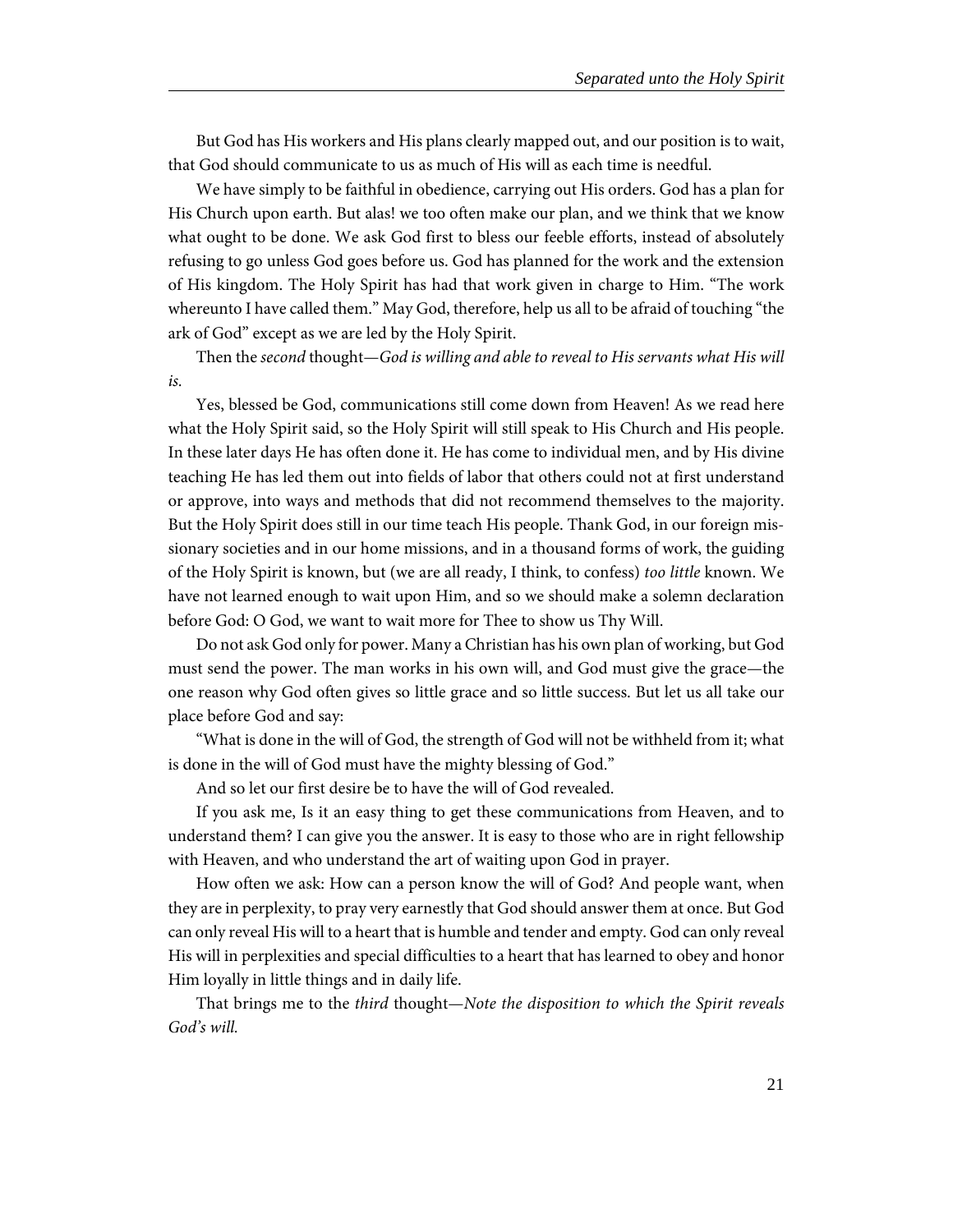But God has His workers and His plans clearly mapped out, and our position is to wait, that God should communicate to us as much of His will as each time is needful.

We have simply to be faithful in obedience, carrying out His orders. God has a plan for His Church upon earth. But alas! we too often make our plan, and we think that we know what ought to be done. We ask God first to bless our feeble efforts, instead of absolutely refusing to go unless God goes before us. God has planned for the work and the extension of His kingdom. The Holy Spirit has had that work given in charge to Him. "The work whereunto I have called them." May God, therefore, help us all to be afraid of touching "the ark of God" except as we are led by the Holy Spirit.

Then the *second* thought—*God is willing and able to reveal to His servants what His will is.*

Yes, blessed be God, communications still come down from Heaven! As we read here what the Holy Spirit said, so the Holy Spirit will still speak to His Church and His people. In these later days He has often done it. He has come to individual men, and by His divine teaching He has led them out into fields of labor that others could not at first understand or approve, into ways and methods that did not recommend themselves to the majority. But the Holy Spirit does still in our time teach His people. Thank God, in our foreign missionary societies and in our home missions, and in a thousand forms of work, the guiding of the Holy Spirit is known, but (we are all ready, I think, to confess) *too little* known. We have not learned enough to wait upon Him, and so we should make a solemn declaration before God: O God, we want to wait more for Thee to show us Thy Will.

Do not ask God only for power. Many a Christian has his own plan of working, but God must send the power. The man works in his own will, and God must give the grace—the one reason why God often gives so little grace and so little success. But let us all take our place before God and say:

"What is done in the will of God, the strength of God will not be withheld from it; what is done in the will of God must have the mighty blessing of God."

And so let our first desire be to have the will of God revealed.

If you ask me, Is it an easy thing to get these communications from Heaven, and to understand them? I can give you the answer. It is easy to those who are in right fellowship with Heaven, and who understand the art of waiting upon God in prayer.

How often we ask: How can a person know the will of God? And people want, when they are in perplexity, to pray very earnestly that God should answer them at once. But God can only reveal His will to a heart that is humble and tender and empty. God can only reveal His will in perplexities and special difficulties to a heart that has learned to obey and honor Him loyally in little things and in daily life.

That brings me to the *third* thought—*Note the disposition to which the Spirit reveals God's will.*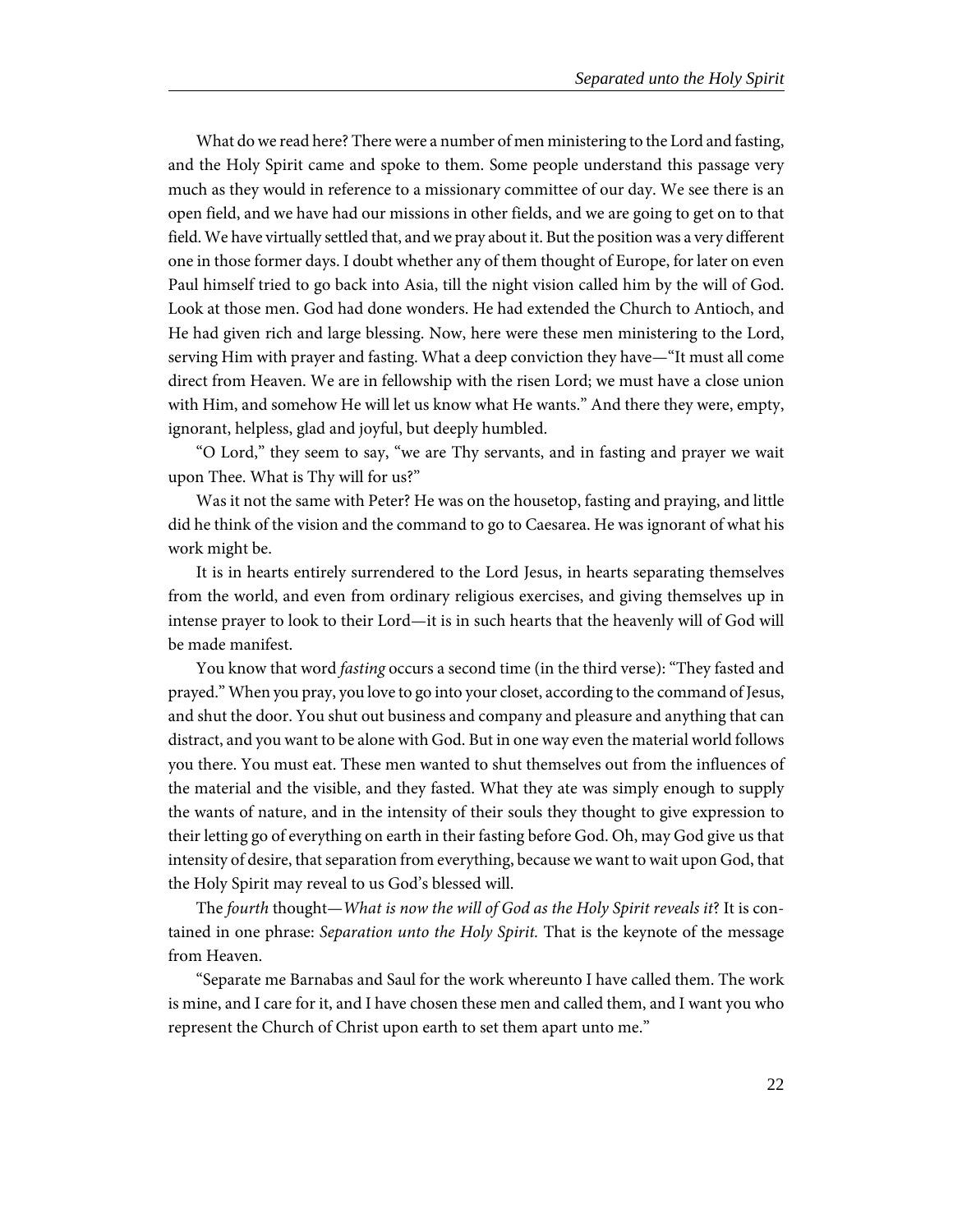What do we read here? There were a number of men ministering to the Lord and fasting, and the Holy Spirit came and spoke to them. Some people understand this passage very much as they would in reference to a missionary committee of our day. We see there is an open field, and we have had our missions in other fields, and we are going to get on to that field. We have virtually settled that, and we pray about it. But the position was a very different one in those former days. I doubt whether any of them thought of Europe, for later on even Paul himself tried to go back into Asia, till the night vision called him by the will of God. Look at those men. God had done wonders. He had extended the Church to Antioch, and He had given rich and large blessing. Now, here were these men ministering to the Lord, serving Him with prayer and fasting. What a deep conviction they have—"It must all come direct from Heaven. We are in fellowship with the risen Lord; we must have a close union with Him, and somehow He will let us know what He wants." And there they were, empty, ignorant, helpless, glad and joyful, but deeply humbled.

"O Lord," they seem to say, "we are Thy servants, and in fasting and prayer we wait upon Thee. What is Thy will for us?"

Was it not the same with Peter? He was on the housetop, fasting and praying, and little did he think of the vision and the command to go to Caesarea. He was ignorant of what his work might be.

It is in hearts entirely surrendered to the Lord Jesus, in hearts separating themselves from the world, and even from ordinary religious exercises, and giving themselves up in intense prayer to look to their Lord—it is in such hearts that the heavenly will of God will be made manifest.

You know that word *fasting* occurs a second time (in the third verse): "They fasted and prayed." When you pray, you love to go into your closet, according to the command of Jesus, and shut the door. You shut out business and company and pleasure and anything that can distract, and you want to be alone with God. But in one way even the material world follows you there. You must eat. These men wanted to shut themselves out from the influences of the material and the visible, and they fasted. What they ate was simply enough to supply the wants of nature, and in the intensity of their souls they thought to give expression to their letting go of everything on earth in their fasting before God. Oh, may God give us that intensity of desire, that separation from everything, because we want to wait upon God, that the Holy Spirit may reveal to us God's blessed will.

The *fourth* thought—*What is now the will of God as the Holy Spirit reveals it*? It is contained in one phrase: *Separation unto the Holy Spirit.* That is the keynote of the message from Heaven.

"Separate me Barnabas and Saul for the work whereunto I have called them. The work is mine, and I care for it, and I have chosen these men and called them, and I want you who represent the Church of Christ upon earth to set them apart unto me."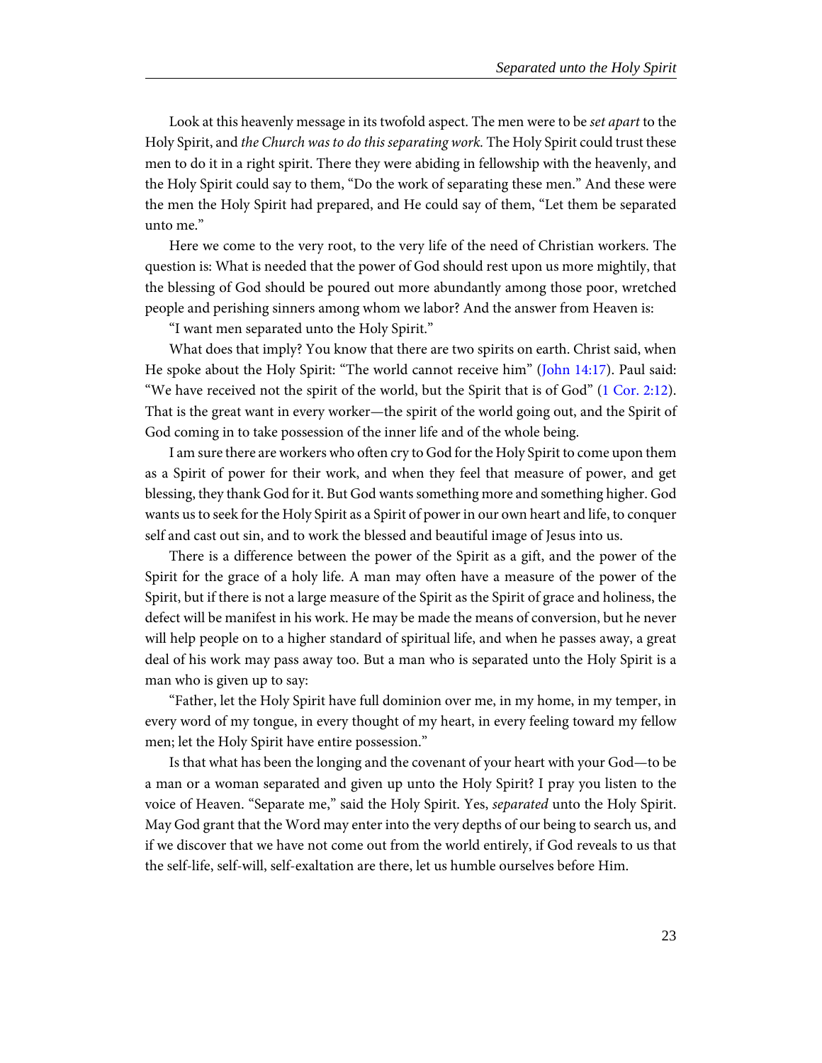Look at this heavenly message in its twofold aspect. The men were to be *set apart* to the Holy Spirit, and *the Church was to do this separating work.* The Holy Spirit could trust these men to do it in a right spirit. There they were abiding in fellowship with the heavenly, and the Holy Spirit could say to them, "Do the work of separating these men." And these were the men the Holy Spirit had prepared, and He could say of them, "Let them be separated unto me."

Here we come to the very root, to the very life of the need of Christian workers. The question is: What is needed that the power of God should rest upon us more mightily, that the blessing of God should be poured out more abundantly among those poor, wretched people and perishing sinners among whom we labor? And the answer from Heaven is:

"I want men separated unto the Holy Spirit."

What does that imply? You know that there are two spirits on earth. Christ said, when He spoke about the Holy Spirit: "The world cannot receive him" (John 14:17). Paul said: "We have received not the spirit of the world, but the Spirit that is of God" (1 Cor. 2:12). That is the great want in every worker—the spirit of the world going out, and the Spirit of God coming in to take possession of the inner life and of the whole being.

I am sure there are workers who often cry to God for the Holy Spirit to come upon them as a Spirit of power for their work, and when they feel that measure of power, and get blessing, they thank God for it. But God wants something more and something higher. God wants us to seek for the Holy Spirit as a Spirit of power in our own heart and life, to conquer self and cast out sin, and to work the blessed and beautiful image of Jesus into us.

There is a difference between the power of the Spirit as a gift, and the power of the Spirit for the grace of a holy life. A man may often have a measure of the power of the Spirit, but if there is not a large measure of the Spirit as the Spirit of grace and holiness, the defect will be manifest in his work. He may be made the means of conversion, but he never will help people on to a higher standard of spiritual life, and when he passes away, a great deal of his work may pass away too. But a man who is separated unto the Holy Spirit is a man who is given up to say:

"Father, let the Holy Spirit have full dominion over me, in my home, in my temper, in every word of my tongue, in every thought of my heart, in every feeling toward my fellow men; let the Holy Spirit have entire possession."

Is that what has been the longing and the covenant of your heart with your God—to be a man or a woman separated and given up unto the Holy Spirit? I pray you listen to the voice of Heaven. "Separate me," said the Holy Spirit. Yes, *separated* unto the Holy Spirit. May God grant that the Word may enter into the very depths of our being to search us, and if we discover that we have not come out from the world entirely, if God reveals to us that the self-life, self-will, self-exaltation are there, let us humble ourselves before Him.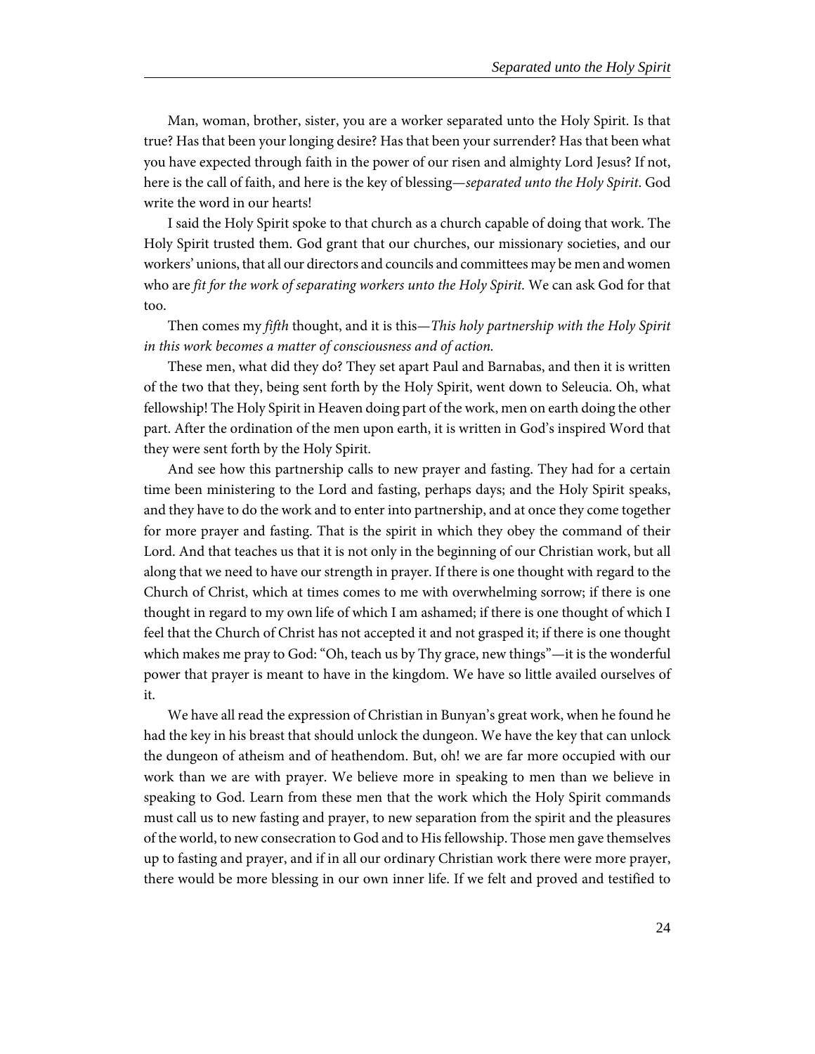Man, woman, brother, sister, you are a worker separated unto the Holy Spirit. Is that true? Has that been your longing desire? Has that been your surrender? Has that been what you have expected through faith in the power of our risen and almighty Lord Jesus? If not, here is the call of faith, and here is the key of blessing—*separated unto the Holy Spirit*. God write the word in our hearts!

I said the Holy Spirit spoke to that church as a church capable of doing that work. The Holy Spirit trusted them. God grant that our churches, our missionary societies, and our workers' unions, that all our directors and councils and committees may be men and women who are *fit for the work of separating workers unto the Holy Spirit.* We can ask God for that too.

Then comes my *fifth* thought, and it is this—*This holy partnership with the Holy Spirit in this work becomes a matter of consciousness and of action.*

These men, what did they do? They set apart Paul and Barnabas, and then it is written of the two that they, being sent forth by the Holy Spirit, went down to Seleucia. Oh, what fellowship! The Holy Spirit in Heaven doing part of the work, men on earth doing the other part. After the ordination of the men upon earth, it is written in God's inspired Word that they were sent forth by the Holy Spirit.

And see how this partnership calls to new prayer and fasting. They had for a certain time been ministering to the Lord and fasting, perhaps days; and the Holy Spirit speaks, and they have to do the work and to enter into partnership, and at once they come together for more prayer and fasting. That is the spirit in which they obey the command of their Lord. And that teaches us that it is not only in the beginning of our Christian work, but all along that we need to have our strength in prayer. If there is one thought with regard to the Church of Christ, which at times comes to me with overwhelming sorrow; if there is one thought in regard to my own life of which I am ashamed; if there is one thought of which I feel that the Church of Christ has not accepted it and not grasped it; if there is one thought which makes me pray to God: "Oh, teach us by Thy grace, new things"—it is the wonderful power that prayer is meant to have in the kingdom. We have so little availed ourselves of it.

We have all read the expression of Christian in Bunyan's great work, when he found he had the key in his breast that should unlock the dungeon. We have the key that can unlock the dungeon of atheism and of heathendom. But, oh! we are far more occupied with our work than we are with prayer. We believe more in speaking to men than we believe in speaking to God. Learn from these men that the work which the Holy Spirit commands must call us to new fasting and prayer, to new separation from the spirit and the pleasures of the world, to new consecration to God and to His fellowship. Those men gave themselves up to fasting and prayer, and if in all our ordinary Christian work there were more prayer, there would be more blessing in our own inner life. If we felt and proved and testified to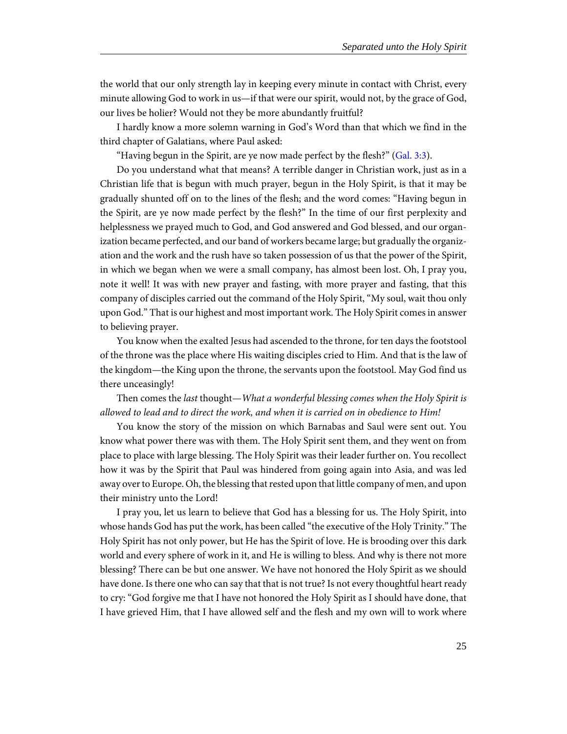the world that our only strength lay in keeping every minute in contact with Christ, every minute allowing God to work in us—if that were our spirit, would not, by the grace of God, our lives be holier? Would not they be more abundantly fruitful?

I hardly know a more solemn warning in God's Word than that which we find in the third chapter of Galatians, where Paul asked:

"Having begun in the Spirit, are ye now made perfect by the flesh?" (Gal. 3:3).

Do you understand what that means? A terrible danger in Christian work, just as in a Christian life that is begun with much prayer, begun in the Holy Spirit, is that it may be gradually shunted off on to the lines of the flesh; and the word comes: "Having begun in the Spirit, are ye now made perfect by the flesh?" In the time of our first perplexity and helplessness we prayed much to God, and God answered and God blessed, and our organization became perfected, and our band of workers became large; but gradually the organization and the work and the rush have so taken possession of us that the power of the Spirit, in which we began when we were a small company, has almost been lost. Oh, I pray you, note it well! It was with new prayer and fasting, with more prayer and fasting, that this company of disciples carried out the command of the Holy Spirit, "My soul, wait thou only upon God." That is our highest and most important work. The Holy Spirit comes in answer to believing prayer.

You know when the exalted Jesus had ascended to the throne, for ten days the footstool of the throne was the place where His waiting disciples cried to Him. And that is the law of the kingdom—the King upon the throne, the servants upon the footstool. May God find us there unceasingly!

Then comes the *last* thought—*What a wonderful blessing comes when the Holy Spirit is allowed to lead and to direct the work, and when it is carried on in obedience to Him!*

You know the story of the mission on which Barnabas and Saul were sent out. You know what power there was with them. The Holy Spirit sent them, and they went on from place to place with large blessing. The Holy Spirit was their leader further on. You recollect how it was by the Spirit that Paul was hindered from going again into Asia, and was led away over to Europe. Oh, the blessing that rested upon that little company of men, and upon their ministry unto the Lord!

I pray you, let us learn to believe that God has a blessing for us. The Holy Spirit, into whose hands God has put the work, has been called "the executive of the Holy Trinity." The Holy Spirit has not only power, but He has the Spirit of love. He is brooding over this dark world and every sphere of work in it, and He is willing to bless. And why is there not more blessing? There can be but one answer. We have not honored the Holy Spirit as we should have done. Is there one who can say that that is not true? Is not every thoughtful heart ready to cry: "God forgive me that I have not honored the Holy Spirit as I should have done, that I have grieved Him, that I have allowed self and the flesh and my own will to work where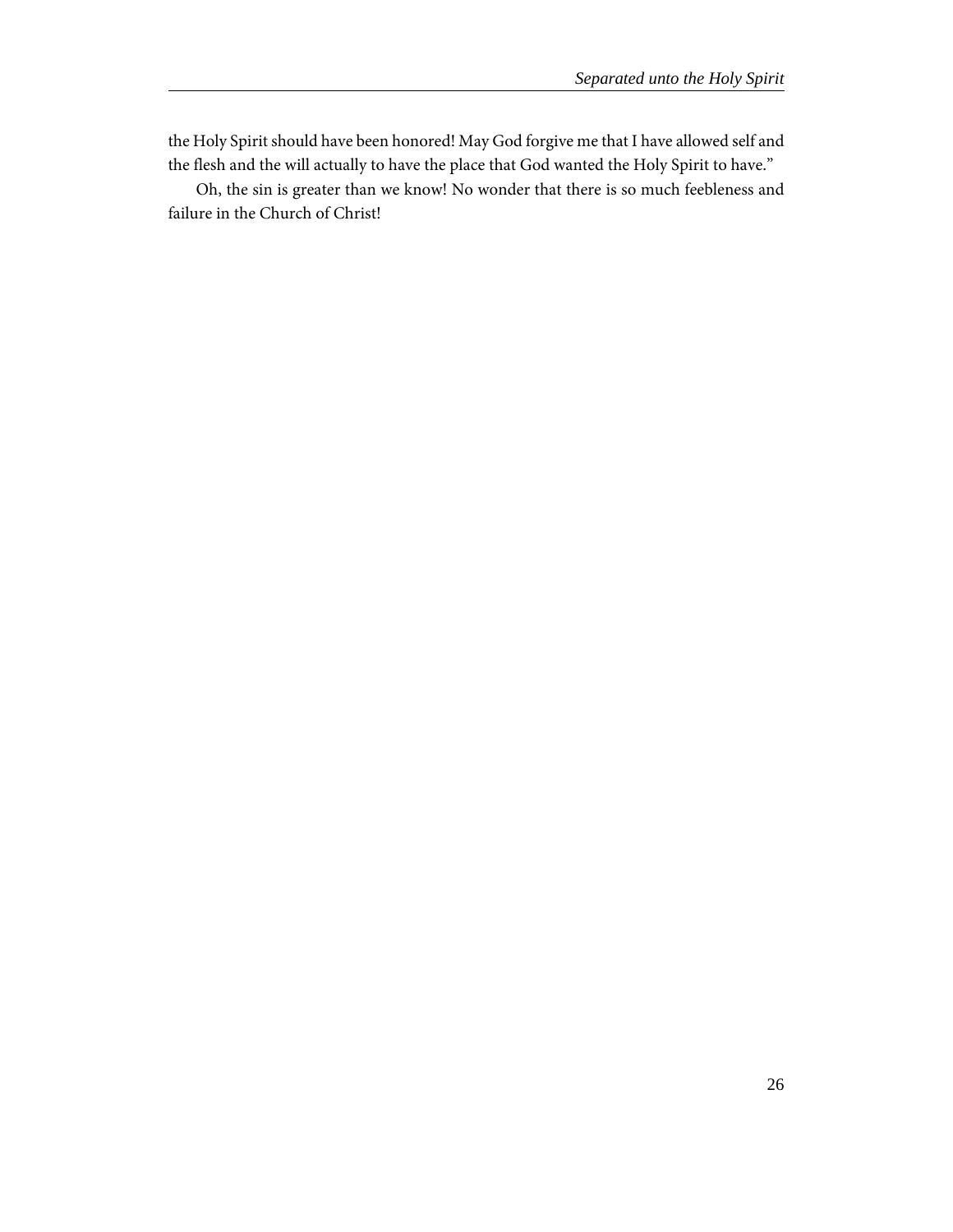the Holy Spirit should have been honored! May God forgive me that I have allowed self and the flesh and the will actually to have the place that God wanted the Holy Spirit to have."

Oh, the sin is greater than we know! No wonder that there is so much feebleness and failure in the Church of Christ!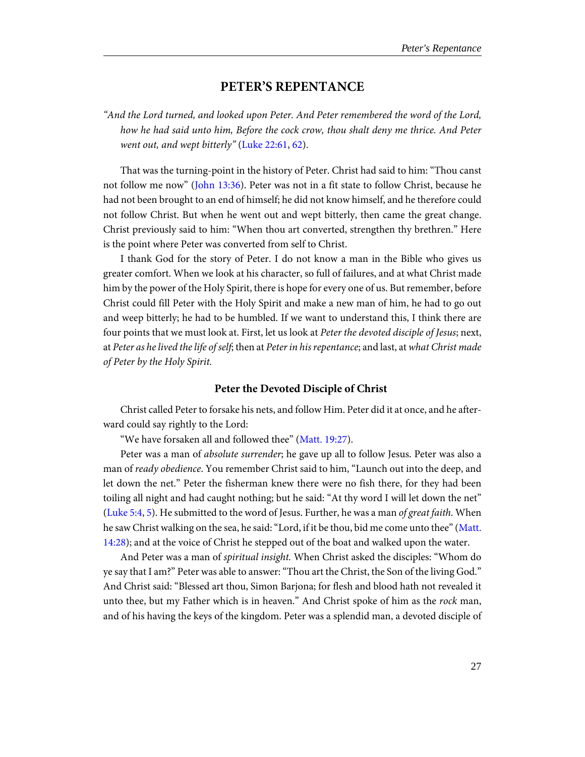# PETER'S REPENTANCE

*"And the Lord turned, and looked upon Peter. And Peter remembered the word of the Lord, how he had said unto him, Before the cock crow, thou shalt deny me thrice. And Peter went out, and wept bitterly"* (Luke 22:61, 62).

That was the turning-point in the history of Peter. Christ had said to him: "Thou canst not follow me now" (John 13:36). Peter was not in a fit state to follow Christ, because he had not been brought to an end of himself; he did not know himself, and he therefore could not follow Christ. But when he went out and wept bitterly, then came the great change. Christ previously said to him: "When thou art converted, strengthen thy brethren." Here is the point where Peter was converted from self to Christ.

I thank God for the story of Peter. I do not know a man in the Bible who gives us greater comfort. When we look at his character, so full of failures, and at what Christ made him by the power of the Holy Spirit, there is hope for every one of us. But remember, before Christ could fill Peter with the Holy Spirit and make a new man of him, he had to go out and weep bitterly; he had to be humbled. If we want to understand this, I think there are four points that we must look at. First, let us look at *Peter the devoted disciple of Jesus*; next, at *Peter as he lived the life of self*; then at *Peter in his repentance*; and last, at *what Christ made of Peter by the Holy Spirit.*

### Peter the Devoted Disciple of Christ

Christ called Peter to forsake his nets, and follow Him. Peter did it at once, and he afterward could say rightly to the Lord:

"We have forsaken all and followed thee" (Matt. 19:27).

Peter was a man of *absolute surrender*; he gave up all to follow Jesus. Peter was also a man of *ready obedience*. You remember Christ said to him, "Launch out into the deep, and let down the net." Peter the fisherman knew there were no fish there, for they had been toiling all night and had caught nothing; but he said: "At thy word I will let down the net" (Luke 5:4, 5). He submitted to the word of Jesus. Further, he was a man *of great faith.* When he saw Christ walking on the sea, he said: "Lord, if it be thou, bid me come unto thee" (Matt. 14:28); and at the voice of Christ he stepped out of the boat and walked upon the water.

And Peter was a man of *spiritual insight.* When Christ asked the disciples: "Whom do ye say that I am?" Peter was able to answer: "Thou art the Christ, the Son of the living God." And Christ said: "Blessed art thou, Simon Barjona; for flesh and blood hath not revealed it unto thee, but my Father which is in heaven." And Christ spoke of him as the *rock* man, and of his having the keys of the kingdom. Peter was a splendid man, a devoted disciple of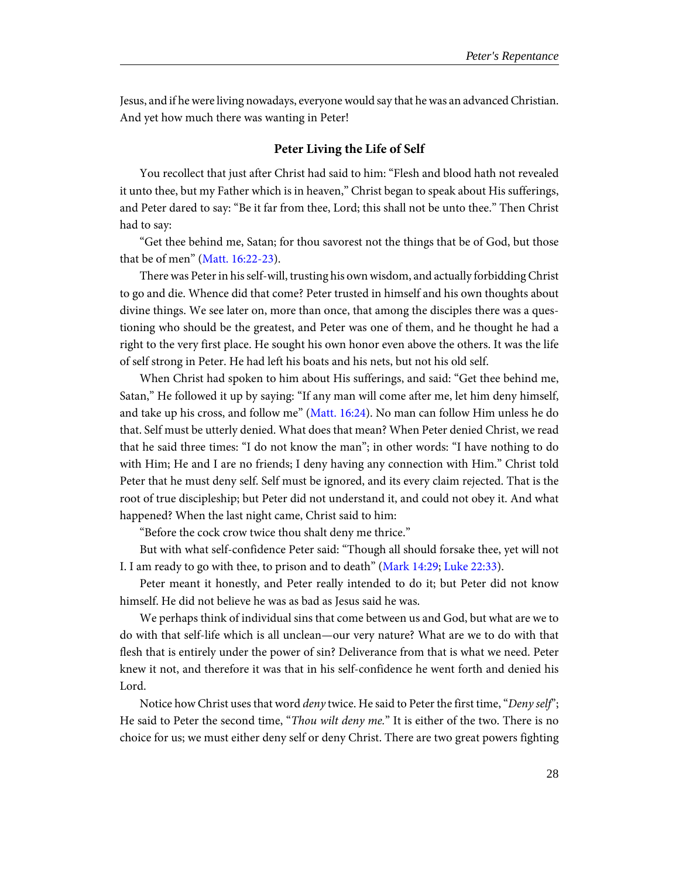Jesus, and if he were living nowadays, everyone would say that he was an advanced Christian. And yet how much there was wanting in Peter!

### Peter Living the Life of Self

You recollect that just after Christ had said to him: "Flesh and blood hath not revealed it unto thee, but my Father which is in heaven," Christ began to speak about His sufferings, and Peter dared to say: "Be it far from thee, Lord; this shall not be unto thee." Then Christ had to say:

"Get thee behind me, Satan; for thou savorest not the things that be of God, but those that be of men" (Matt. 16:22-23).

There was Peter in his self-will, trusting his own wisdom, and actually forbidding Christ to go and die. Whence did that come? Peter trusted in himself and his own thoughts about divine things. We see later on, more than once, that among the disciples there was a questioning who should be the greatest, and Peter was one of them, and he thought he had a right to the very first place. He sought his own honor even above the others. It was the life of self strong in Peter. He had left his boats and his nets, but not his old self.

When Christ had spoken to him about His sufferings, and said: "Get thee behind me, Satan," He followed it up by saying: "If any man will come after me, let him deny himself, and take up his cross, and follow me" (Matt. 16:24). No man can follow Him unless he do that. Self must be utterly denied. What does that mean? When Peter denied Christ, we read that he said three times: "I do not know the man"; in other words: "I have nothing to do with Him; He and I are no friends; I deny having any connection with Him." Christ told Peter that he must deny self. Self must be ignored, and its every claim rejected. That is the root of true discipleship; but Peter did not understand it, and could not obey it. And what happened? When the last night came, Christ said to him:

"Before the cock crow twice thou shalt deny me thrice."

But with what self-confidence Peter said: "Though all should forsake thee, yet will not I. I am ready to go with thee, to prison and to death" (Mark 14:29; Luke 22:33).

Peter meant it honestly, and Peter really intended to do it; but Peter did not know himself. He did not believe he was as bad as Jesus said he was.

We perhaps think of individual sins that come between us and God, but what are we to do with that self-life which is all unclean—our very nature? What are we to do with that flesh that is entirely under the power of sin? Deliverance from that is what we need. Peter knew it not, and therefore it was that in his self-confidence he went forth and denied his Lord.

Notice how Christ uses that word *deny* twice. He said to Peter the first time, "*Deny self*"; He said to Peter the second time, "*Thou wilt deny me.*" It is either of the two. There is no choice for us; we must either deny self or deny Christ. There are two great powers fighting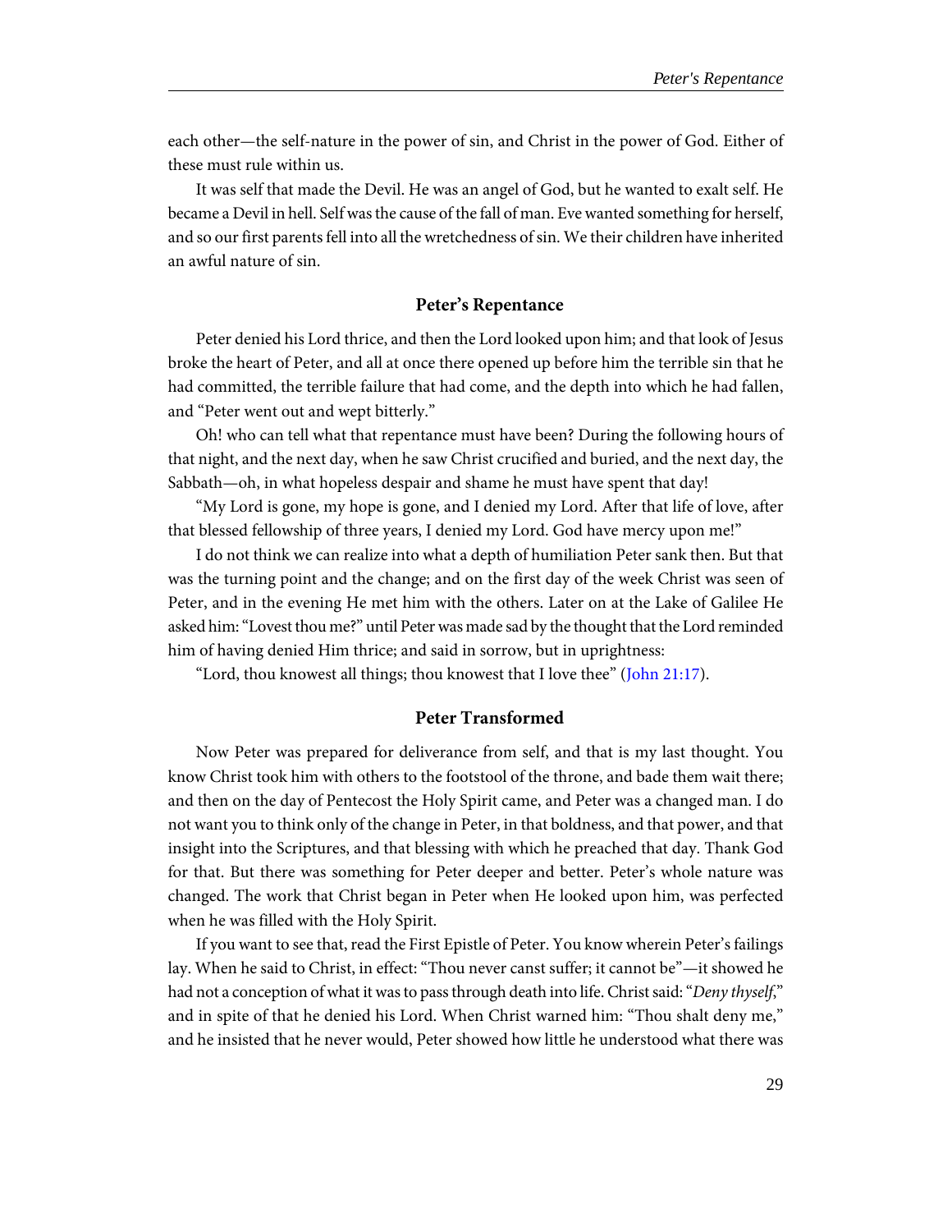each other—the self-nature in the power of sin, and Christ in the power of God. Either of these must rule within us.

It was self that made the Devil. He was an angel of God, but he wanted to exalt self. He became a Devil in hell. Self was the cause of the fall of man. Eve wanted something for herself, and so our first parents fell into all the wretchedness of sin. We their children have inherited an awful nature of sin.

### Peter's Repentance

Peter denied his Lord thrice, and then the Lord looked upon him; and that look of Jesus broke the heart of Peter, and all at once there opened up before him the terrible sin that he had committed, the terrible failure that had come, and the depth into which he had fallen, and "Peter went out and wept bitterly."

Oh! who can tell what that repentance must have been? During the following hours of that night, and the next day, when he saw Christ crucified and buried, and the next day, the Sabbath—oh, in what hopeless despair and shame he must have spent that day!

"My Lord is gone, my hope is gone, and I denied my Lord. After that life of love, after that blessed fellowship of three years, I denied my Lord. God have mercy upon me!"

I do not think we can realize into what a depth of humiliation Peter sank then. But that was the turning point and the change; and on the first day of the week Christ was seen of Peter, and in the evening He met him with the others. Later on at the Lake of Galilee He asked him: "Lovest thou me?" until Peter was made sad by the thought that the Lord reminded him of having denied Him thrice; and said in sorrow, but in uprightness:

"Lord, thou knowest all things; thou knowest that I love thee" (John 21:17).

### Peter Transformed

Now Peter was prepared for deliverance from self, and that is my last thought. You know Christ took him with others to the footstool of the throne, and bade them wait there; and then on the day of Pentecost the Holy Spirit came, and Peter was a changed man. I do not want you to think only of the change in Peter, in that boldness, and that power, and that insight into the Scriptures, and that blessing with which he preached that day. Thank God for that. But there was something for Peter deeper and better. Peter's whole nature was changed. The work that Christ began in Peter when He looked upon him, was perfected when he was filled with the Holy Spirit.

If you want to see that, read the First Epistle of Peter. You know wherein Peter's failings lay. When he said to Christ, in effect: "Thou never canst suffer; it cannot be"—it showed he had not a conception of what it was to pass through death into life. Christ said: "*Deny thyself*," and in spite of that he denied his Lord. When Christ warned him: "Thou shalt deny me," and he insisted that he never would, Peter showed how little he understood what there was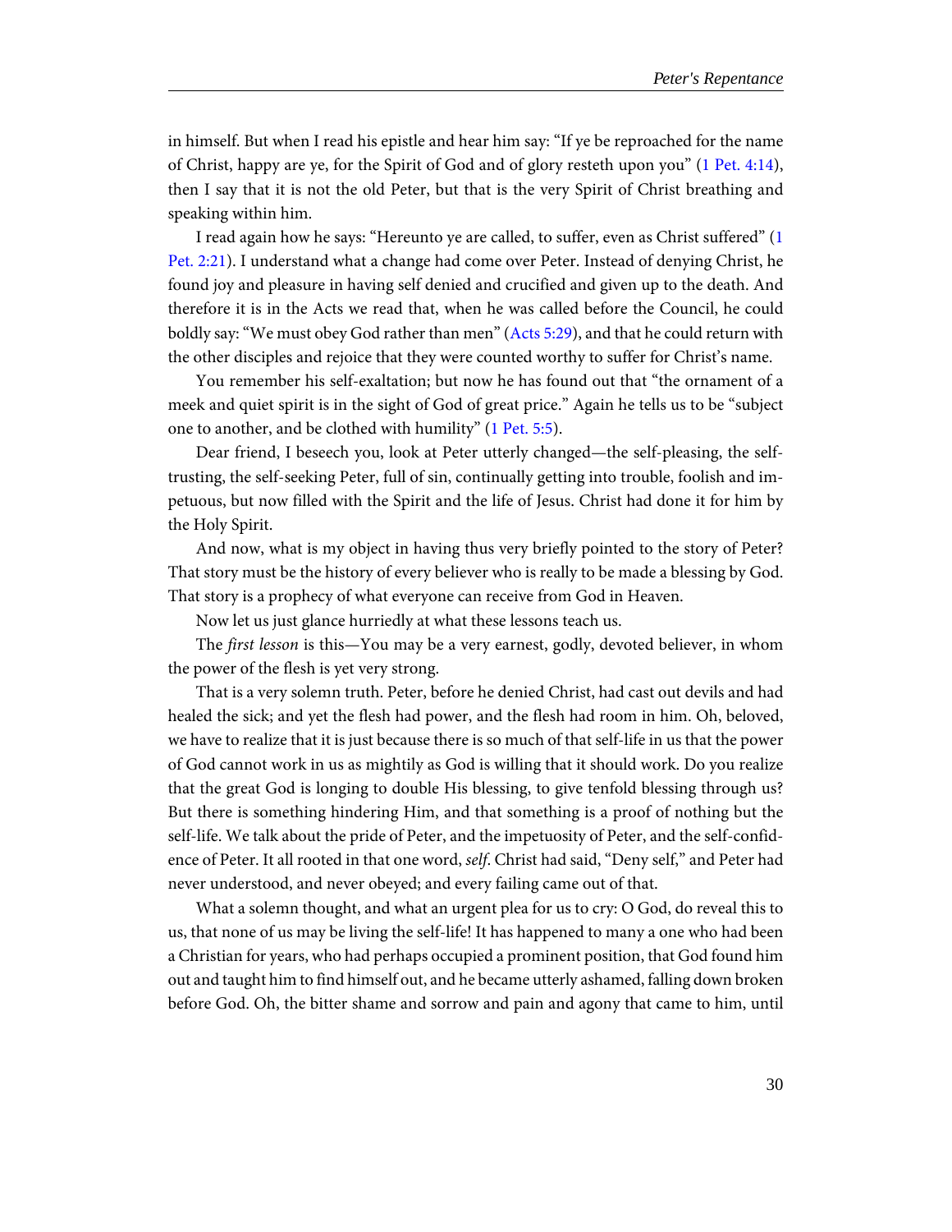in himself. But when I read his epistle and hear him say: "If ye be reproached for the name of Christ, happy are ye, for the Spirit of God and of glory resteth upon you" (1 Pet. 4:14), then I say that it is not the old Peter, but that is the very Spirit of Christ breathing and speaking within him.

I read again how he says: "Hereunto ye are called, to suffer, even as Christ suffered" (1 Pet. 2:21). I understand what a change had come over Peter. Instead of denying Christ, he found joy and pleasure in having self denied and crucified and given up to the death. And therefore it is in the Acts we read that, when he was called before the Council, he could boldly say: "We must obey God rather than men" (Acts 5:29), and that he could return with the other disciples and rejoice that they were counted worthy to suffer for Christ's name.

You remember his self-exaltation; but now he has found out that "the ornament of a meek and quiet spirit is in the sight of God of great price." Again he tells us to be "subject one to another, and be clothed with humility" (1 Pet. 5:5).

Dear friend, I beseech you, look at Peter utterly changed—the self-pleasing, the self-trusting, the self-seeking Peter, full of sin, continually getting into trouble, foolish and impetuous, but now filled with the Spirit and the life of Jesus. Christ had done it for him by the Holy Spirit.

And now, what is my object in having thus very briefly pointed to the story of Peter? That story must be the history of every believer who is really to be made a blessing by God. That story is a prophecy of what everyone can receive from God in Heaven.

Now let us just glance hurriedly at what these lessons teach us.

The *first lesson* is this—You may be a very earnest, godly, devoted believer, in whom the power of the flesh is yet very strong.

That is a very solemn truth. Peter, before he denied Christ, had cast out devils and had healed the sick; and yet the flesh had power, and the flesh had room in him. Oh, beloved, we have to realize that it is just because there is so much of that self-life in us that the power of God cannot work in us as mightily as God is willing that it should work. Do you realize that the great God is longing to double His blessing, to give tenfold blessing through us? But there is something hindering Him, and that something is a proof of nothing but the self-life. We talk about the pride of Peter, and the impetuosity of Peter, and the self-confidence of Peter. It all rooted in that one word, *self*. Christ had said, "Deny self," and Peter had never understood, and never obeyed; and every failing came out of that.

What a solemn thought, and what an urgent plea for us to cry: O God, do reveal this to us, that none of us may be living the self-life! It has happened to many a one who had been a Christian for years, who had perhaps occupied a prominent position, that God found him out and taught him to find himself out, and he became utterly ashamed, falling down broken before God. Oh, the bitter shame and sorrow and pain and agony that came to him, until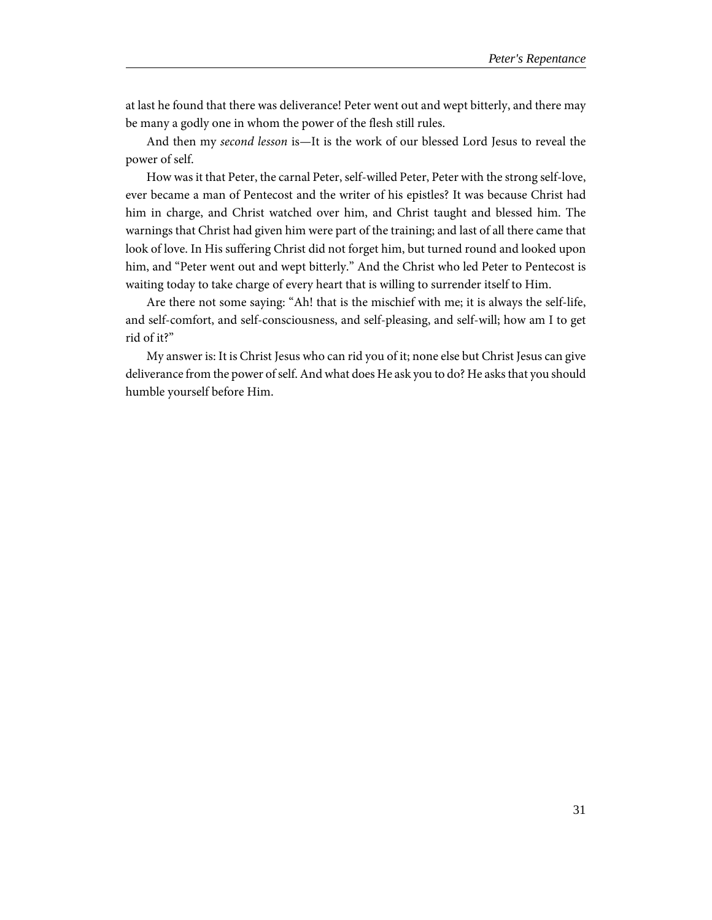at last he found that there was deliverance! Peter went out and wept bitterly, and there may be many a godly one in whom the power of the flesh still rules.

And then my *second lesson* is—It is the work of our blessed Lord Jesus to reveal the power of self.

How was it that Peter, the carnal Peter, self-willed Peter, Peter with the strong self-love, ever became a man of Pentecost and the writer of his epistles? It was because Christ had him in charge, and Christ watched over him, and Christ taught and blessed him. The warnings that Christ had given him were part of the training; and last of all there came that look of love. In His suffering Christ did not forget him, but turned round and looked upon him, and "Peter went out and wept bitterly." And the Christ who led Peter to Pentecost is waiting today to take charge of every heart that is willing to surrender itself to Him.

Are there not some saying: "Ah! that is the mischief with me; it is always the self-life, and self-comfort, and self-consciousness, and self-pleasing, and self-will; how am I to get rid of it?"

My answer is: It is Christ Jesus who can rid you of it; none else but Christ Jesus can give deliverance from the power of self. And what does He ask you to do? He asks that you should humble yourself before Him.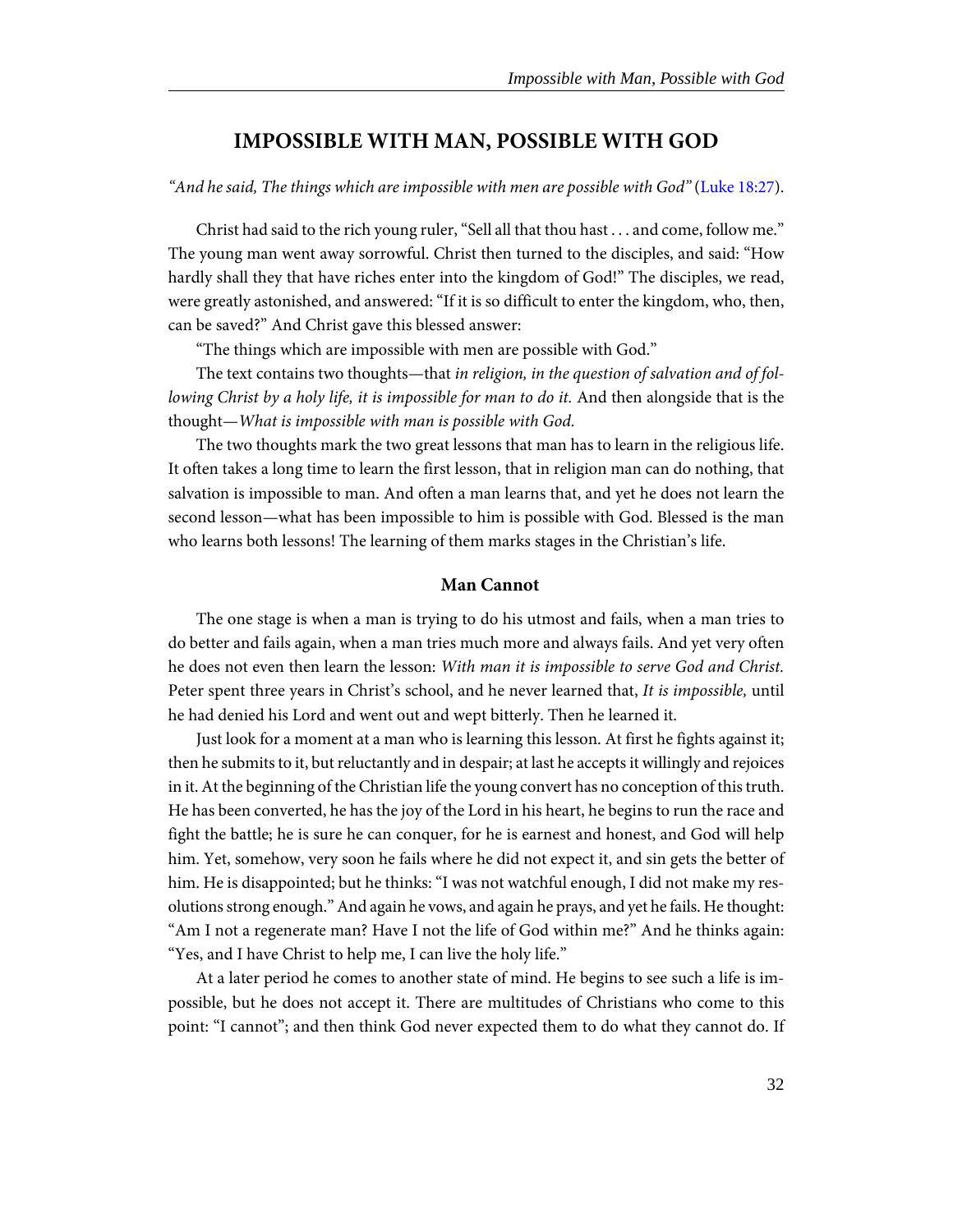# IMPOSSIBLE WITH MAN, POSSIBLE WITH GOD

*"And he said, The things which are impossible with men are possible with God"* (Luke 18:27).

Christ had said to the rich young ruler, "Sell all that thou hast . . . and come, follow me." The young man went away sorrowful. Christ then turned to the disciples, and said: "How hardly shall they that have riches enter into the kingdom of God!" The disciples, we read, were greatly astonished, and answered: "If it is so difficult to enter the kingdom, who, then, can be saved?" And Christ gave this blessed answer:

"The things which are impossible with men are possible with God."

The text contains two thoughts—that *in religion, in the question of salvation and of following Christ by a holy life, it is impossible for man to do it.* And then alongside that is the thought—*What is impossible with man is possible with God.*

The two thoughts mark the two great lessons that man has to learn in the religious life. It often takes a long time to learn the first lesson, that in religion man can do nothing, that salvation is impossible to man. And often a man learns that, and yet he does not learn the second lesson—what has been impossible to him is possible with God. Blessed is the man who learns both lessons! The learning of them marks stages in the Christian's life.

## Man Cannot

The one stage is when a man is trying to do his utmost and fails, when a man tries to do better and fails again, when a man tries much more and always fails. And yet very often he does not even then learn the lesson: *With man it is impossible to serve God and Christ.* Peter spent three years in Christ's school, and he never learned that, *It is impossible,* until he had denied his Lord and went out and wept bitterly. Then he learned it.

Just look for a moment at a man who is learning this lesson. At first he fights against it; then he submits to it, but reluctantly and in despair; at last he accepts it willingly and rejoices in it. At the beginning of the Christian life the young convert has no conception of this truth. He has been converted, he has the joy of the Lord in his heart, he begins to run the race and fight the battle; he is sure he can conquer, for he is earnest and honest, and God will help him. Yet, somehow, very soon he fails where he did not expect it, and sin gets the better of him. He is disappointed; but he thinks: "I was not watchful enough, I did not make my resolutions strong enough." And again he vows, and again he prays, and yet he fails. He thought: "Am I not a regenerate man? Have I not the life of God within me?" And he thinks again: "Yes, and I have Christ to help me, I can live the holy life."

At a later period he comes to another state of mind. He begins to see such a life is impossible, but he does not accept it. There are multitudes of Christians who come to this point: "I cannot"; and then think God never expected them to do what they cannot do. If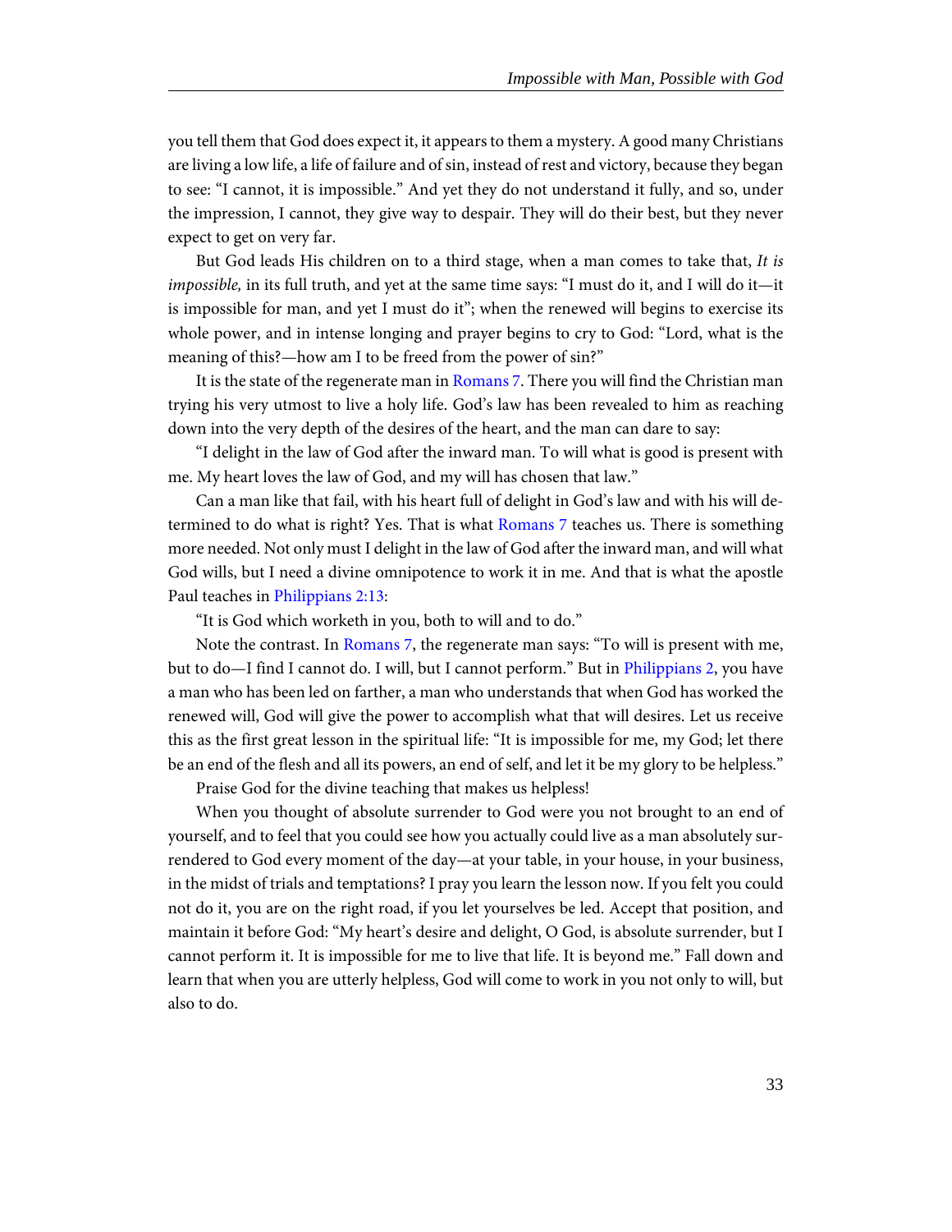you tell them that God does expect it, it appears to them a mystery. A good many Christians are living a low life, a life of failure and of sin, instead of rest and victory, because they began to see: "I cannot, it is impossible." And yet they do not understand it fully, and so, under the impression, I cannot, they give way to despair. They will do their best, but they never expect to get on very far.

But God leads His children on to a third stage, when a man comes to take that, *It is impossible,* in its full truth, and yet at the same time says: "I must do it, and I will do it—it is impossible for man, and yet I must do it"; when the renewed will begins to exercise its whole power, and in intense longing and prayer begins to cry to God: "Lord, what is the meaning of this?—how am I to be freed from the power of sin?"

It is the state of the regenerate man in Romans 7. There you will find the Christian man trying his very utmost to live a holy life. God's law has been revealed to him as reaching down into the very depth of the desires of the heart, and the man can dare to say:

"I delight in the law of God after the inward man. To will what is good is present with me. My heart loves the law of God, and my will has chosen that law."

Can a man like that fail, with his heart full of delight in God's law and with his will determined to do what is right? Yes. That is what Romans 7 teaches us. There is something more needed. Not only must I delight in the law of God after the inward man, and will what God wills, but I need a divine omnipotence to work it in me. And that is what the apostle Paul teaches in Philippians 2:13:

"It is God which worketh in you, both to will and to do."

Note the contrast. In Romans 7, the regenerate man says: "To will is present with me, but to do—I find I cannot do. I will, but I cannot perform." But in Philippians 2, you have a man who has been led on farther, a man who understands that when God has worked the renewed will, God will give the power to accomplish what that will desires. Let us receive this as the first great lesson in the spiritual life: "It is impossible for me, my God; let there be an end of the flesh and all its powers, an end of self, and let it be my glory to be helpless."

Praise God for the divine teaching that makes us helpless!

When you thought of absolute surrender to God were you not brought to an end of yourself, and to feel that you could see how you actually could live as a man absolutely surrendered to God every moment of the day—at your table, in your house, in your business, in the midst of trials and temptations? I pray you learn the lesson now. If you felt you could not do it, you are on the right road, if you let yourselves be led. Accept that position, and maintain it before God: "My heart's desire and delight, O God, is absolute surrender, but I cannot perform it. It is impossible for me to live that life. It is beyond me." Fall down and learn that when you are utterly helpless, God will come to work in you not only to will, but also to do.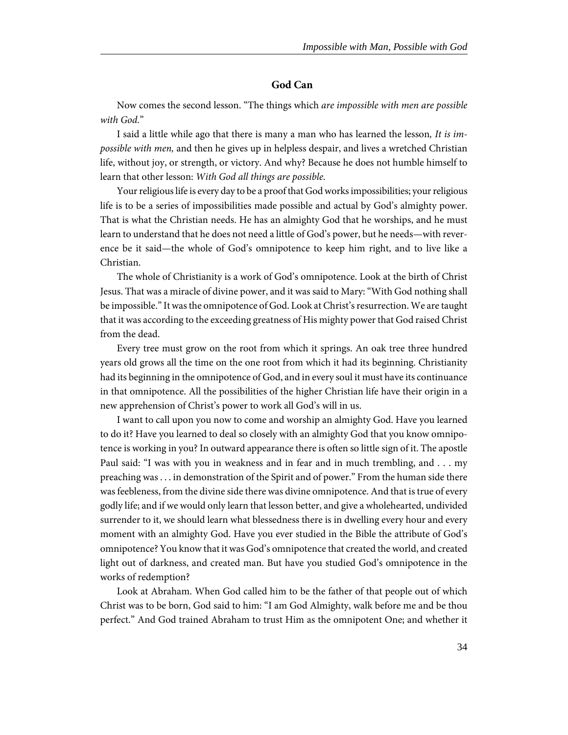### God Can

Now comes the second lesson. "The things which *are impossible with men are possible with God.*"

I said a little while ago that there is many a man who has learned the lesson, *It is impossible with men,* and then he gives up in helpless despair, and lives a wretched Christian life, without joy, or strength, or victory. And why? Because he does not humble himself to learn that other lesson: *With God all things are possible.*

Your religious life is every day to be a proof that God works impossibilities; your religious life is to be a series of impossibilities made possible and actual by God's almighty power. That is what the Christian needs. He has an almighty God that he worships, and he must learn to understand that he does not need a little of God's power, but he needs—with reverence be it said—the whole of God's omnipotence to keep him right, and to live like a Christian.

The whole of Christianity is a work of God's omnipotence. Look at the birth of Christ Jesus. That was a miracle of divine power, and it was said to Mary: "With God nothing shall be impossible." It was the omnipotence of God. Look at Christ's resurrection. We are taught that it was according to the exceeding greatness of His mighty power that God raised Christ from the dead.

Every tree must grow on the root from which it springs. An oak tree three hundred years old grows all the time on the one root from which it had its beginning. Christianity had its beginning in the omnipotence of God, and in every soul it must have its continuance in that omnipotence. All the possibilities of the higher Christian life have their origin in a new apprehension of Christ's power to work all God's will in us.

I want to call upon you now to come and worship an almighty God. Have you learned to do it? Have you learned to deal so closely with an almighty God that you know omnipotence is working in you? In outward appearance there is often so little sign of it. The apostle Paul said: "I was with you in weakness and in fear and in much trembling, and . . . my preaching was . . . in demonstration of the Spirit and of power." From the human side there was feebleness, from the divine side there was divine omnipotence. And that is true of every godly life; and if we would only learn that lesson better, and give a wholehearted, undivided surrender to it, we should learn what blessedness there is in dwelling every hour and every moment with an almighty God. Have you ever studied in the Bible the attribute of God's omnipotence? You know that it was God's omnipotence that created the world, and created light out of darkness, and created man. But have you studied God's omnipotence in the works of redemption?

Look at Abraham. When God called him to be the father of that people out of which Christ was to be born, God said to him: "I am God Almighty, walk before me and be thou perfect." And God trained Abraham to trust Him as the omnipotent One; and whether it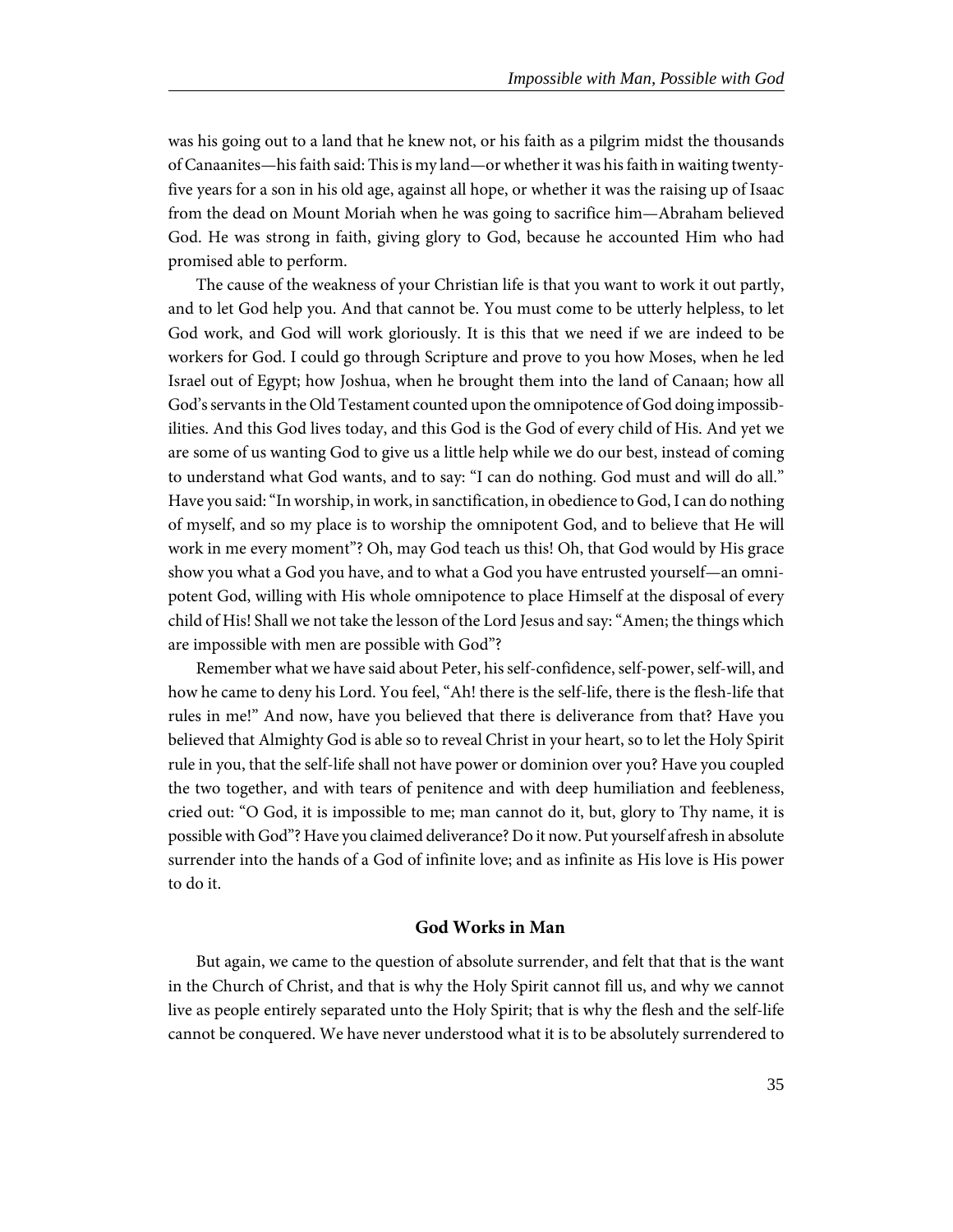was his going out to a land that he knew not, or his faith as a pilgrim midst the thousands of Canaanites—his faith said: This is my land—or whether it was his faith in waiting twenty-five years for a son in his old age, against all hope, or whether it was the raising up of Isaac from the dead on Mount Moriah when he was going to sacrifice him—Abraham believed God. He was strong in faith, giving glory to God, because he accounted Him who had promised able to perform.

The cause of the weakness of your Christian life is that you want to work it out partly, and to let God help you. And that cannot be. You must come to be utterly helpless, to let God work, and God will work gloriously. It is this that we need if we are indeed to be workers for God. I could go through Scripture and prove to you how Moses, when he led Israel out of Egypt; how Joshua, when he brought them into the land of Canaan; how all God's servants in the Old Testament counted upon the omnipotence of God doing impossibilities. And this God lives today, and this God is the God of every child of His. And yet we are some of us wanting God to give us a little help while we do our best, instead of coming to understand what God wants, and to say: "I can do nothing. God must and will do all." Have you said: "In worship, in work, in sanctification, in obedience to God, I can do nothing of myself, and so my place is to worship the omnipotent God, and to believe that He will work in me every moment"? Oh, may God teach us this! Oh, that God would by His grace show you what a God you have, and to what a God you have entrusted yourself—an omnipotent God, willing with His whole omnipotence to place Himself at the disposal of every child of His! Shall we not take the lesson of the Lord Jesus and say: "Amen; the things which are impossible with men are possible with God"?

Remember what we have said about Peter, his self-confidence, self-power, self-will, and how he came to deny his Lord. You feel, "Ah! there is the self-life, there is the flesh-life that rules in me!" And now, have you believed that there is deliverance from that? Have you believed that Almighty God is able so to reveal Christ in your heart, so to let the Holy Spirit rule in you, that the self-life shall not have power or dominion over you? Have you coupled the two together, and with tears of penitence and with deep humiliation and feebleness, cried out: "O God, it is impossible to me; man cannot do it, but, glory to Thy name, it is possible with God"? Have you claimed deliverance? Do it now. Put yourself afresh in absolute surrender into the hands of a God of infinite love; and as infinite as His love is His power to do it.

### God Works in Man

But again, we came to the question of absolute surrender, and felt that that is the want in the Church of Christ, and that is why the Holy Spirit cannot fill us, and why we cannot live as people entirely separated unto the Holy Spirit; that is why the flesh and the self-life cannot be conquered. We have never understood what it is to be absolutely surrendered to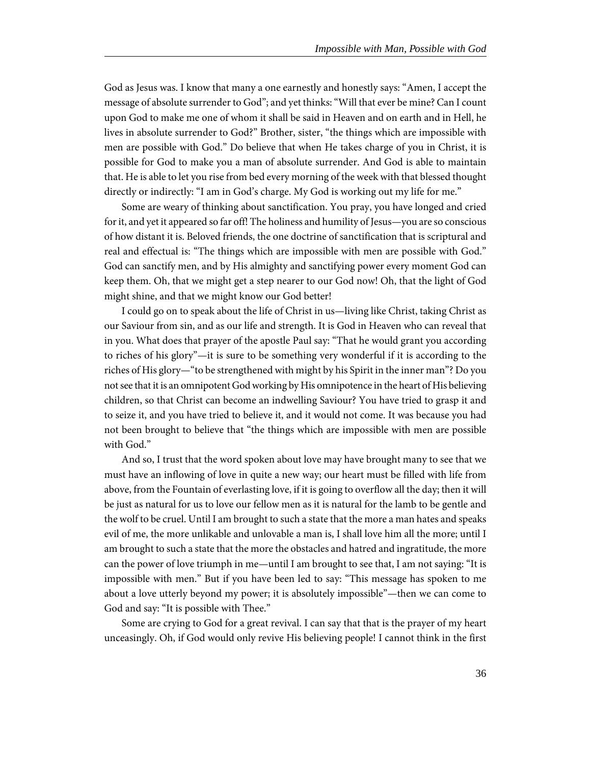God as Jesus was. I know that many a one earnestly and honestly says: "Amen, I accept the message of absolute surrender to God"; and yet thinks: "Will that ever be mine? Can I count upon God to make me one of whom it shall be said in Heaven and on earth and in Hell, he lives in absolute surrender to God?" Brother, sister, "the things which are impossible with men are possible with God." Do believe that when He takes charge of you in Christ, it is possible for God to make you a man of absolute surrender. And God is able to maintain that. He is able to let you rise from bed every morning of the week with that blessed thought directly or indirectly: "I am in God's charge. My God is working out my life for me."

Some are weary of thinking about sanctification. You pray, you have longed and cried for it, and yet it appeared so far off! The holiness and humility of Jesus—you are so conscious of how distant it is. Beloved friends, the one doctrine of sanctification that is scriptural and real and effectual is: "The things which are impossible with men are possible with God." God can sanctify men, and by His almighty and sanctifying power every moment God can keep them. Oh, that we might get a step nearer to our God now! Oh, that the light of God might shine, and that we might know our God better!

I could go on to speak about the life of Christ in us—living like Christ, taking Christ as our Saviour from sin, and as our life and strength. It is God in Heaven who can reveal that in you. What does that prayer of the apostle Paul say: "That he would grant you according to riches of his glory"—it is sure to be something very wonderful if it is according to the riches of His glory—"to be strengthened with might by his Spirit in the inner man"? Do you not see that it is an omnipotent God working by His omnipotence in the heart of His believing children, so that Christ can become an indwelling Saviour? You have tried to grasp it and to seize it, and you have tried to believe it, and it would not come. It was because you had not been brought to believe that "the things which are impossible with men are possible with God."

And so, I trust that the word spoken about love may have brought many to see that we must have an inflowing of love in quite a new way; our heart must be filled with life from above, from the Fountain of everlasting love, if it is going to overflow all the day; then it will be just as natural for us to love our fellow men as it is natural for the lamb to be gentle and the wolf to be cruel. Until I am brought to such a state that the more a man hates and speaks evil of me, the more unlikable and unlovable a man is, I shall love him all the more; until I am brought to such a state that the more the obstacles and hatred and ingratitude, the more can the power of love triumph in me—until I am brought to see that, I am not saying: "It is impossible with men." But if you have been led to say: "This message has spoken to me about a love utterly beyond my power; it is absolutely impossible"—then we can come to God and say: "It is possible with Thee."

Some are crying to God for a great revival. I can say that that is the prayer of my heart unceasingly. Oh, if God would only revive His believing people! I cannot think in the first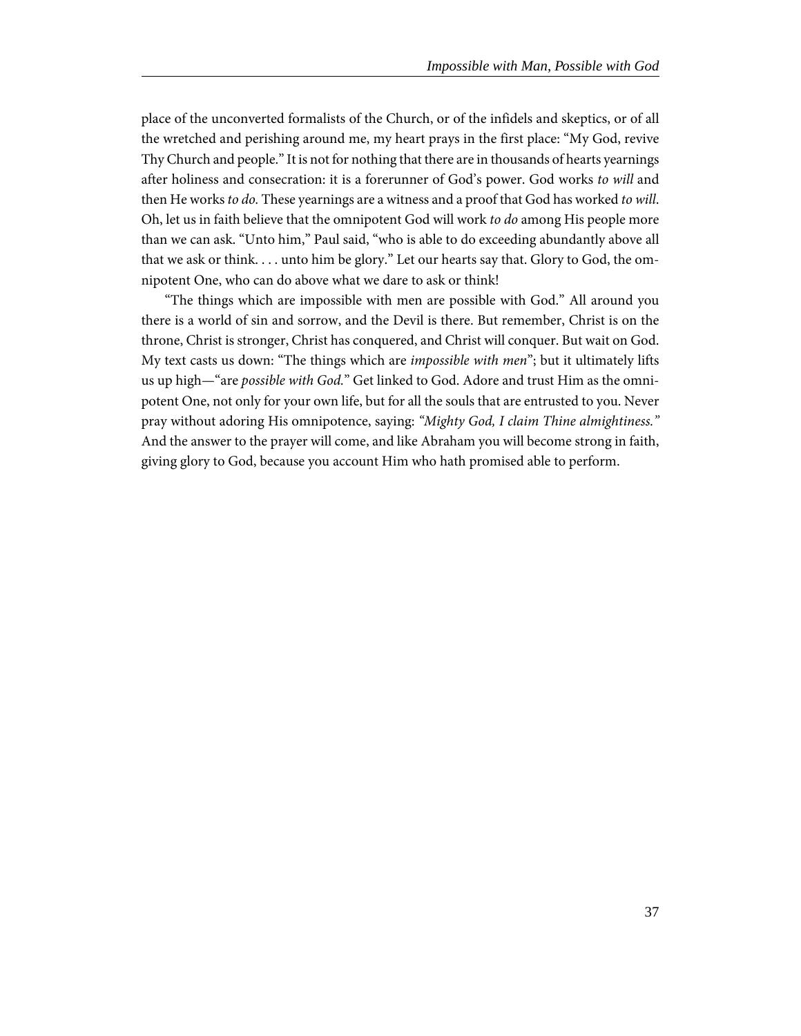place of the unconverted formalists of the Church, or of the infidels and skeptics, or of all the wretched and perishing around me, my heart prays in the first place: "My God, revive Thy Church and people." It is not for nothing that there are in thousands of hearts yearnings after holiness and consecration: it is a forerunner of God's power. God works *to will* and then He works *to do.* These yearnings are a witness and a proof that God has worked *to will.* Oh, let us in faith believe that the omnipotent God will work *to do* among His people more than we can ask. "Unto him," Paul said, "who is able to do exceeding abundantly above all that we ask or think. . . . unto him be glory." Let our hearts say that. Glory to God, the omnipotent One, who can do above what we dare to ask or think!

"The things which are impossible with men are possible with God." All around you there is a world of sin and sorrow, and the Devil is there. But remember, Christ is on the throne, Christ is stronger, Christ has conquered, and Christ will conquer. But wait on God. My text casts us down: "The things which are *impossible with men*"; but it ultimately lifts us up high—"are *possible with God.*" Get linked to God. Adore and trust Him as the omnipotent One, not only for your own life, but for all the souls that are entrusted to you. Never pray without adoring His omnipotence, saying: *"Mighty God, I claim Thine almightiness."* And the answer to the prayer will come, and like Abraham you will become strong in faith, giving glory to God, because you account Him who hath promised able to perform.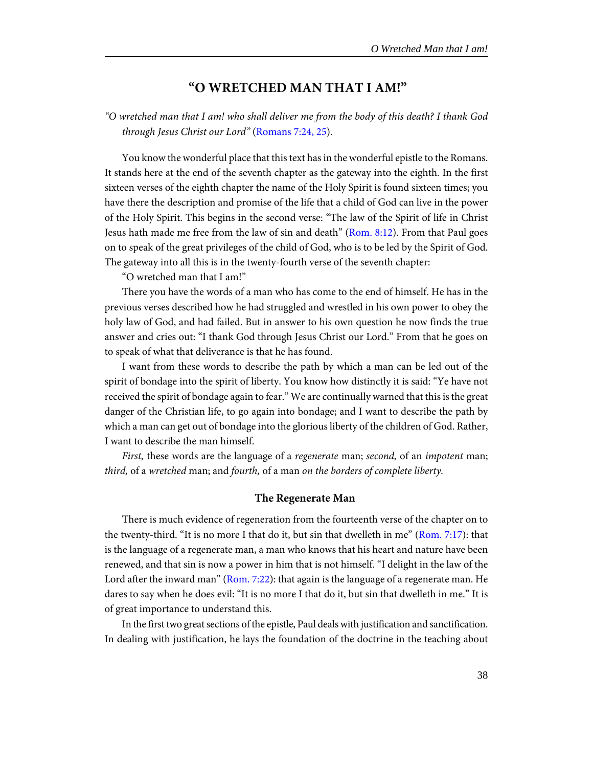## "O WRETCHED MAN THAT I AM!"

*"O wretched man that I am! who shall deliver me from the body of this death? I thank God through Jesus Christ our Lord"* (Romans 7:24, 25).

You know the wonderful place that this text has in the wonderful epistle to the Romans. It stands here at the end of the seventh chapter as the gateway into the eighth. In the first sixteen verses of the eighth chapter the name of the Holy Spirit is found sixteen times; you have there the description and promise of the life that a child of God can live in the power of the Holy Spirit. This begins in the second verse: "The law of the Spirit of life in Christ Jesus hath made me free from the law of sin and death" (Rom. 8:12). From that Paul goes on to speak of the great privileges of the child of God, who is to be led by the Spirit of God. The gateway into all this is in the twenty-fourth verse of the seventh chapter:

"O wretched man that I am!"

There you have the words of a man who has come to the end of himself. He has in the previous verses described how he had struggled and wrestled in his own power to obey the holy law of God, and had failed. But in answer to his own question he now finds the true answer and cries out: "I thank God through Jesus Christ our Lord." From that he goes on to speak of what that deliverance is that he has found.

I want from these words to describe the path by which a man can be led out of the spirit of bondage into the spirit of liberty. You know how distinctly it is said: "Ye have not received the spirit of bondage again to fear." We are continually warned that this is the great danger of the Christian life, to go again into bondage; and I want to describe the path by which a man can get out of bondage into the glorious liberty of the children of God. Rather, I want to describe the man himself.

*First,* these words are the language of a *regenerate* man; *second,* of an *impotent* man; *third,* of a *wretched* man; and *fourth,* of a man *on the borders of complete liberty.*

### The Regenerate Man

There is much evidence of regeneration from the fourteenth verse of the chapter on to the twenty-third. "It is no more I that do it, but sin that dwelleth in me" (Rom. 7:17): that is the language of a regenerate man, a man who knows that his heart and nature have been renewed, and that sin is now a power in him that is not himself. "I delight in the law of the Lord after the inward man" (Rom. 7:22): that again is the language of a regenerate man. He dares to say when he does evil: "It is no more I that do it, but sin that dwelleth in me." It is of great importance to understand this.

In the first two great sections of the epistle, Paul deals with justification and sanctification. In dealing with justification, he lays the foundation of the doctrine in the teaching about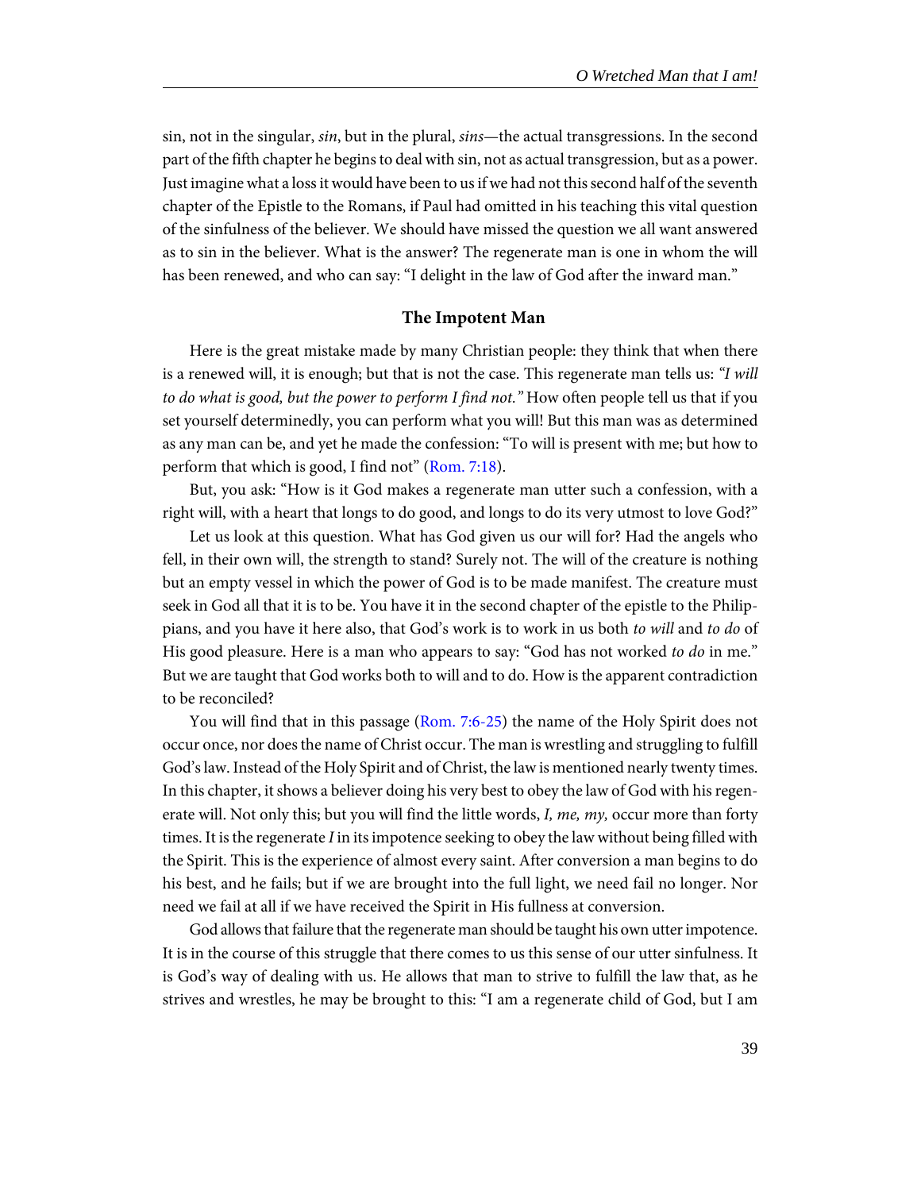sin, not in the singular, *sin*, but in the plural, *sins*—the actual transgressions. In the second part of the fifth chapter he begins to deal with sin, not as actual transgression, but as a power. Just imagine what a loss it would have been to us if we had not this second half of the seventh chapter of the Epistle to the Romans, if Paul had omitted in his teaching this vital question of the sinfulness of the believer. We should have missed the question we all want answered as to sin in the believer. What is the answer? The regenerate man is one in whom the will has been renewed, and who can say: "I delight in the law of God after the inward man."

### The Impotent Man

Here is the great mistake made by many Christian people: they think that when there is a renewed will, it is enough; but that is not the case. This regenerate man tells us: *"I will to do what is good, but the power to perform I find not."* How often people tell us that if you set yourself determinedly, you can perform what you will! But this man was as determined as any man can be, and yet he made the confession: "To will is present with me; but how to perform that which is good, I find not" (Rom. 7:18).

But, you ask: "How is it God makes a regenerate man utter such a confession, with a right will, with a heart that longs to do good, and longs to do its very utmost to love God?"

Let us look at this question. What has God given us our will for? Had the angels who fell, in their own will, the strength to stand? Surely not. The will of the creature is nothing but an empty vessel in which the power of God is to be made manifest. The creature must seek in God all that it is to be. You have it in the second chapter of the epistle to the Philippians, and you have it here also, that God's work is to work in us both *to will* and *to do* of His good pleasure. Here is a man who appears to say: "God has not worked *to do* in me." But we are taught that God works both to will and to do. How is the apparent contradiction to be reconciled?

You will find that in this passage (Rom. 7:6-25) the name of the Holy Spirit does not occur once, nor does the name of Christ occur. The man is wrestling and struggling to fulfill God's law. Instead of the Holy Spirit and of Christ, the law is mentioned nearly twenty times. In this chapter, it shows a believer doing his very best to obey the law of God with his regenerate will. Not only this; but you will find the little words, *I, me, my,* occur more than forty times. It is the regenerate *I* in its impotence seeking to obey the law without being filled with the Spirit. This is the experience of almost every saint. After conversion a man begins to do his best, and he fails; but if we are brought into the full light, we need fail no longer. Nor need we fail at all if we have received the Spirit in His fullness at conversion.

God allows that failure that the regenerate man should be taught his own utter impotence. It is in the course of this struggle that there comes to us this sense of our utter sinfulness. It is God's way of dealing with us. He allows that man to strive to fulfill the law that, as he strives and wrestles, he may be brought to this: "I am a regenerate child of God, but I am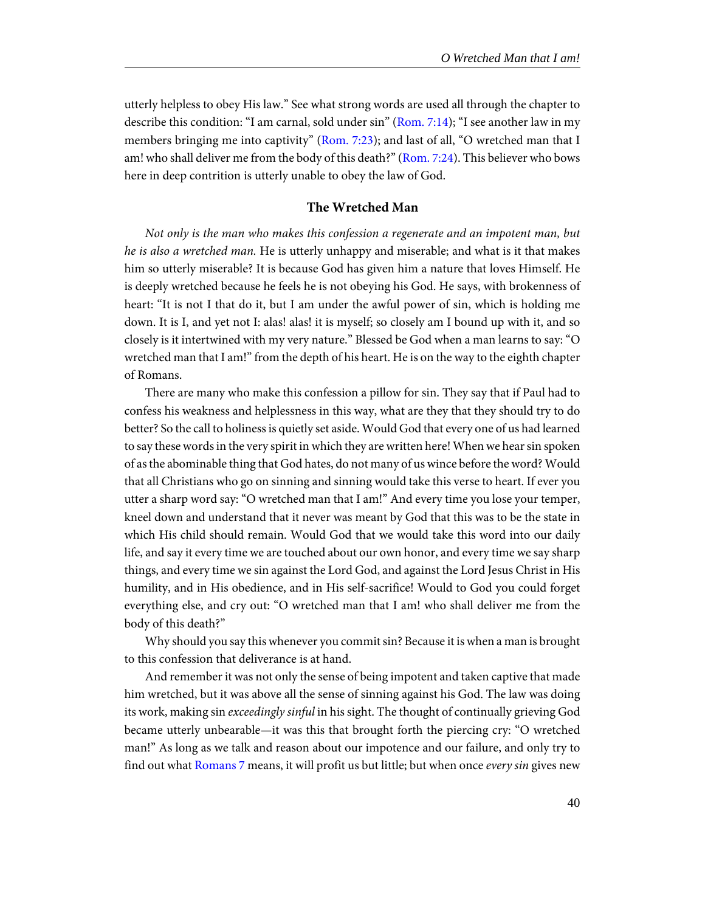utterly helpless to obey His law." See what strong words are used all through the chapter to describe this condition: "I am carnal, sold under sin" (Rom. 7:14); "I see another law in my members bringing me into captivity" (Rom. 7:23); and last of all, "O wretched man that I am! who shall deliver me from the body of this death?" (Rom. 7:24). This believer who bows here in deep contrition is utterly unable to obey the law of God.

### The Wretched Man

*Not only is the man who makes this confession a regenerate and an impotent man, but he is also a wretched man.* He is utterly unhappy and miserable; and what is it that makes him so utterly miserable? It is because God has given him a nature that loves Himself. He is deeply wretched because he feels he is not obeying his God. He says, with brokenness of heart: "It is not I that do it, but I am under the awful power of sin, which is holding me down. It is I, and yet not I: alas! alas! it is myself; so closely am I bound up with it, and so closely is it intertwined with my very nature." Blessed be God when a man learns to say: "O wretched man that I am!" from the depth of his heart. He is on the way to the eighth chapter of Romans.

There are many who make this confession a pillow for sin. They say that if Paul had to confess his weakness and helplessness in this way, what are they that they should try to do better? So the call to holiness is quietly set aside. Would God that every one of us had learned to say these words in the very spirit in which they are written here! When we hear sin spoken of as the abominable thing that God hates, do not many of us wince before the word? Would that all Christians who go on sinning and sinning would take this verse to heart. If ever you utter a sharp word say: "O wretched man that I am!" And every time you lose your temper, kneel down and understand that it never was meant by God that this was to be the state in which His child should remain. Would God that we would take this word into our daily life, and say it every time we are touched about our own honor, and every time we say sharp things, and every time we sin against the Lord God, and against the Lord Jesus Christ in His humility, and in His obedience, and in His self-sacrifice! Would to God you could forget everything else, and cry out: "O wretched man that I am! who shall deliver me from the body of this death?"

Why should you say this whenever you commit sin? Because it is when a man is brought to this confession that deliverance is at hand.

And remember it was not only the sense of being impotent and taken captive that made him wretched, but it was above all the sense of sinning against his God. The law was doing its work, making sin *exceedingly sinful* in his sight. The thought of continually grieving God became utterly unbearable—it was this that brought forth the piercing cry: "O wretched man!" As long as we talk and reason about our impotence and our failure, and only try to find out what Romans 7 means, it will profit us but little; but when once *every sin* gives new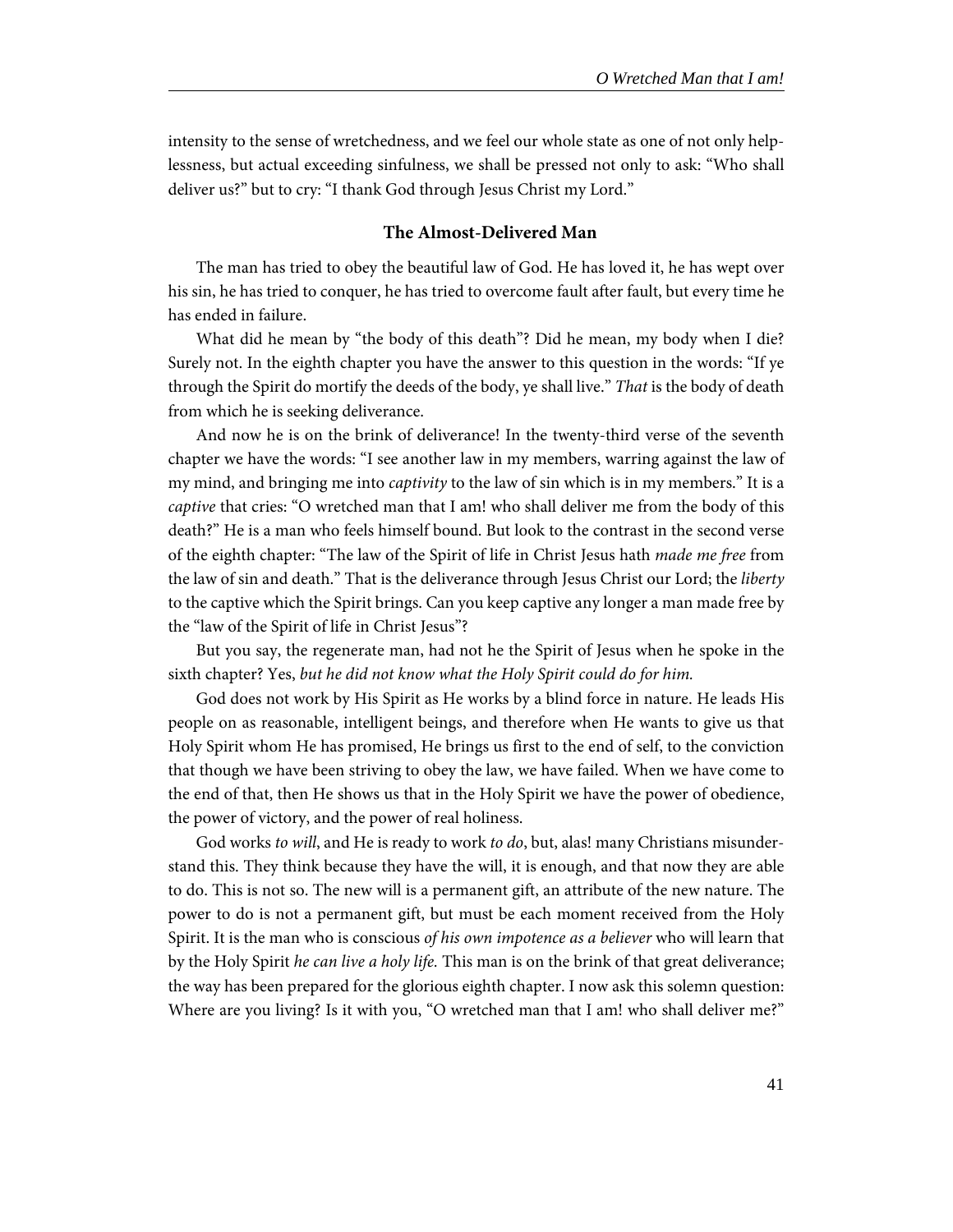intensity to the sense of wretchedness, and we feel our whole state as one of not only helplessness, but actual exceeding sinfulness, we shall be pressed not only to ask: "Who shall deliver us?" but to cry: "I thank God through Jesus Christ my Lord."

### The Almost-Delivered Man

The man has tried to obey the beautiful law of God. He has loved it, he has wept over his sin, he has tried to conquer, he has tried to overcome fault after fault, but every time he has ended in failure.

What did he mean by "the body of this death"? Did he mean, my body when I die? Surely not. In the eighth chapter you have the answer to this question in the words: "If ye through the Spirit do mortify the deeds of the body, ye shall live." *That* is the body of death from which he is seeking deliverance.

And now he is on the brink of deliverance! In the twenty-third verse of the seventh chapter we have the words: "I see another law in my members, warring against the law of my mind, and bringing me into *captivity* to the law of sin which is in my members." It is a *captive* that cries: "O wretched man that I am! who shall deliver me from the body of this death?" He is a man who feels himself bound. But look to the contrast in the second verse of the eighth chapter: "The law of the Spirit of life in Christ Jesus hath *made me free* from the law of sin and death." That is the deliverance through Jesus Christ our Lord; the *liberty* to the captive which the Spirit brings. Can you keep captive any longer a man made free by the "law of the Spirit of life in Christ Jesus"?

But you say, the regenerate man, had not he the Spirit of Jesus when he spoke in the sixth chapter? Yes, *but he did not know what the Holy Spirit could do for him.*

God does not work by His Spirit as He works by a blind force in nature. He leads His people on as reasonable, intelligent beings, and therefore when He wants to give us that Holy Spirit whom He has promised, He brings us first to the end of self, to the conviction that though we have been striving to obey the law, we have failed. When we have come to the end of that, then He shows us that in the Holy Spirit we have the power of obedience, the power of victory, and the power of real holiness.

God works *to will*, and He is ready to work *to do*, but, alas! many Christians misunderstand this. They think because they have the will, it is enough, and that now they are able to do. This is not so. The new will is a permanent gift, an attribute of the new nature. The power to do is not a permanent gift, but must be each moment received from the Holy Spirit. It is the man who is conscious *of his own impotence as a believer* who will learn that by the Holy Spirit *he can live a holy life.* This man is on the brink of that great deliverance; the way has been prepared for the glorious eighth chapter. I now ask this solemn question: Where are you living? Is it with you, "O wretched man that I am! who shall deliver me?"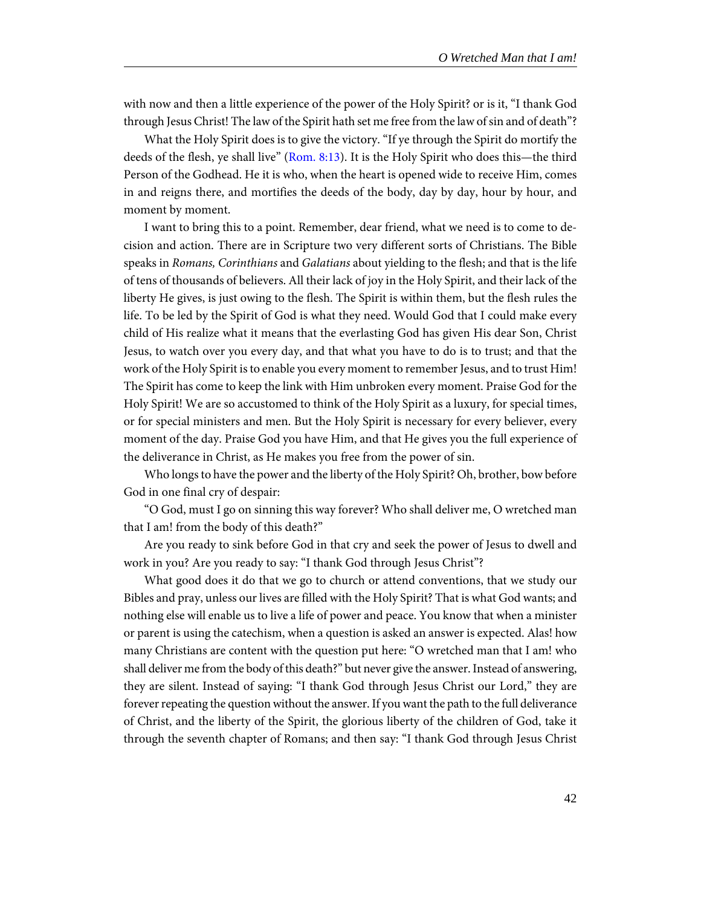with now and then a little experience of the power of the Holy Spirit? or is it, "I thank God through Jesus Christ! The law of the Spirit hath set me free from the law of sin and of death"?

What the Holy Spirit does is to give the victory. "If ye through the Spirit do mortify the deeds of the flesh, ye shall live" (Rom. 8:13). It is the Holy Spirit who does this—the third Person of the Godhead. He it is who, when the heart is opened wide to receive Him, comes in and reigns there, and mortifies the deeds of the body, day by day, hour by hour, and moment by moment.

I want to bring this to a point. Remember, dear friend, what we need is to come to decision and action. There are in Scripture two very different sorts of Christians. The Bible speaks in *Romans, Corinthians* and *Galatians* about yielding to the flesh; and that is the life of tens of thousands of believers. All their lack of joy in the Holy Spirit, and their lack of the liberty He gives, is just owing to the flesh. The Spirit is within them, but the flesh rules the life. To be led by the Spirit of God is what they need. Would God that I could make every child of His realize what it means that the everlasting God has given His dear Son, Christ Jesus, to watch over you every day, and that what you have to do is to trust; and that the work of the Holy Spirit is to enable you every moment to remember Jesus, and to trust Him! The Spirit has come to keep the link with Him unbroken every moment. Praise God for the Holy Spirit! We are so accustomed to think of the Holy Spirit as a luxury, for special times, or for special ministers and men. But the Holy Spirit is necessary for every believer, every moment of the day. Praise God you have Him, and that He gives you the full experience of the deliverance in Christ, as He makes you free from the power of sin.

Who longs to have the power and the liberty of the Holy Spirit? Oh, brother, bow before God in one final cry of despair:

"O God, must I go on sinning this way forever? Who shall deliver me, O wretched man that I am! from the body of this death?"

Are you ready to sink before God in that cry and seek the power of Jesus to dwell and work in you? Are you ready to say: "I thank God through Jesus Christ"?

What good does it do that we go to church or attend conventions, that we study our Bibles and pray, unless our lives are filled with the Holy Spirit? That is what God wants; and nothing else will enable us to live a life of power and peace. You know that when a minister or parent is using the catechism, when a question is asked an answer is expected. Alas! how many Christians are content with the question put here: "O wretched man that I am! who shall deliver me from the body of this death?" but never give the answer. Instead of answering, they are silent. Instead of saying: "I thank God through Jesus Christ our Lord," they are forever repeating the question without the answer. If you want the path to the full deliverance of Christ, and the liberty of the Spirit, the glorious liberty of the children of God, take it through the seventh chapter of Romans; and then say: "I thank God through Jesus Christ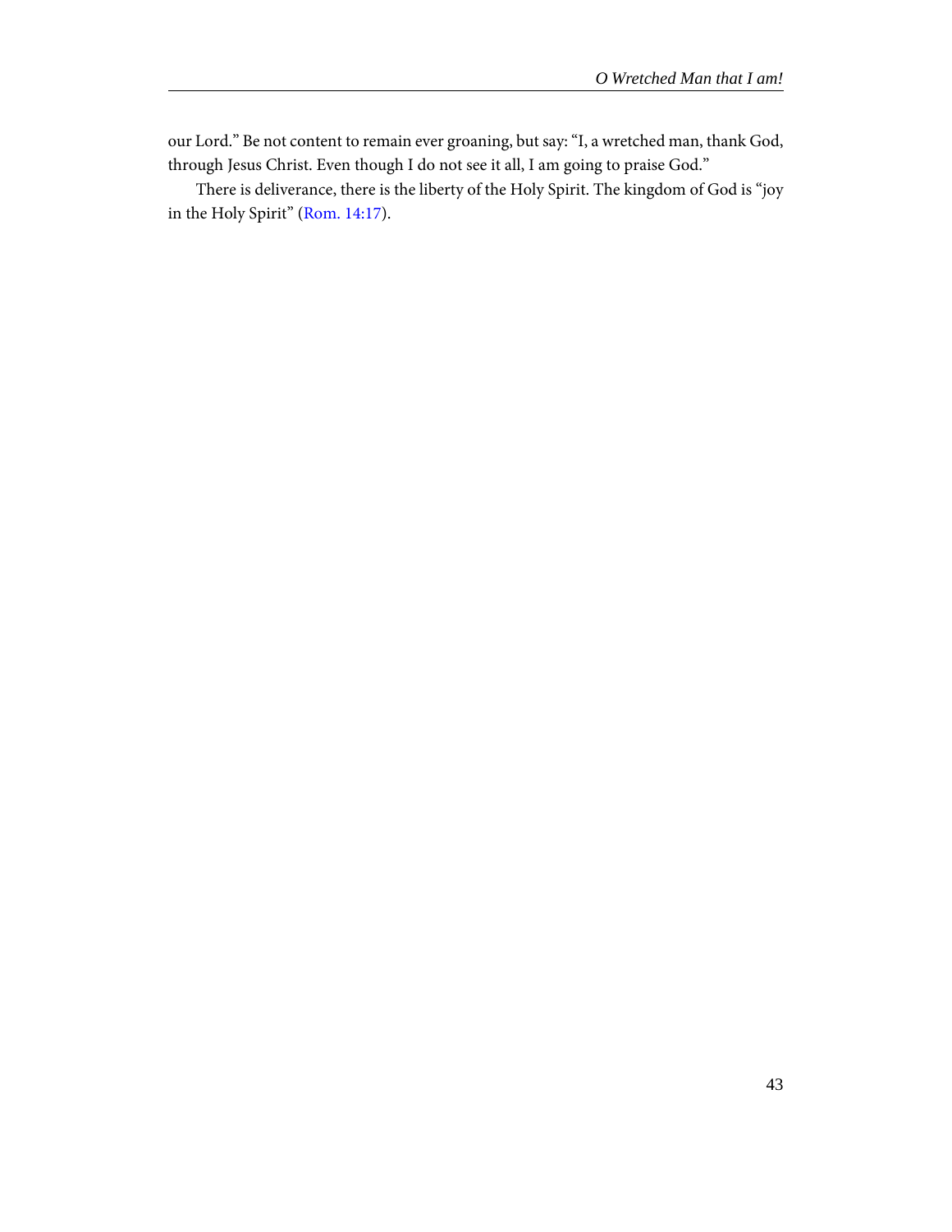our Lord." Be not content to remain ever groaning, but say: "I, a wretched man, thank God, through Jesus Christ. Even though I do not see it all, I am going to praise God."

There is deliverance, there is the liberty of the Holy Spirit. The kingdom of God is "joy in the Holy Spirit" (Rom. 14:17).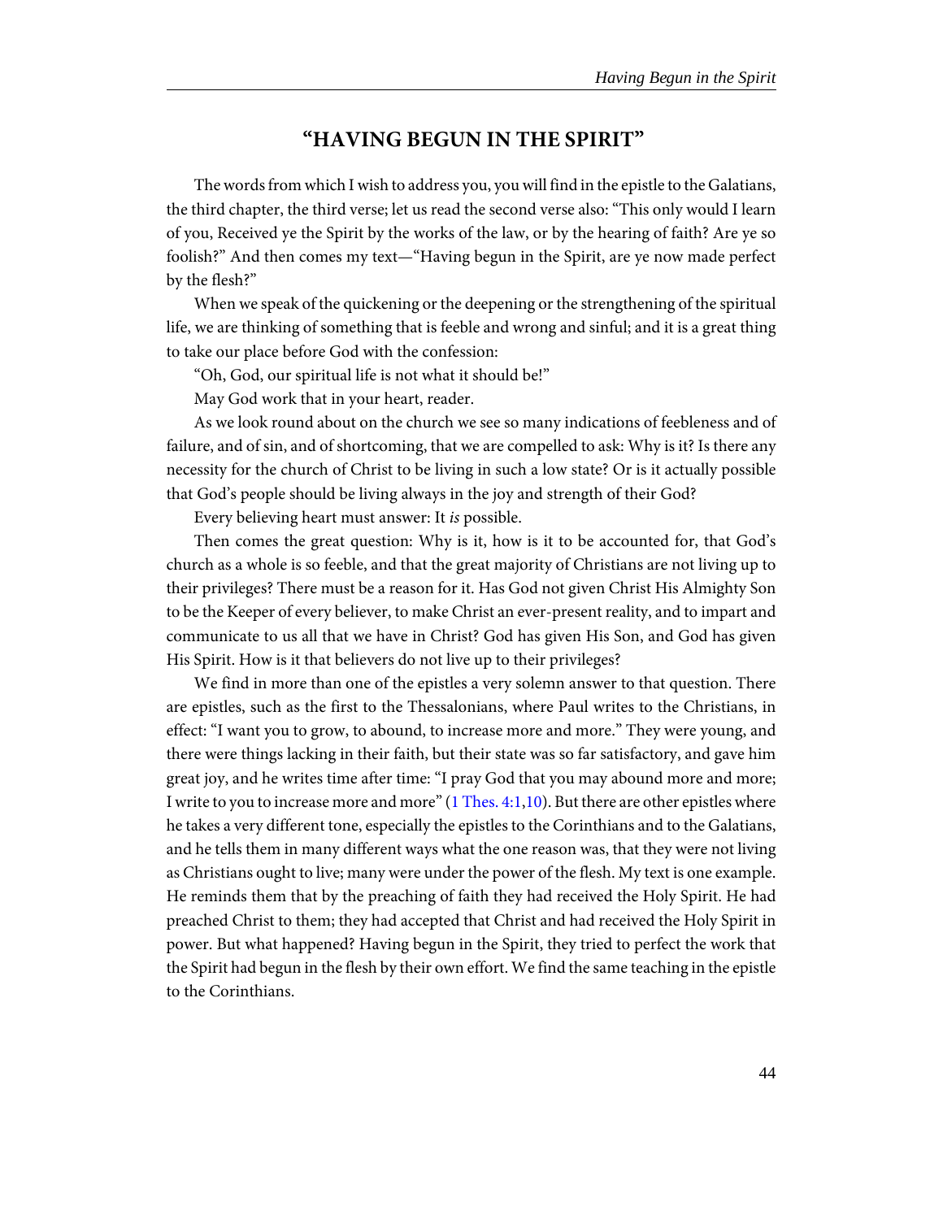## "HAVING BEGUN IN THE SPIRIT"

The words from which I wish to address you, you will find in the epistle to the Galatians, the third chapter, the third verse; let us read the second verse also: "This only would I learn of you, Received ye the Spirit by the works of the law, or by the hearing of faith? Are ye so foolish?" And then comes my text—"Having begun in the Spirit, are ye now made perfect by the flesh?"

When we speak of the quickening or the deepening or the strengthening of the spiritual life, we are thinking of something that is feeble and wrong and sinful; and it is a great thing to take our place before God with the confession:

"Oh, God, our spiritual life is not what it should be!"

May God work that in your heart, reader.

As we look round about on the church we see so many indications of feebleness and of failure, and of sin, and of shortcoming, that we are compelled to ask: Why is it? Is there any necessity for the church of Christ to be living in such a low state? Or is it actually possible that God's people should be living always in the joy and strength of their God?

Every believing heart must answer: It *is* possible.

Then comes the great question: Why is it, how is it to be accounted for, that God's church as a whole is so feeble, and that the great majority of Christians are not living up to their privileges? There must be a reason for it. Has God not given Christ His Almighty Son to be the Keeper of every believer, to make Christ an ever-present reality, and to impart and communicate to us all that we have in Christ? God has given His Son, and God has given His Spirit. How is it that believers do not live up to their privileges?

We find in more than one of the epistles a very solemn answer to that question. There are epistles, such as the first to the Thessalonians, where Paul writes to the Christians, in effect: "I want you to grow, to abound, to increase more and more." They were young, and there were things lacking in their faith, but their state was so far satisfactory, and gave him great joy, and he writes time after time: "I pray God that you may abound more and more; I write to you to increase more and more" (1 Thes. 4:1,10). But there are other epistles where he takes a very different tone, especially the epistles to the Corinthians and to the Galatians, and he tells them in many different ways what the one reason was, that they were not living as Christians ought to live; many were under the power of the flesh. My text is one example. He reminds them that by the preaching of faith they had received the Holy Spirit. He had preached Christ to them; they had accepted that Christ and had received the Holy Spirit in power. But what happened? Having begun in the Spirit, they tried to perfect the work that the Spirit had begun in the flesh by their own effort. We find the same teaching in the epistle to the Corinthians.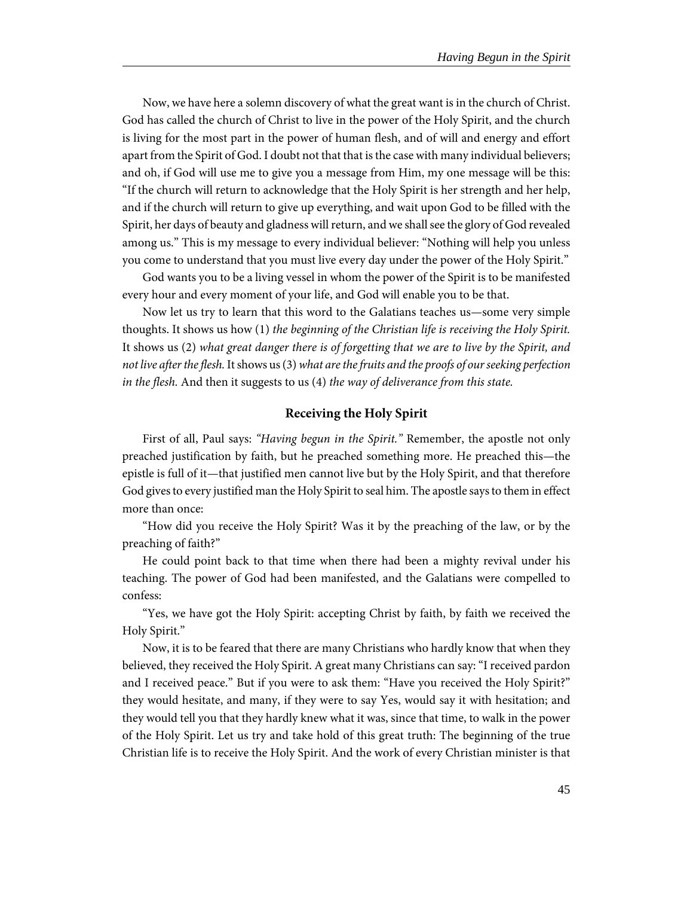Now, we have here a solemn discovery of what the great want is in the church of Christ. God has called the church of Christ to live in the power of the Holy Spirit, and the church is living for the most part in the power of human flesh, and of will and energy and effort apart from the Spirit of God. I doubt not that that is the case with many individual believers; and oh, if God will use me to give you a message from Him, my one message will be this: "If the church will return to acknowledge that the Holy Spirit is her strength and her help, and if the church will return to give up everything, and wait upon God to be filled with the Spirit, her days of beauty and gladness will return, and we shall see the glory of God revealed among us." This is my message to every individual believer: "Nothing will help you unless you come to understand that you must live every day under the power of the Holy Spirit."

God wants you to be a living vessel in whom the power of the Spirit is to be manifested every hour and every moment of your life, and God will enable you to be that.

Now let us try to learn that this word to the Galatians teaches us—some very simple thoughts. It shows us how (1) *the beginning of the Christian life is receiving the Holy Spirit.* It shows us (2) *what great danger there is of forgetting that we are to live by the Spirit, and not live after the flesh.* It shows us (3) *what are the fruits and the proofs of our seeking perfection in the flesh.* And then it suggests to us (4) *the way of deliverance from this state.*

### Receiving the Holy Spirit

First of all, Paul says: *"Having begun in the Spirit."* Remember, the apostle not only preached justification by faith, but he preached something more. He preached this—the epistle is full of it—that justified men cannot live but by the Holy Spirit, and that therefore God gives to every justified man the Holy Spirit to seal him. The apostle says to them in effect more than once:

"How did you receive the Holy Spirit? Was it by the preaching of the law, or by the preaching of faith?"

He could point back to that time when there had been a mighty revival under his teaching. The power of God had been manifested, and the Galatians were compelled to confess:

"Yes, we have got the Holy Spirit: accepting Christ by faith, by faith we received the Holy Spirit."

Now, it is to be feared that there are many Christians who hardly know that when they believed, they received the Holy Spirit. A great many Christians can say: "I received pardon and I received peace." But if you were to ask them: "Have you received the Holy Spirit?" they would hesitate, and many, if they were to say Yes, would say it with hesitation; and they would tell you that they hardly knew what it was, since that time, to walk in the power of the Holy Spirit. Let us try and take hold of this great truth: The beginning of the true Christian life is to receive the Holy Spirit. And the work of every Christian minister is that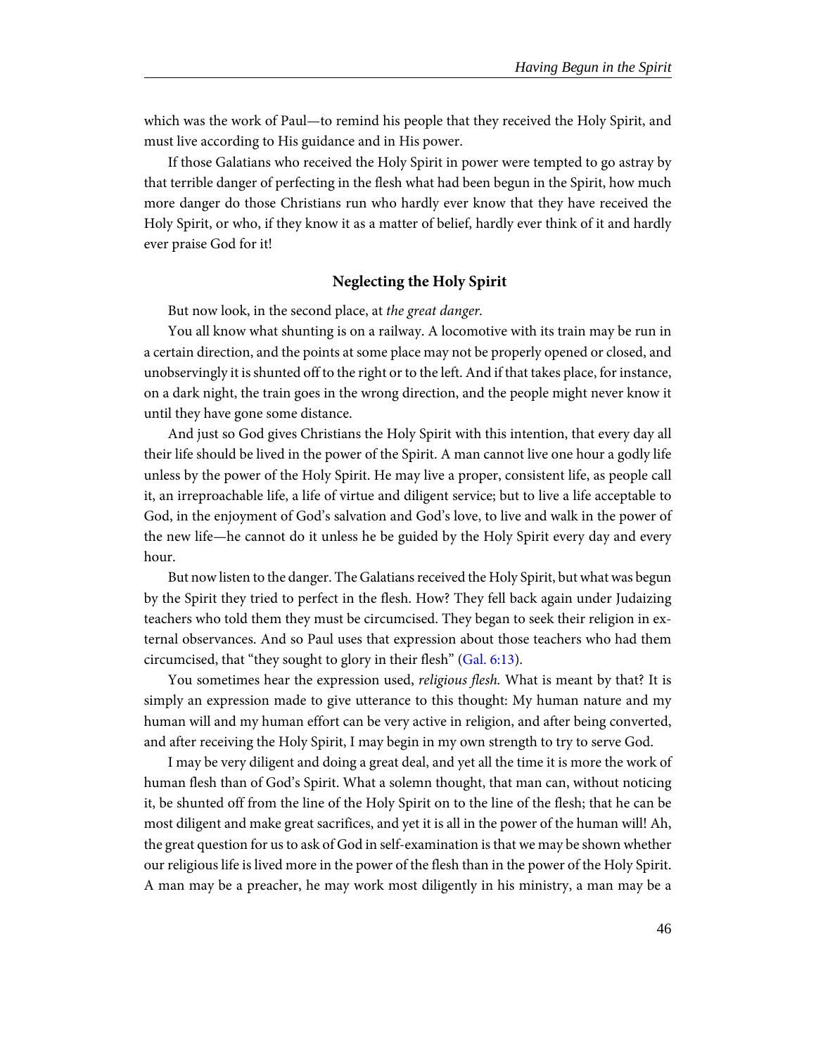which was the work of Paul—to remind his people that they received the Holy Spirit, and must live according to His guidance and in His power.

If those Galatians who received the Holy Spirit in power were tempted to go astray by that terrible danger of perfecting in the flesh what had been begun in the Spirit, how much more danger do those Christians run who hardly ever know that they have received the Holy Spirit, or who, if they know it as a matter of belief, hardly ever think of it and hardly ever praise God for it!

### Neglecting the Holy Spirit

But now look, in the second place, at *the great danger.*

You all know what shunting is on a railway. A locomotive with its train may be run in a certain direction, and the points at some place may not be properly opened or closed, and unobservingly it is shunted off to the right or to the left. And if that takes place, for instance, on a dark night, the train goes in the wrong direction, and the people might never know it until they have gone some distance.

And just so God gives Christians the Holy Spirit with this intention, that every day all their life should be lived in the power of the Spirit. A man cannot live one hour a godly life unless by the power of the Holy Spirit. He may live a proper, consistent life, as people call it, an irreproachable life, a life of virtue and diligent service; but to live a life acceptable to God, in the enjoyment of God's salvation and God's love, to live and walk in the power of the new life—he cannot do it unless he be guided by the Holy Spirit every day and every hour.

But now listen to the danger. The Galatians received the Holy Spirit, but what was begun by the Spirit they tried to perfect in the flesh. How? They fell back again under Judaizing teachers who told them they must be circumcised. They began to seek their religion in external observances. And so Paul uses that expression about those teachers who had them circumcised, that "they sought to glory in their flesh" (Gal. 6:13).

You sometimes hear the expression used, *religious flesh.* What is meant by that? It is simply an expression made to give utterance to this thought: My human nature and my human will and my human effort can be very active in religion, and after being converted, and after receiving the Holy Spirit, I may begin in my own strength to try to serve God.

I may be very diligent and doing a great deal, and yet all the time it is more the work of human flesh than of God's Spirit. What a solemn thought, that man can, without noticing it, be shunted off from the line of the Holy Spirit on to the line of the flesh; that he can be most diligent and make great sacrifices, and yet it is all in the power of the human will! Ah, the great question for us to ask of God in self-examination is that we may be shown whether our religious life is lived more in the power of the flesh than in the power of the Holy Spirit. A man may be a preacher, he may work most diligently in his ministry, a man may be a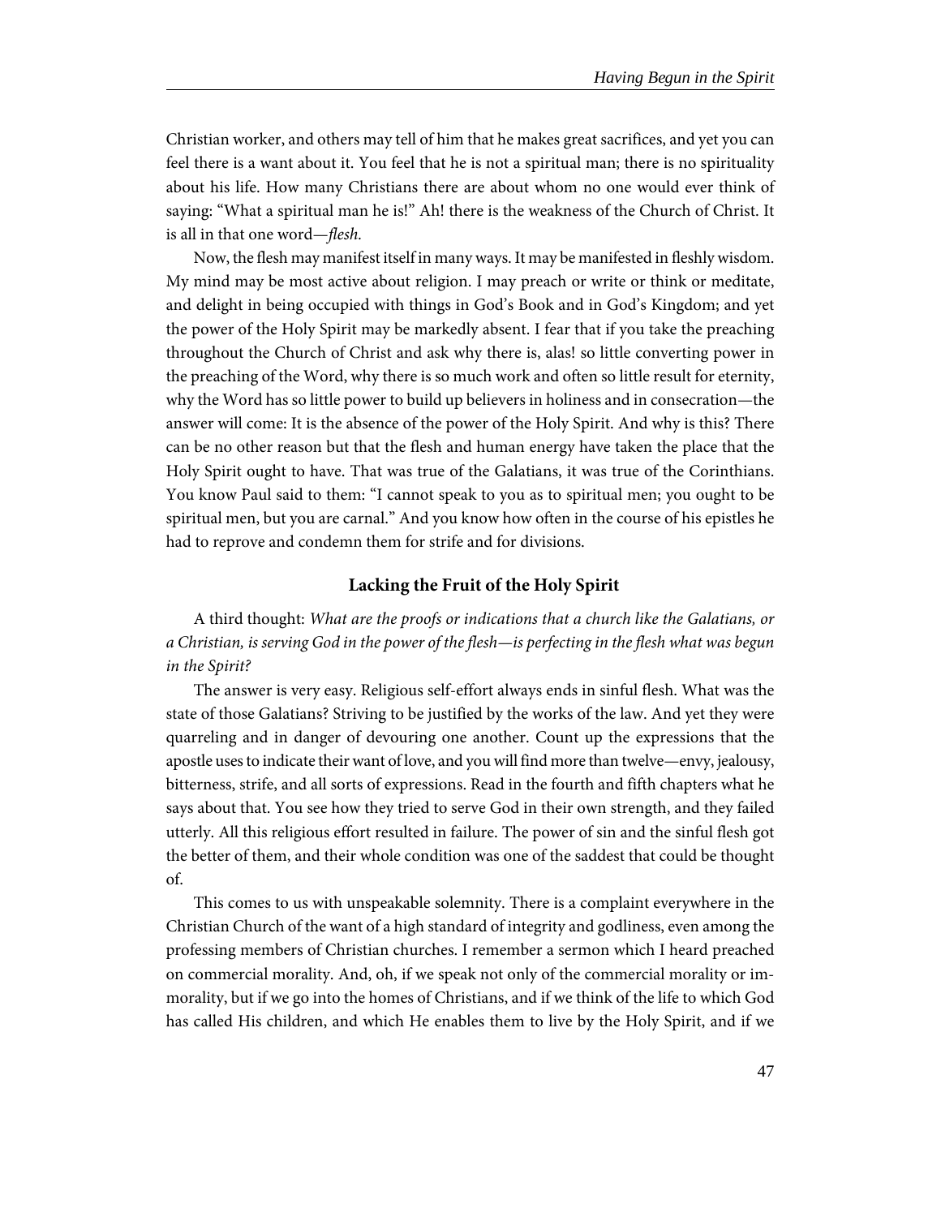Christian worker, and others may tell of him that he makes great sacrifices, and yet you can feel there is a want about it. You feel that he is not a spiritual man; there is no spirituality about his life. How many Christians there are about whom no one would ever think of saying: "What a spiritual man he is!" Ah! there is the weakness of the Church of Christ. It is all in that one word—*flesh.*

Now, the flesh may manifest itself in many ways. It may be manifested in fleshly wisdom. My mind may be most active about religion. I may preach or write or think or meditate, and delight in being occupied with things in God's Book and in God's Kingdom; and yet the power of the Holy Spirit may be markedly absent. I fear that if you take the preaching throughout the Church of Christ and ask why there is, alas! so little converting power in the preaching of the Word, why there is so much work and often so little result for eternity, why the Word has so little power to build up believers in holiness and in consecration—the answer will come: It is the absence of the power of the Holy Spirit. And why is this? There can be no other reason but that the flesh and human energy have taken the place that the Holy Spirit ought to have. That was true of the Galatians, it was true of the Corinthians. You know Paul said to them: "I cannot speak to you as to spiritual men; you ought to be spiritual men, but you are carnal." And you know how often in the course of his epistles he had to reprove and condemn them for strife and for divisions.

### Lacking the Fruit of the Holy Spirit

A third thought: *What are the proofs or indications that a church like the Galatians, or a Christian, is serving God in the power of the flesh—is perfecting in the flesh what was begun in the Spirit?*

The answer is very easy. Religious self-effort always ends in sinful flesh. What was the state of those Galatians? Striving to be justified by the works of the law. And yet they were quarreling and in danger of devouring one another. Count up the expressions that the apostle uses to indicate their want of love, and you will find more than twelve—envy, jealousy, bitterness, strife, and all sorts of expressions. Read in the fourth and fifth chapters what he says about that. You see how they tried to serve God in their own strength, and they failed utterly. All this religious effort resulted in failure. The power of sin and the sinful flesh got the better of them, and their whole condition was one of the saddest that could be thought of.

This comes to us with unspeakable solemnity. There is a complaint everywhere in the Christian Church of the want of a high standard of integrity and godliness, even among the professing members of Christian churches. I remember a sermon which I heard preached on commercial morality. And, oh, if we speak not only of the commercial morality or immorality, but if we go into the homes of Christians, and if we think of the life to which God has called His children, and which He enables them to live by the Holy Spirit, and if we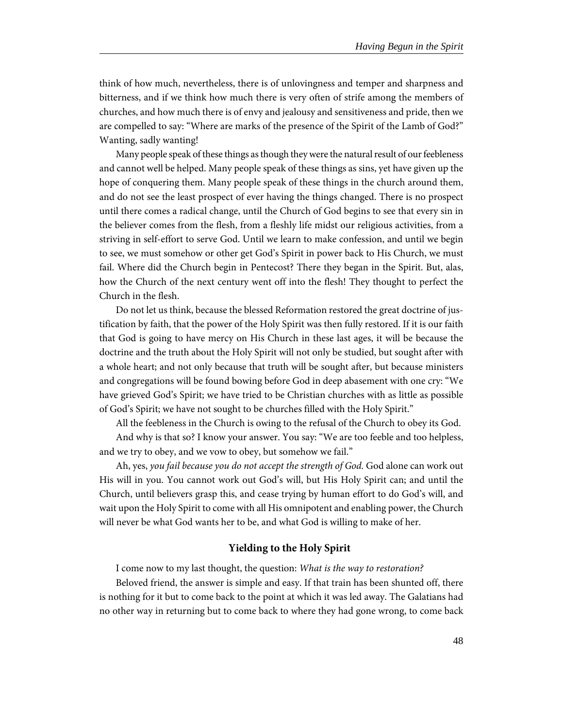think of how much, nevertheless, there is of unlovingness and temper and sharpness and bitterness, and if we think how much there is very often of strife among the members of churches, and how much there is of envy and jealousy and sensitiveness and pride, then we are compelled to say: "Where are marks of the presence of the Spirit of the Lamb of God?" Wanting, sadly wanting!

Many people speak of these things as though they were the natural result of our feebleness and cannot well be helped. Many people speak of these things as sins, yet have given up the hope of conquering them. Many people speak of these things in the church around them, and do not see the least prospect of ever having the things changed. There is no prospect until there comes a radical change, until the Church of God begins to see that every sin in the believer comes from the flesh, from a fleshly life midst our religious activities, from a striving in self-effort to serve God. Until we learn to make confession, and until we begin to see, we must somehow or other get God's Spirit in power back to His Church, we must fail. Where did the Church begin in Pentecost? There they began in the Spirit. But, alas, how the Church of the next century went off into the flesh! They thought to perfect the Church in the flesh.

Do not let us think, because the blessed Reformation restored the great doctrine of justification by faith, that the power of the Holy Spirit was then fully restored. If it is our faith that God is going to have mercy on His Church in these last ages, it will be because the doctrine and the truth about the Holy Spirit will not only be studied, but sought after with a whole heart; and not only because that truth will be sought after, but because ministers and congregations will be found bowing before God in deep abasement with one cry: "We have grieved God's Spirit; we have tried to be Christian churches with as little as possible of God's Spirit; we have not sought to be churches filled with the Holy Spirit."

All the feebleness in the Church is owing to the refusal of the Church to obey its God.

And why is that so? I know your answer. You say: "We are too feeble and too helpless, and we try to obey, and we vow to obey, but somehow we fail."

Ah, yes, *you fail because you do not accept the strength of God.* God alone can work out His will in you. You cannot work out God's will, but His Holy Spirit can; and until the Church, until believers grasp this, and cease trying by human effort to do God's will, and wait upon the Holy Spirit to come with all His omnipotent and enabling power, the Church will never be what God wants her to be, and what God is willing to make of her.

### Yielding to the Holy Spirit

I come now to my last thought, the question: *What is the way to restoration?*

Beloved friend, the answer is simple and easy. If that train has been shunted off, there is nothing for it but to come back to the point at which it was led away. The Galatians had no other way in returning but to come back to where they had gone wrong, to come back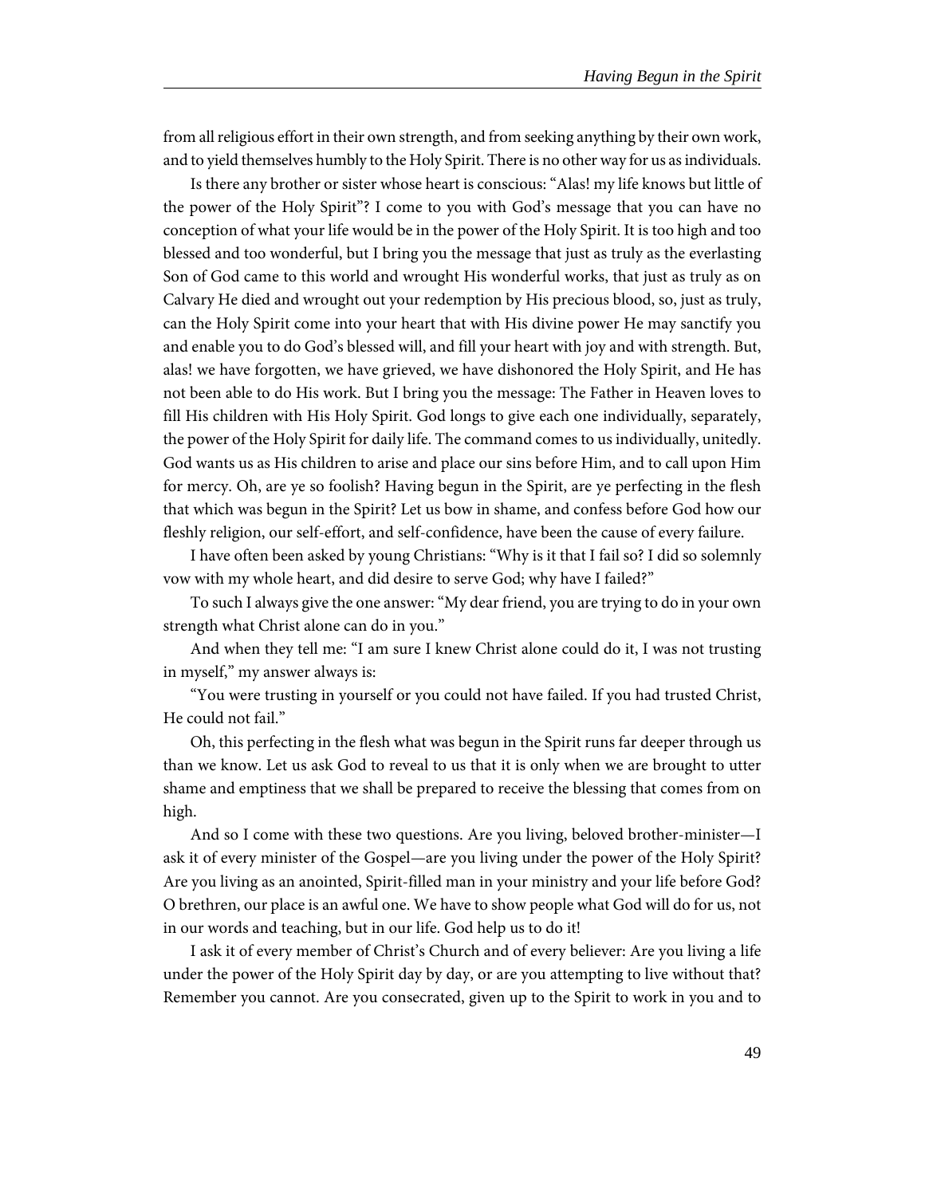from all religious effort in their own strength, and from seeking anything by their own work, and to yield themselves humbly to the Holy Spirit. There is no other way for us as individuals.

Is there any brother or sister whose heart is conscious: "Alas! my life knows but little of the power of the Holy Spirit"? I come to you with God's message that you can have no conception of what your life would be in the power of the Holy Spirit. It is too high and too blessed and too wonderful, but I bring you the message that just as truly as the everlasting Son of God came to this world and wrought His wonderful works, that just as truly as on Calvary He died and wrought out your redemption by His precious blood, so, just as truly, can the Holy Spirit come into your heart that with His divine power He may sanctify you and enable you to do God's blessed will, and fill your heart with joy and with strength. But, alas! we have forgotten, we have grieved, we have dishonored the Holy Spirit, and He has not been able to do His work. But I bring you the message: The Father in Heaven loves to fill His children with His Holy Spirit. God longs to give each one individually, separately, the power of the Holy Spirit for daily life. The command comes to us individually, unitedly. God wants us as His children to arise and place our sins before Him, and to call upon Him for mercy. Oh, are ye so foolish? Having begun in the Spirit, are ye perfecting in the flesh that which was begun in the Spirit? Let us bow in shame, and confess before God how our fleshly religion, our self-effort, and self-confidence, have been the cause of every failure.

I have often been asked by young Christians: "Why is it that I fail so? I did so solemnly vow with my whole heart, and did desire to serve God; why have I failed?"

To such I always give the one answer: "My dear friend, you are trying to do in your own strength what Christ alone can do in you."

And when they tell me: "I am sure I knew Christ alone could do it, I was not trusting in myself," my answer always is:

"You were trusting in yourself or you could not have failed. If you had trusted Christ, He could not fail."

Oh, this perfecting in the flesh what was begun in the Spirit runs far deeper through us than we know. Let us ask God to reveal to us that it is only when we are brought to utter shame and emptiness that we shall be prepared to receive the blessing that comes from on high.

And so I come with these two questions. Are you living, beloved brother-minister—I ask it of every minister of the Gospel—are you living under the power of the Holy Spirit? Are you living as an anointed, Spirit-filled man in your ministry and your life before God? O brethren, our place is an awful one. We have to show people what God will do for us, not in our words and teaching, but in our life. God help us to do it!

I ask it of every member of Christ's Church and of every believer: Are you living a life under the power of the Holy Spirit day by day, or are you attempting to live without that? Remember you cannot. Are you consecrated, given up to the Spirit to work in you and to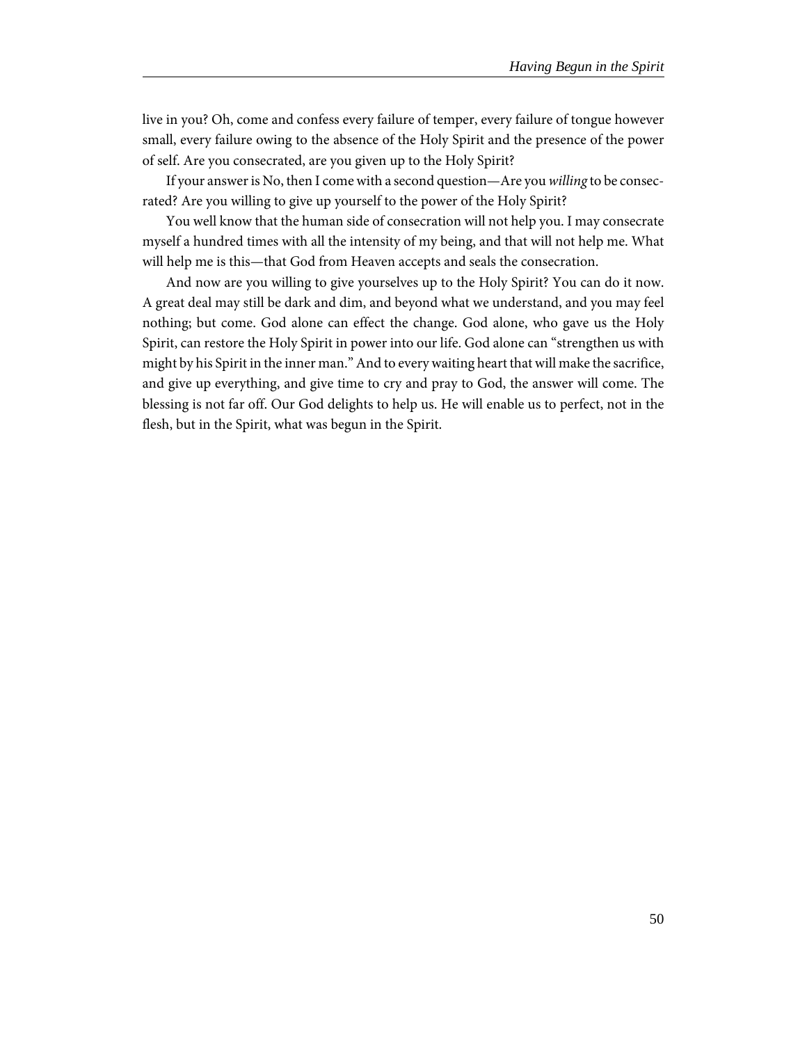live in you? Oh, come and confess every failure of temper, every failure of tongue however small, every failure owing to the absence of the Holy Spirit and the presence of the power of self. Are you consecrated, are you given up to the Holy Spirit?

If your answer is No, then I come with a second question—Are you *willing* to be consecrated? Are you willing to give up yourself to the power of the Holy Spirit?

You well know that the human side of consecration will not help you. I may consecrate myself a hundred times with all the intensity of my being, and that will not help me. What will help me is this—that God from Heaven accepts and seals the consecration.

And now are you willing to give yourselves up to the Holy Spirit? You can do it now. A great deal may still be dark and dim, and beyond what we understand, and you may feel nothing; but come. God alone can effect the change. God alone, who gave us the Holy Spirit, can restore the Holy Spirit in power into our life. God alone can "strengthen us with might by his Spirit in the inner man." And to every waiting heart that will make the sacrifice, and give up everything, and give time to cry and pray to God, the answer will come. The blessing is not far off. Our God delights to help us. He will enable us to perfect, not in the flesh, but in the Spirit, what was begun in the Spirit.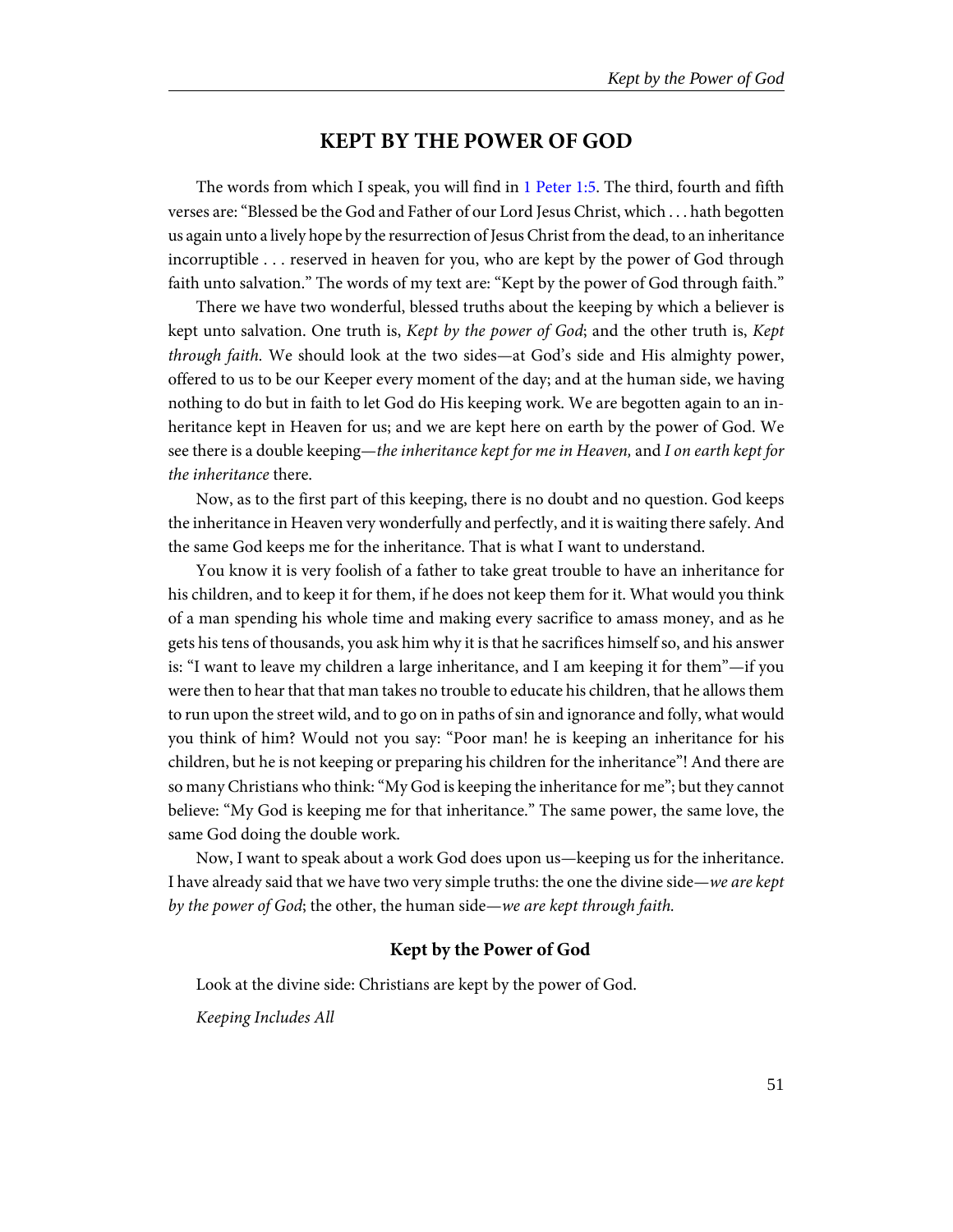## KEPT BY THE POWER OF GOD

The words from which I speak, you will find in 1 Peter 1:5. The third, fourth and fifth verses are: "Blessed be the God and Father of our Lord Jesus Christ, which . . . hath begotten us again unto a lively hope by the resurrection of Jesus Christ from the dead, to an inheritance incorruptible . . . reserved in heaven for you, who are kept by the power of God through faith unto salvation." The words of my text are: "Kept by the power of God through faith."

There we have two wonderful, blessed truths about the keeping by which a believer is kept unto salvation. One truth is, *Kept by the power of God*; and the other truth is, *Kept through faith*. We should look at the two sides—at God's side and His almighty power, offered to us to be our Keeper every moment of the day; and at the human side, we having nothing to do but in faith to let God do His keeping work. We are begotten again to an inheritance kept in Heaven for us; and we are kept here on earth by the power of God. We see there is a double keeping—*the inheritance kept for me in Heaven,* and *I on earth kept for the inheritance* there.

Now, as to the first part of this keeping, there is no doubt and no question. God keeps the inheritance in Heaven very wonderfully and perfectly, and it is waiting there safely. And the same God keeps me for the inheritance. That is what I want to understand.

You know it is very foolish of a father to take great trouble to have an inheritance for his children, and to keep it for them, if he does not keep them for it. What would you think of a man spending his whole time and making every sacrifice to amass money, and as he gets his tens of thousands, you ask him why it is that he sacrifices himself so, and his answer is: "I want to leave my children a large inheritance, and I am keeping it for them"—if you were then to hear that that man takes no trouble to educate his children, that he allows them to run upon the street wild, and to go on in paths of sin and ignorance and folly, what would you think of him? Would not you say: "Poor man! he is keeping an inheritance for his children, but he is not keeping or preparing his children for the inheritance"! And there are so many Christians who think: "My God is keeping the inheritance for me"; but they cannot believe: "My God is keeping me for that inheritance." The same power, the same love, the same God doing the double work.

Now, I want to speak about a work God does upon us—keeping us for the inheritance. I have already said that we have two very simple truths: the one the divine side—*we are kept by the power of God*; the other, the human side—*we are kept through faith.*

### Kept by the Power of God

Look at the divine side: Christians are kept by the power of God.

*Keeping Includes All*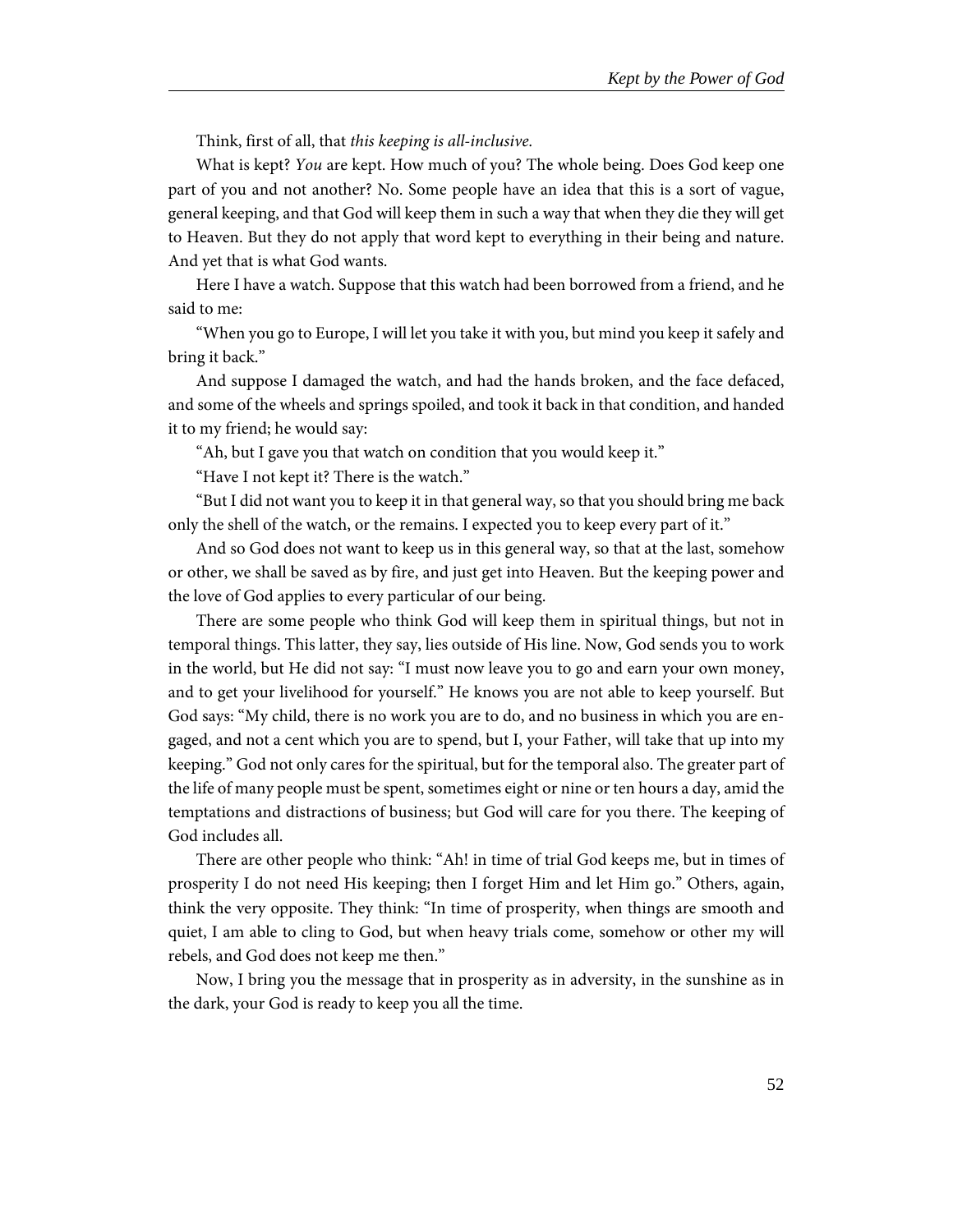Think, first of all, that *this keeping is all-inclusive.*

What is kept? *You* are kept. How much of you? The whole being. Does God keep one part of you and not another? No. Some people have an idea that this is a sort of vague, general keeping, and that God will keep them in such a way that when they die they will get to Heaven. But they do not apply that word kept to everything in their being and nature. And yet that is what God wants.

Here I have a watch. Suppose that this watch had been borrowed from a friend, and he said to me:

"When you go to Europe, I will let you take it with you, but mind you keep it safely and bring it back."

And suppose I damaged the watch, and had the hands broken, and the face defaced, and some of the wheels and springs spoiled, and took it back in that condition, and handed it to my friend; he would say:

"Ah, but I gave you that watch on condition that you would keep it."

"Have I not kept it? There is the watch."

"But I did not want you to keep it in that general way, so that you should bring me back only the shell of the watch, or the remains. I expected you to keep every part of it."

And so God does not want to keep us in this general way, so that at the last, somehow or other, we shall be saved as by fire, and just get into Heaven. But the keeping power and the love of God applies to every particular of our being.

There are some people who think God will keep them in spiritual things, but not in temporal things. This latter, they say, lies outside of His line. Now, God sends you to work in the world, but He did not say: "I must now leave you to go and earn your own money, and to get your livelihood for yourself." He knows you are not able to keep yourself. But God says: "My child, there is no work you are to do, and no business in which you are engaged, and not a cent which you are to spend, but I, your Father, will take that up into my keeping." God not only cares for the spiritual, but for the temporal also. The greater part of the life of many people must be spent, sometimes eight or nine or ten hours a day, amid the temptations and distractions of business; but God will care for you there. The keeping of God includes all.

There are other people who think: "Ah! in time of trial God keeps me, but in times of prosperity I do not need His keeping; then I forget Him and let Him go." Others, again, think the very opposite. They think: "In time of prosperity, when things are smooth and quiet, I am able to cling to God, but when heavy trials come, somehow or other my will rebels, and God does not keep me then."

Now, I bring you the message that in prosperity as in adversity, in the sunshine as in the dark, your God is ready to keep you all the time.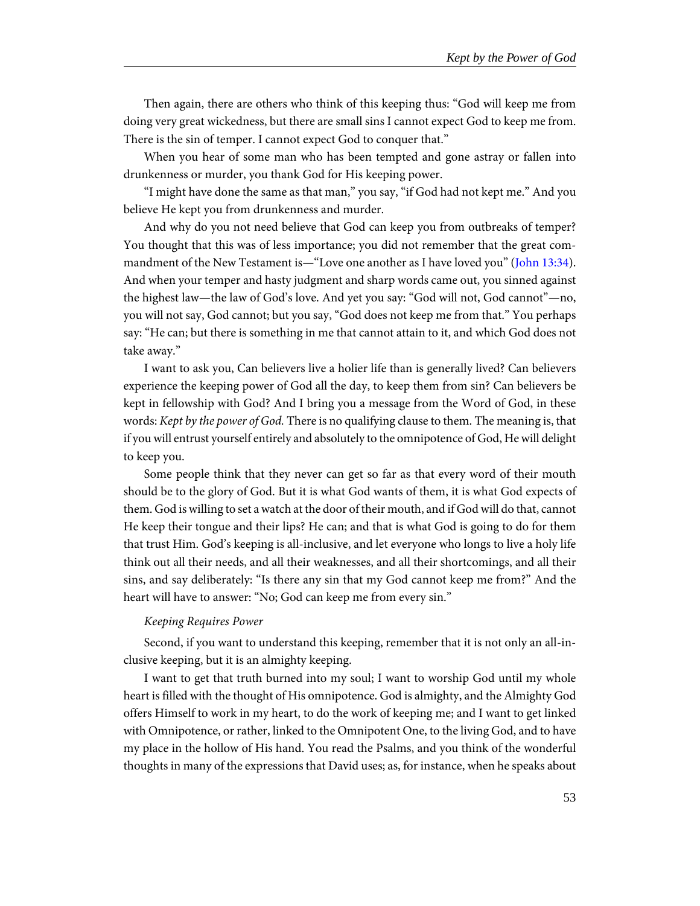Then again, there are others who think of this keeping thus: “God will keep me from doing very great wickedness, but there are small sins I cannot expect God to keep me from. There is the sin of temper. I cannot expect God to conquer that.”

When you hear of some man who has been tempted and gone astray or fallen into drunkenness or murder, you thank God for His keeping power.

“I might have done the same as that man,” you say, “if God had not kept me.” And you believe He kept you from drunkenness and murder.

And why do you not need believe that God can keep you from outbreaks of temper? You thought that this was of less importance; you did not remember that the great commandment of the New Testament is—“Love one another as I have loved you” (John 13:34). And when your temper and hasty judgment and sharp words came out, you sinned against the highest law—the law of God’s love. And yet you say: “God will not, God cannot”—no, you will not say, God cannot; but you say, “God does not keep me from that.” You perhaps say: “He can; but there is something in me that cannot attain to it, and which God does not take away.”

I want to ask you, Can believers live a holier life than is generally lived? Can believers experience the keeping power of God all the day, to keep them from sin? Can believers be kept in fellowship with God? And I bring you a message from the Word of God, in these words: *Kept by the power of God.* There is no qualifying clause to them. The meaning is, that if you will entrust yourself entirely and absolutely to the omnipotence of God, He will delight to keep you.

Some people think that they never can get so far as that every word of their mouth should be to the glory of God. But it is what God wants of them, it is what God expects of them. God is willing to set a watch at the door of their mouth, and if God will do that, cannot He keep their tongue and their lips? He can; and that is what God is going to do for them that trust Him. God’s keeping is all-inclusive, and let everyone who longs to live a holy life think out all their needs, and all their weaknesses, and all their shortcomings, and all their sins, and say deliberately: “Is there any sin that my God cannot keep me from?” And the heart will have to answer: “No; God can keep me from every sin.”

*Keeping Requires Power*

Second, if you want to understand this keeping, remember that it is not only an all-inclusive keeping, but it is an almighty keeping.

I want to get that truth burned into my soul; I want to worship God until my whole heart is filled with the thought of His omnipotence. God is almighty, and the Almighty God offers Himself to work in my heart, to do the work of keeping me; and I want to get linked with Omnipotence, or rather, linked to the Omnipotent One, to the living God, and to have my place in the hollow of His hand. You read the Psalms, and you think of the wonderful thoughts in many of the expressions that David uses; as, for instance, when he speaks about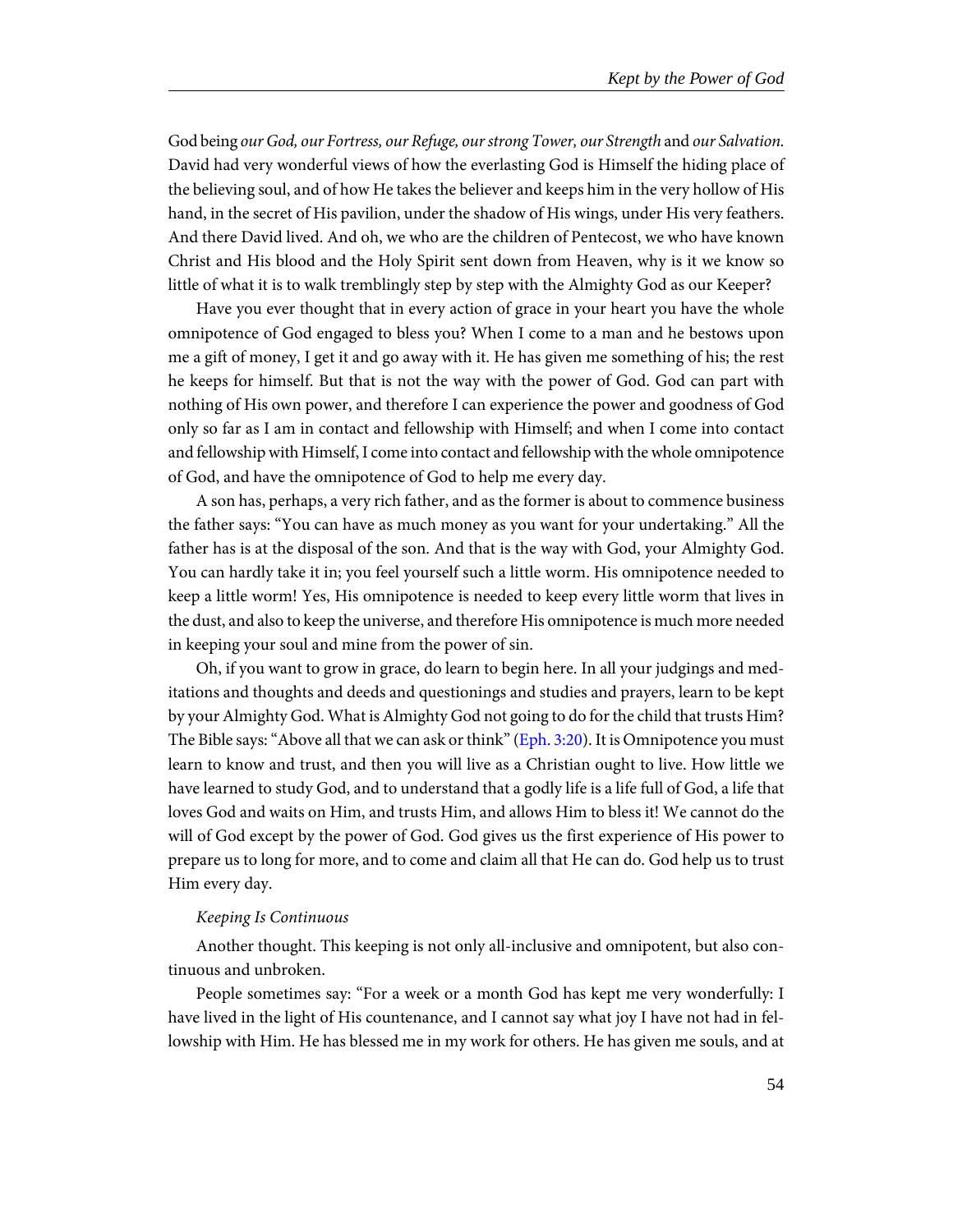God being *our God, our Fortress, our Refuge, our strong Tower, our Strength* and *our Salvation.* David had very wonderful views of how the everlasting God is Himself the hiding place of the believing soul, and of how He takes the believer and keeps him in the very hollow of His hand, in the secret of His pavilion, under the shadow of His wings, under His very feathers. And there David lived. And oh, we who are the children of Pentecost, we who have known Christ and His blood and the Holy Spirit sent down from Heaven, why is it we know so little of what it is to walk tremblingly step by step with the Almighty God as our Keeper?

Have you ever thought that in every action of grace in your heart you have the whole omnipotence of God engaged to bless you? When I come to a man and he bestows upon me a gift of money, I get it and go away with it. He has given me something of his; the rest he keeps for himself. But that is not the way with the power of God. God can part with nothing of His own power, and therefore I can experience the power and goodness of God only so far as I am in contact and fellowship with Himself; and when I come into contact and fellowship with Himself, I come into contact and fellowship with the whole omnipotence of God, and have the omnipotence of God to help me every day.

A son has, perhaps, a very rich father, and as the former is about to commence business the father says: "You can have as much money as you want for your undertaking." All the father has is at the disposal of the son. And that is the way with God, your Almighty God. You can hardly take it in; you feel yourself such a little worm. His omnipotence needed to keep a little worm! Yes, His omnipotence is needed to keep every little worm that lives in the dust, and also to keep the universe, and therefore His omnipotence is much more needed in keeping your soul and mine from the power of sin.

Oh, if you want to grow in grace, do learn to begin here. In all your judgings and meditations and thoughts and deeds and questionings and studies and prayers, learn to be kept by your Almighty God. What is Almighty God not going to do for the child that trusts Him? The Bible says: "Above all that we can ask or think" (Eph. 3:20). It is Omnipotence you must learn to know and trust, and then you will live as a Christian ought to live. How little we have learned to study God, and to understand that a godly life is a life full of God, a life that loves God and waits on Him, and trusts Him, and allows Him to bless it! We cannot do the will of God except by the power of God. God gives us the first experience of His power to prepare us to long for more, and to come and claim all that He can do. God help us to trust Him every day.

*Keeping Is Continuous*

Another thought. This keeping is not only all-inclusive and omnipotent, but also continuous and unbroken.

People sometimes say: "For a week or a month God has kept me very wonderfully: I have lived in the light of His countenance, and I cannot say what joy I have not had in fellowship with Him. He has blessed me in my work for others. He has given me souls, and at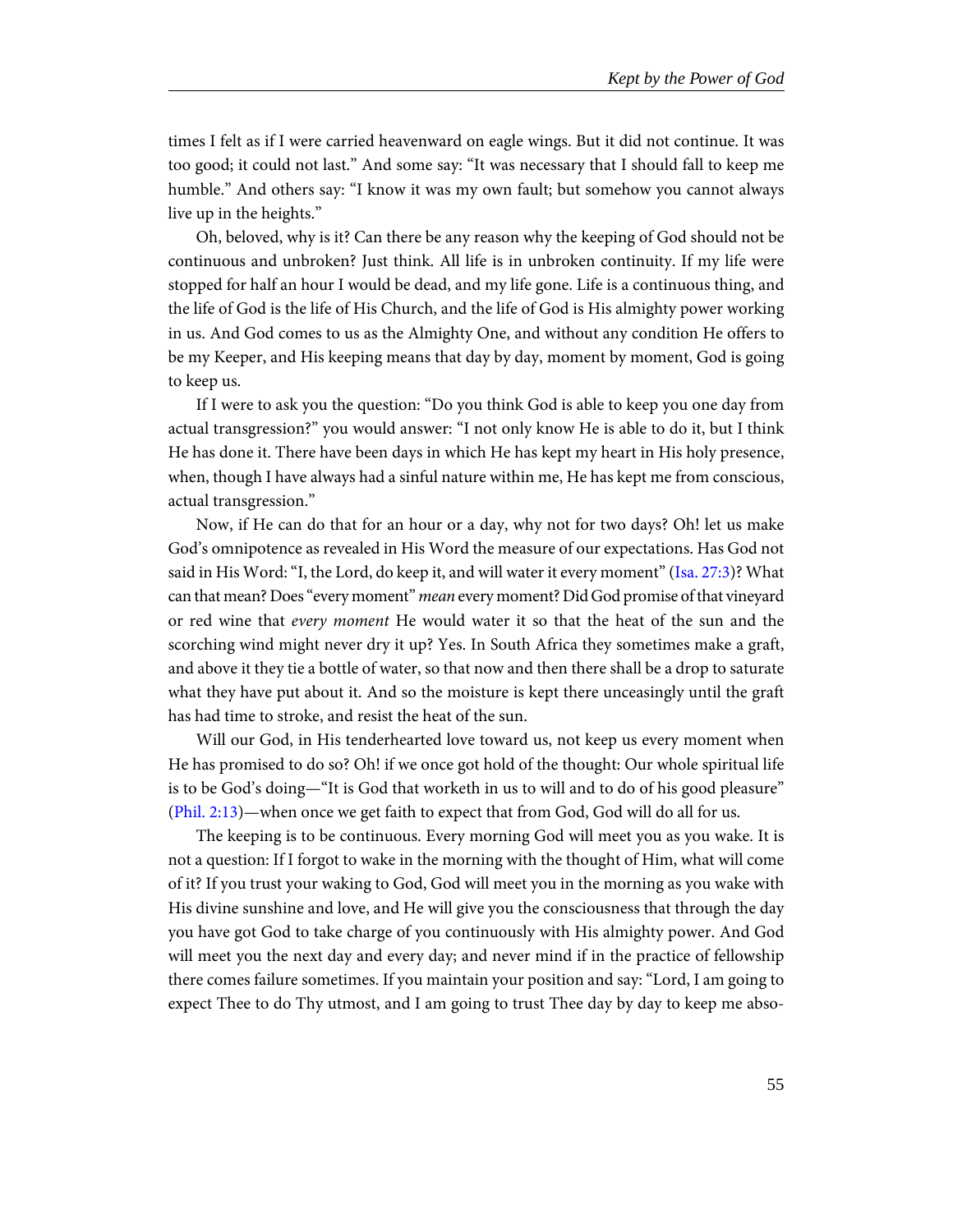times I felt as if I were carried heavenward on eagle wings. But it did not continue. It was too good; it could not last." And some say: "It was necessary that I should fall to keep me humble." And others say: "I know it was my own fault; but somehow you cannot always live up in the heights."

Oh, beloved, why is it? Can there be any reason why the keeping of God should not be continuous and unbroken? Just think. All life is in unbroken continuity. If my life were stopped for half an hour I would be dead, and my life gone. Life is a continuous thing, and the life of God is the life of His Church, and the life of God is His almighty power working in us. And God comes to us as the Almighty One, and without any condition He offers to be my Keeper, and His keeping means that day by day, moment by moment, God is going to keep us.

If I were to ask you the question: "Do you think God is able to keep you one day from actual transgression?" you would answer: "I not only know He is able to do it, but I think He has done it. There have been days in which He has kept my heart in His holy presence, when, though I have always had a sinful nature within me, He has kept me from conscious, actual transgression."

Now, if He can do that for an hour or a day, why not for two days? Oh! let us make God's omnipotence as revealed in His Word the measure of our expectations. Has God not said in His Word: "I, the Lord, do keep it, and will water it every moment" (Isa. 27:3)? What can that mean? Does "every moment" *mean* every moment? Did God promise of that vineyard or red wine that *every moment* He would water it so that the heat of the sun and the scorching wind might never dry it up? Yes. In South Africa they sometimes make a graft, and above it they tie a bottle of water, so that now and then there shall be a drop to saturate what they have put about it. And so the moisture is kept there unceasingly until the graft has had time to stroke, and resist the heat of the sun.

Will our God, in His tenderhearted love toward us, not keep us every moment when He has promised to do so? Oh! if we once got hold of the thought: Our whole spiritual life is to be God's doing—"It is God that worketh in us to will and to do of his good pleasure" (Phil. 2:13)—when once we get faith to expect that from God, God will do all for us.

The keeping is to be continuous. Every morning God will meet you as you wake. It is not a question: If I forgot to wake in the morning with the thought of Him, what will come of it? If you trust your waking to God, God will meet you in the morning as you wake with His divine sunshine and love, and He will give you the consciousness that through the day you have got God to take charge of you continuously with His almighty power. And God will meet you the next day and every day; and never mind if in the practice of fellowship there comes failure sometimes. If you maintain your position and say: "Lord, I am going to expect Thee to do Thy utmost, and I am going to trust Thee day by day to keep me abso-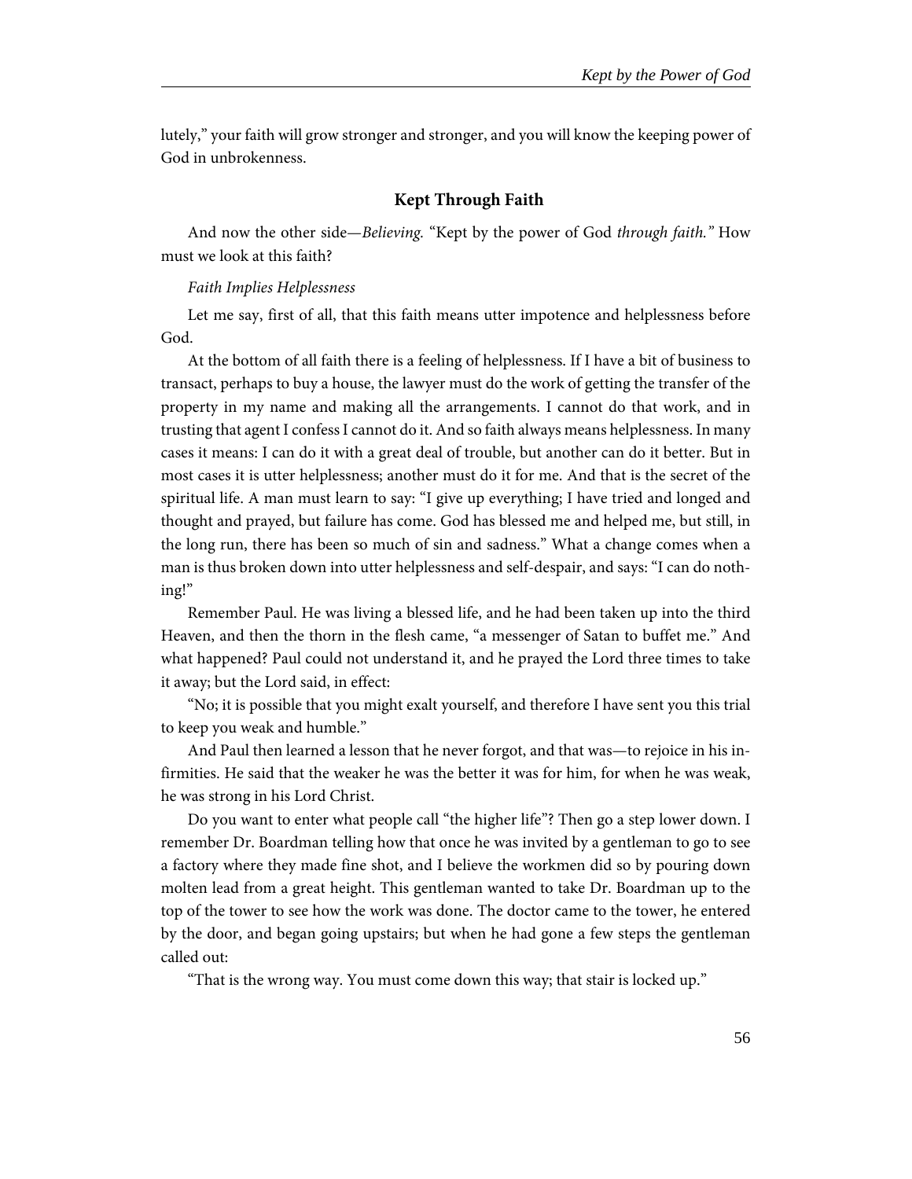lutely," your faith will grow stronger and stronger, and you will know the keeping power of God in unbrokenness.

### Kept Through Faith

And now the other side—*Believing.* "Kept by the power of God *through faith."* How must we look at this faith?

*Faith Implies Helplessness*

Let me say, first of all, that this faith means utter impotence and helplessness before God.

At the bottom of all faith there is a feeling of helplessness. If I have a bit of business to transact, perhaps to buy a house, the lawyer must do the work of getting the transfer of the property in my name and making all the arrangements. I cannot do that work, and in trusting that agent I confess I cannot do it. And so faith always means helplessness. In many cases it means: I can do it with a great deal of trouble, but another can do it better. But in most cases it is utter helplessness; another must do it for me. And that is the secret of the spiritual life. A man must learn to say: "I give up everything; I have tried and longed and thought and prayed, but failure has come. God has blessed me and helped me, but still, in the long run, there has been so much of sin and sadness." What a change comes when a man is thus broken down into utter helplessness and self-despair, and says: "I can do nothing!"

Remember Paul. He was living a blessed life, and he had been taken up into the third Heaven, and then the thorn in the flesh came, "a messenger of Satan to buffet me." And what happened? Paul could not understand it, and he prayed the Lord three times to take it away; but the Lord said, in effect:

"No; it is possible that you might exalt yourself, and therefore I have sent you this trial to keep you weak and humble."

And Paul then learned a lesson that he never forgot, and that was—to rejoice in his infirmities. He said that the weaker he was the better it was for him, for when he was weak, he was strong in his Lord Christ.

Do you want to enter what people call "the higher life"? Then go a step lower down. I remember Dr. Boardman telling how that once he was invited by a gentleman to go to see a factory where they made fine shot, and I believe the workmen did so by pouring down molten lead from a great height. This gentleman wanted to take Dr. Boardman up to the top of the tower to see how the work was done. The doctor came to the tower, he entered by the door, and began going upstairs; but when he had gone a few steps the gentleman called out:

"That is the wrong way. You must come down this way; that stair is locked up."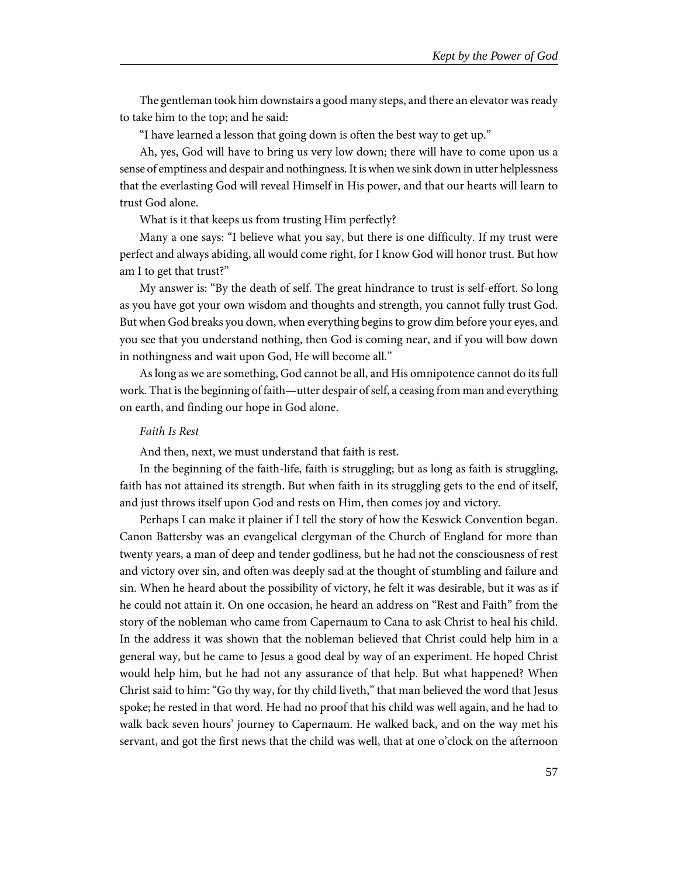The gentleman took him downstairs a good many steps, and there an elevator was ready to take him to the top; and he said:

"I have learned a lesson that going down is often the best way to get up."

Ah, yes, God will have to bring us very low down; there will have to come upon us a sense of emptiness and despair and nothingness. It is when we sink down in utter helplessness that the everlasting God will reveal Himself in His power, and that our hearts will learn to trust God alone.

What is it that keeps us from trusting Him perfectly?

Many a one says: "I believe what you say, but there is one difficulty. If my trust were perfect and always abiding, all would come right, for I know God will honor trust. But how am I to get that trust?"

My answer is: "By the death of self. The great hindrance to trust is self-effort. So long as you have got your own wisdom and thoughts and strength, you cannot fully trust God. But when God breaks you down, when everything begins to grow dim before your eyes, and you see that you understand nothing, then God is coming near, and if you will bow down in nothingness and wait upon God, He will become all."

As long as we are something, God cannot be all, and His omnipotence cannot do its full work. That is the beginning of faith—utter despair of self, a ceasing from man and everything on earth, and finding our hope in God alone.

*Faith Is Rest*

And then, next, we must understand that faith is rest.

In the beginning of the faith-life, faith is struggling; but as long as faith is struggling, faith has not attained its strength. But when faith in its struggling gets to the end of itself, and just throws itself upon God and rests on Him, then comes joy and victory.

Perhaps I can make it plainer if I tell the story of how the Keswick Convention began. Canon Battersby was an evangelical clergyman of the Church of England for more than twenty years, a man of deep and tender godliness, but he had not the consciousness of rest and victory over sin, and often was deeply sad at the thought of stumbling and failure and sin. When he heard about the possibility of victory, he felt it was desirable, but it was as if he could not attain it. On one occasion, he heard an address on "Rest and Faith" from the story of the nobleman who came from Capernaum to Cana to ask Christ to heal his child. In the address it was shown that the nobleman believed that Christ could help him in a general way, but he came to Jesus a good deal by way of an experiment. He hoped Christ would help him, but he had not any assurance of that help. But what happened? When Christ said to him: "Go thy way, for thy child liveth," that man believed the word that Jesus spoke; he rested in that word. He had no proof that his child was well again, and he had to walk back seven hours' journey to Capernaum. He walked back, and on the way met his servant, and got the first news that the child was well, that at one o'clock on the afternoon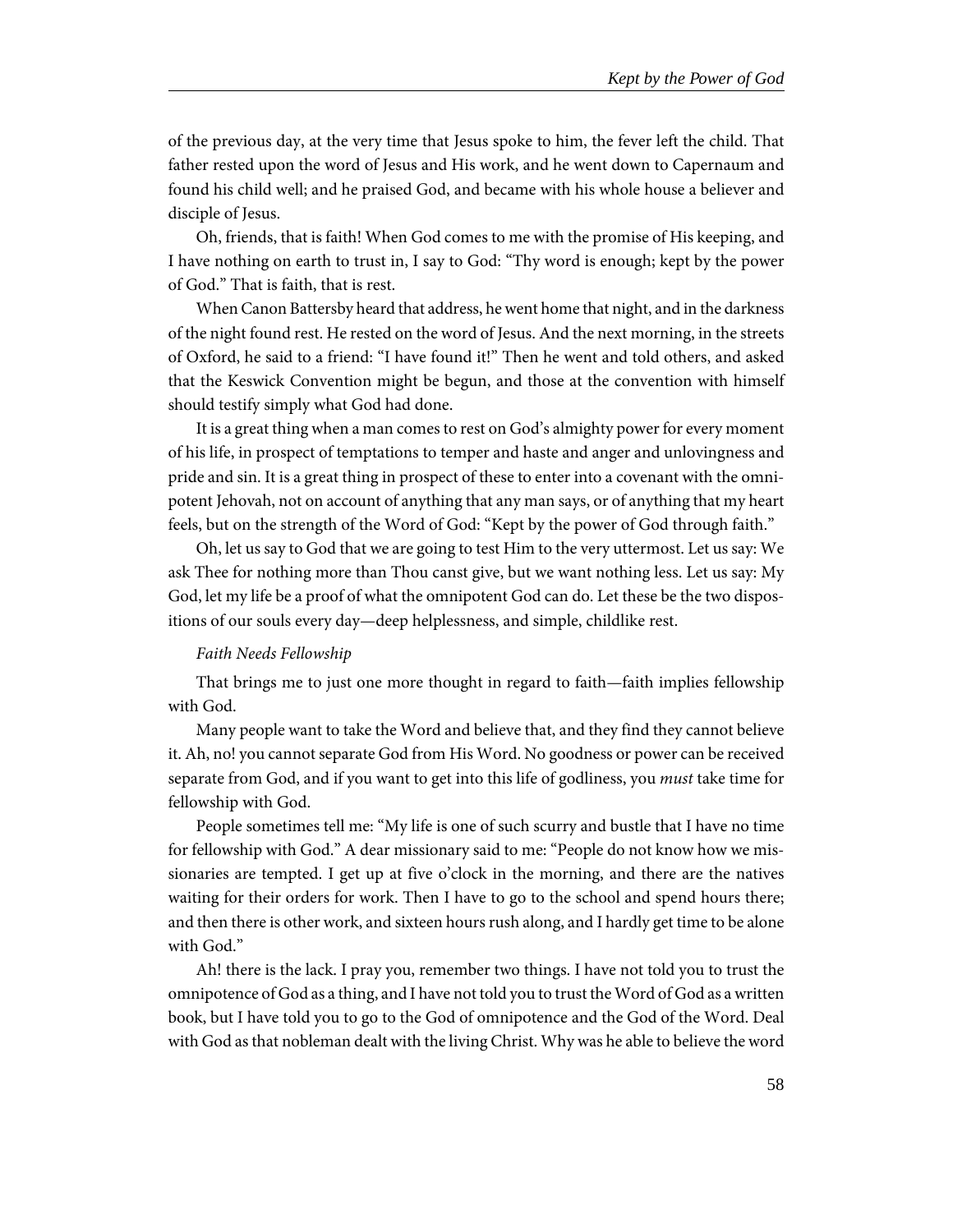of the previous day, at the very time that Jesus spoke to him, the fever left the child. That father rested upon the word of Jesus and His work, and he went down to Capernaum and found his child well; and he praised God, and became with his whole house a believer and disciple of Jesus.

Oh, friends, that is faith! When God comes to me with the promise of His keeping, and I have nothing on earth to trust in, I say to God: "Thy word is enough; kept by the power of God." That is faith, that is rest.

When Canon Battersby heard that address, he went home that night, and in the darkness of the night found rest. He rested on the word of Jesus. And the next morning, in the streets of Oxford, he said to a friend: "I have found it!" Then he went and told others, and asked that the Keswick Convention might be begun, and those at the convention with himself should testify simply what God had done.

It is a great thing when a man comes to rest on God's almighty power for every moment of his life, in prospect of temptations to temper and haste and anger and unlovingness and pride and sin. It is a great thing in prospect of these to enter into a covenant with the omnipotent Jehovah, not on account of anything that any man says, or of anything that my heart feels, but on the strength of the Word of God: "Kept by the power of God through faith."

Oh, let us say to God that we are going to test Him to the very uttermost. Let us say: We ask Thee for nothing more than Thou canst give, but we want nothing less. Let us say: My God, let my life be a proof of what the omnipotent God can do. Let these be the two dispositions of our souls every day—deep helplessness, and simple, childlike rest.

*Faith Needs Fellowship*

That brings me to just one more thought in regard to faith—faith implies fellowship with God.

Many people want to take the Word and believe that, and they find they cannot believe it. Ah, no! you cannot separate God from His Word. No goodness or power can be received separate from God, and if you want to get into this life of godliness, you *must* take time for fellowship with God.

People sometimes tell me: "My life is one of such scurry and bustle that I have no time for fellowship with God." A dear missionary said to me: "People do not know how we missionaries are tempted. I get up at five o'clock in the morning, and there are the natives waiting for their orders for work. Then I have to go to the school and spend hours there; and then there is other work, and sixteen hours rush along, and I hardly get time to be alone with God."

Ah! there is the lack. I pray you, remember two things. I have not told you to trust the omnipotence of God as a thing, and I have not told you to trust the Word of God as a written book, but I have told you to go to the God of omnipotence and the God of the Word. Deal with God as that nobleman dealt with the living Christ. Why was he able to believe the word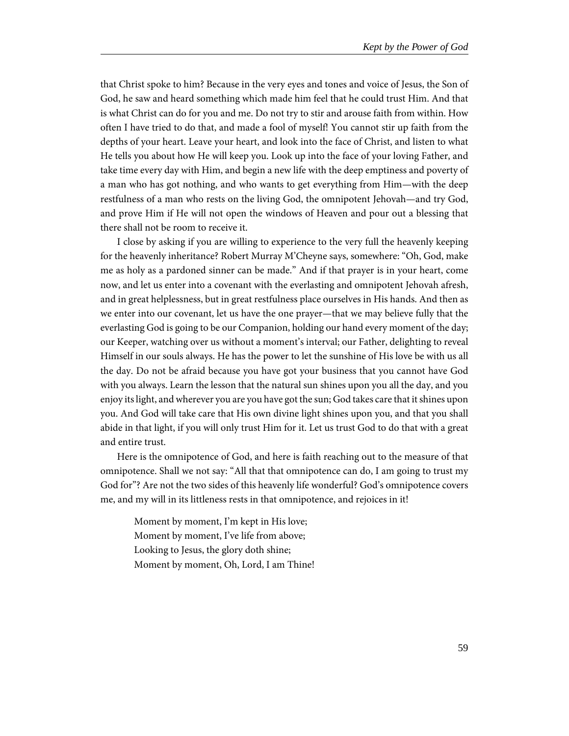that Christ spoke to him? Because in the very eyes and tones and voice of Jesus, the Son of God, he saw and heard something which made him feel that he could trust Him. And that is what Christ can do for you and me. Do not try to stir and arouse faith from within. How often I have tried to do that, and made a fool of myself! You cannot stir up faith from the depths of your heart. Leave your heart, and look into the face of Christ, and listen to what He tells you about how He will keep you. Look up into the face of your loving Father, and take time every day with Him, and begin a new life with the deep emptiness and poverty of a man who has got nothing, and who wants to get everything from Him—with the deep restfulness of a man who rests on the living God, the omnipotent Jehovah—and try God, and prove Him if He will not open the windows of Heaven and pour out a blessing that there shall not be room to receive it.

I close by asking if you are willing to experience to the very full the heavenly keeping for the heavenly inheritance? Robert Murray M'Cheyne says, somewhere: "Oh, God, make me as holy as a pardoned sinner can be made." And if that prayer is in your heart, come now, and let us enter into a covenant with the everlasting and omnipotent Jehovah afresh, and in great helplessness, but in great restfulness place ourselves in His hands. And then as we enter into our covenant, let us have the one prayer—that we may believe fully that the everlasting God is going to be our Companion, holding our hand every moment of the day; our Keeper, watching over us without a moment's interval; our Father, delighting to reveal Himself in our souls always. He has the power to let the sunshine of His love be with us all the day. Do not be afraid because you have got your business that you cannot have God with you always. Learn the lesson that the natural sun shines upon you all the day, and you enjoy its light, and wherever you are you have got the sun; God takes care that it shines upon you. And God will take care that His own divine light shines upon you, and that you shall abide in that light, if you will only trust Him for it. Let us trust God to do that with a great and entire trust.

Here is the omnipotence of God, and here is faith reaching out to the measure of that omnipotence. Shall we not say: "All that that omnipotence can do, I am going to trust my God for"? Are not the two sides of this heavenly life wonderful? God's omnipotence covers me, and my will in its littleness rests in that omnipotence, and rejoices in it!

> Moment by moment, I'm kept in His love;
> Moment by moment, I've life from above;
> Looking to Jesus, the glory doth shine;
> Moment by moment, Oh, Lord, I am Thine!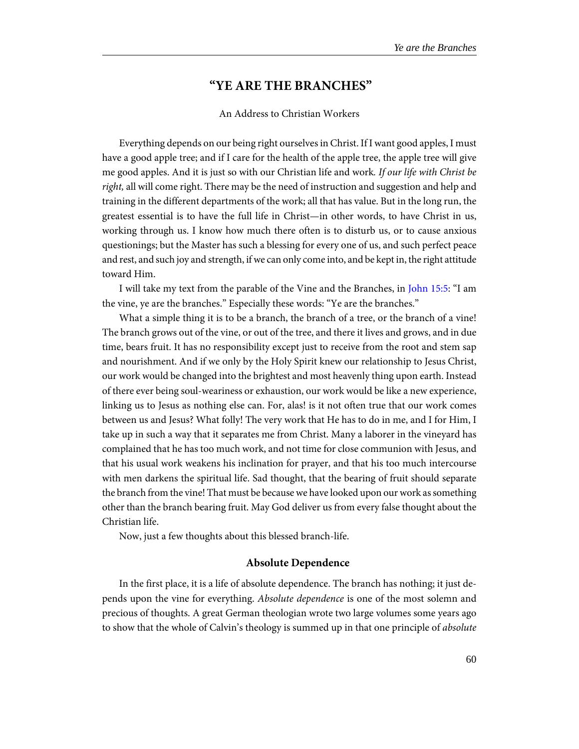# "YE ARE THE BRANCHES"

An Address to Christian Workers

Everything depends on our being right ourselves in Christ. If I want good apples, I must have a good apple tree; and if I care for the health of the apple tree, the apple tree will give me good apples. And it is just so with our Christian life and work. *If our life with Christ be right,* all will come right. There may be the need of instruction and suggestion and help and training in the different departments of the work; all that has value. But in the long run, the greatest essential is to have the full life in Christ—in other words, to have Christ in us, working through us. I know how much there often is to disturb us, or to cause anxious questionings; but the Master has such a blessing for every one of us, and such perfect peace and rest, and such joy and strength, if we can only come into, and be kept in, the right attitude toward Him.

I will take my text from the parable of the Vine and the Branches, in John 15:5: "I am the vine, ye are the branches." Especially these words: "Ye are the branches."

What a simple thing it is to be a branch, the branch of a tree, or the branch of a vine! The branch grows out of the vine, or out of the tree, and there it lives and grows, and in due time, bears fruit. It has no responsibility except just to receive from the root and stem sap and nourishment. And if we only by the Holy Spirit knew our relationship to Jesus Christ, our work would be changed into the brightest and most heavenly thing upon earth. Instead of there ever being soul-weariness or exhaustion, our work would be like a new experience, linking us to Jesus as nothing else can. For, alas! is it not often true that our work comes between us and Jesus? What folly! The very work that He has to do in me, and I for Him, I take up in such a way that it separates me from Christ. Many a laborer in the vineyard has complained that he has too much work, and not time for close communion with Jesus, and that his usual work weakens his inclination for prayer, and that his too much intercourse with men darkens the spiritual life. Sad thought, that the bearing of fruit should separate the branch from the vine! That must be because we have looked upon our work as something other than the branch bearing fruit. May God deliver us from every false thought about the Christian life.

Now, just a few thoughts about this blessed branch-life.

### Absolute Dependence

In the first place, it is a life of absolute dependence. The branch has nothing; it just depends upon the vine for everything. *Absolute dependence* is one of the most solemn and precious of thoughts. A great German theologian wrote two large volumes some years ago to show that the whole of Calvin's theology is summed up in that one principle of *absolute*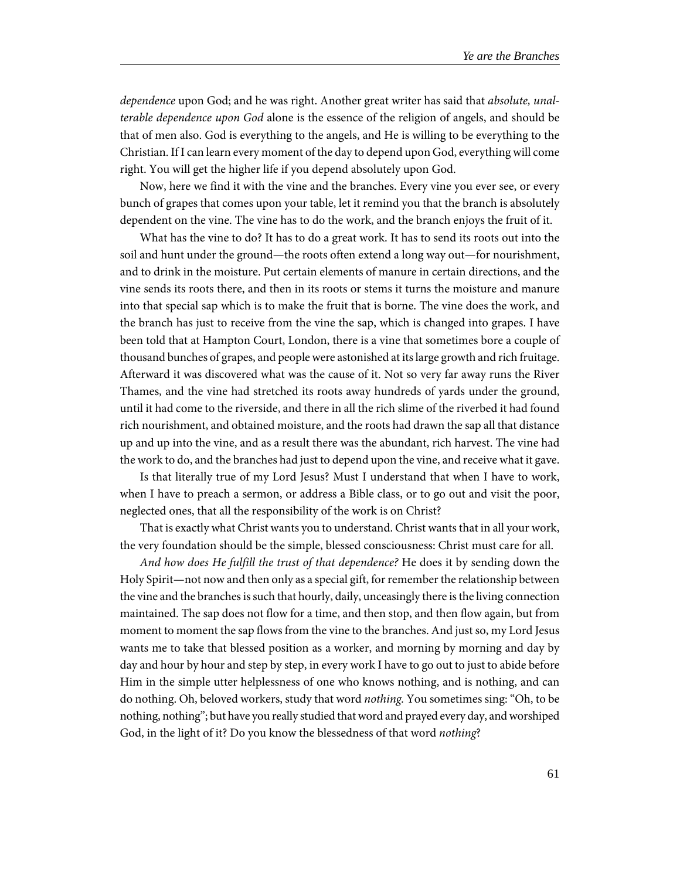*dependence* upon God; and he was right. Another great writer has said that *absolute, unalterable dependence upon God* alone is the essence of the religion of angels, and should be that of men also. God is everything to the angels, and He is willing to be everything to the Christian. If I can learn every moment of the day to depend upon God, everything will come right. You will get the higher life if you depend absolutely upon God.

Now, here we find it with the vine and the branches. Every vine you ever see, or every bunch of grapes that comes upon your table, let it remind you that the branch is absolutely dependent on the vine. The vine has to do the work, and the branch enjoys the fruit of it.

What has the vine to do? It has to do a great work. It has to send its roots out into the soil and hunt under the ground—the roots often extend a long way out—for nourishment, and to drink in the moisture. Put certain elements of manure in certain directions, and the vine sends its roots there, and then in its roots or stems it turns the moisture and manure into that special sap which is to make the fruit that is borne. The vine does the work, and the branch has just to receive from the vine the sap, which is changed into grapes. I have been told that at Hampton Court, London, there is a vine that sometimes bore a couple of thousand bunches of grapes, and people were astonished at its large growth and rich fruitage. Afterward it was discovered what was the cause of it. Not so very far away runs the River Thames, and the vine had stretched its roots away hundreds of yards under the ground, until it had come to the riverside, and there in all the rich slime of the riverbed it had found rich nourishment, and obtained moisture, and the roots had drawn the sap all that distance up and up into the vine, and as a result there was the abundant, rich harvest. The vine had the work to do, and the branches had just to depend upon the vine, and receive what it gave.

Is that literally true of my Lord Jesus? Must I understand that when I have to work, when I have to preach a sermon, or address a Bible class, or to go out and visit the poor, neglected ones, that all the responsibility of the work is on Christ?

That is exactly what Christ wants you to understand. Christ wants that in all your work, the very foundation should be the simple, blessed consciousness: Christ must care for all.

*And how does He fulfill the trust of that dependence?* He does it by sending down the Holy Spirit—not now and then only as a special gift, for remember the relationship between the vine and the branches is such that hourly, daily, unceasingly there is the living connection maintained. The sap does not flow for a time, and then stop, and then flow again, but from moment to moment the sap flows from the vine to the branches. And just so, my Lord Jesus wants me to take that blessed position as a worker, and morning by morning and day by day and hour by hour and step by step, in every work I have to go out to just to abide before Him in the simple utter helplessness of one who knows nothing, and is nothing, and can do nothing. Oh, beloved workers, study that word *nothing.* You sometimes sing: "Oh, to be nothing, nothing"; but have you really studied that word and prayed every day, and worshiped God, in the light of it? Do you know the blessedness of that word *nothing*?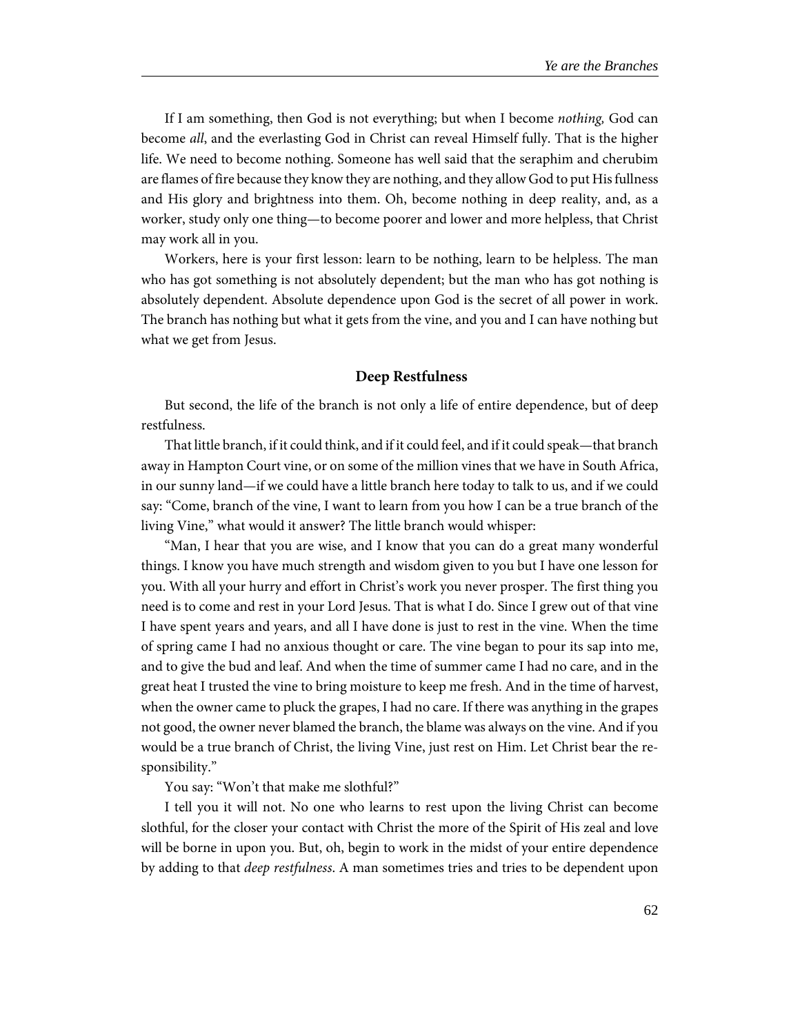If I am something, then God is not everything; but when I become *nothing,* God can become *all*, and the everlasting God in Christ can reveal Himself fully. That is the higher life. We need to become nothing. Someone has well said that the seraphim and cherubim are flames of fire because they know they are nothing, and they allow God to put His fullness and His glory and brightness into them. Oh, become nothing in deep reality, and, as a worker, study only one thing—to become poorer and lower and more helpless, that Christ may work all in you.

Workers, here is your first lesson: learn to be nothing, learn to be helpless. The man who has got something is not absolutely dependent; but the man who has got nothing is absolutely dependent. Absolute dependence upon God is the secret of all power in work. The branch has nothing but what it gets from the vine, and you and I can have nothing but what we get from Jesus.

### Deep Restfulness

But second, the life of the branch is not only a life of entire dependence, but of deep restfulness.

That little branch, if it could think, and if it could feel, and if it could speak—that branch away in Hampton Court vine, or on some of the million vines that we have in South Africa, in our sunny land—if we could have a little branch here today to talk to us, and if we could say: "Come, branch of the vine, I want to learn from you how I can be a true branch of the living Vine," what would it answer? The little branch would whisper:

"Man, I hear that you are wise, and I know that you can do a great many wonderful things. I know you have much strength and wisdom given to you but I have one lesson for you. With all your hurry and effort in Christ's work you never prosper. The first thing you need is to come and rest in your Lord Jesus. That is what I do. Since I grew out of that vine I have spent years and years, and all I have done is just to rest in the vine. When the time of spring came I had no anxious thought or care. The vine began to pour its sap into me, and to give the bud and leaf. And when the time of summer came I had no care, and in the great heat I trusted the vine to bring moisture to keep me fresh. And in the time of harvest, when the owner came to pluck the grapes, I had no care. If there was anything in the grapes not good, the owner never blamed the branch, the blame was always on the vine. And if you would be a true branch of Christ, the living Vine, just rest on Him. Let Christ bear the responsibility."

You say: "Won't that make me slothful?"

I tell you it will not. No one who learns to rest upon the living Christ can become slothful, for the closer your contact with Christ the more of the Spirit of His zeal and love will be borne in upon you. But, oh, begin to work in the midst of your entire dependence by adding to that *deep restfulness*. A man sometimes tries and tries to be dependent upon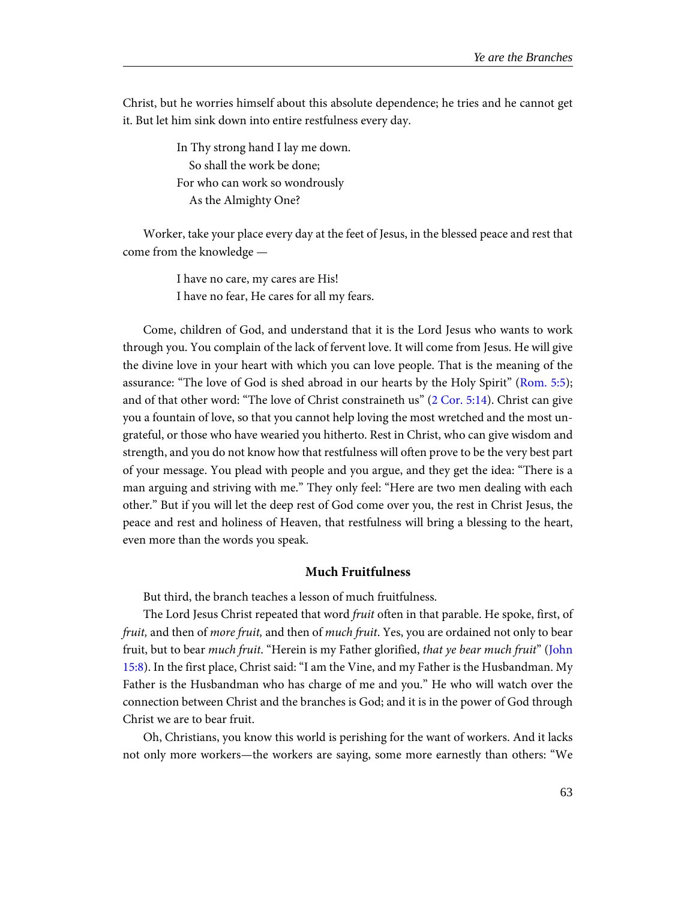Christ, but he worries himself about this absolute dependence; he tries and he cannot get it. But let him sink down into entire restfulness every day.

> In Thy strong hand I lay me down.
>   So shall the work be done;
> For who can work so wondrously
>   As the Almighty One?

Worker, take your place every day at the feet of Jesus, in the blessed peace and rest that come from the knowledge —

> I have no care, my cares are His!
> I have no fear, He cares for all my fears.

Come, children of God, and understand that it is the Lord Jesus who wants to work through you. You complain of the lack of fervent love. It will come from Jesus. He will give the divine love in your heart with which you can love people. That is the meaning of the assurance: "The love of God is shed abroad in our hearts by the Holy Spirit" (Rom. 5:5); and of that other word: "The love of Christ constraineth us" (2 Cor. 5:14). Christ can give you a fountain of love, so that you cannot help loving the most wretched and the most ungrateful, or those who have wearied you hitherto. Rest in Christ, who can give wisdom and strength, and you do not know how that restfulness will often prove to be the very best part of your message. You plead with people and you argue, and they get the idea: "There is a man arguing and striving with me." They only feel: "Here are two men dealing with each other." But if you will let the deep rest of God come over you, the rest in Christ Jesus, the peace and rest and holiness of Heaven, that restfulness will bring a blessing to the heart, even more than the words you speak.

### Much Fruitfulness

But third, the branch teaches a lesson of much fruitfulness.

The Lord Jesus Christ repeated that word *fruit* often in that parable. He spoke, first, of *fruit,* and then of *more fruit,* and then of *much fruit*. Yes, you are ordained not only to bear fruit, but to bear *much fruit*. "Herein is my Father glorified, *that ye bear much fruit*" (John 15:8). In the first place, Christ said: "I am the Vine, and my Father is the Husbandman. My Father is the Husbandman who has charge of me and you." He who will watch over the connection between Christ and the branches is God; and it is in the power of God through Christ we are to bear fruit.

Oh, Christians, you know this world is perishing for the want of workers. And it lacks not only more workers—the workers are saying, some more earnestly than others: "We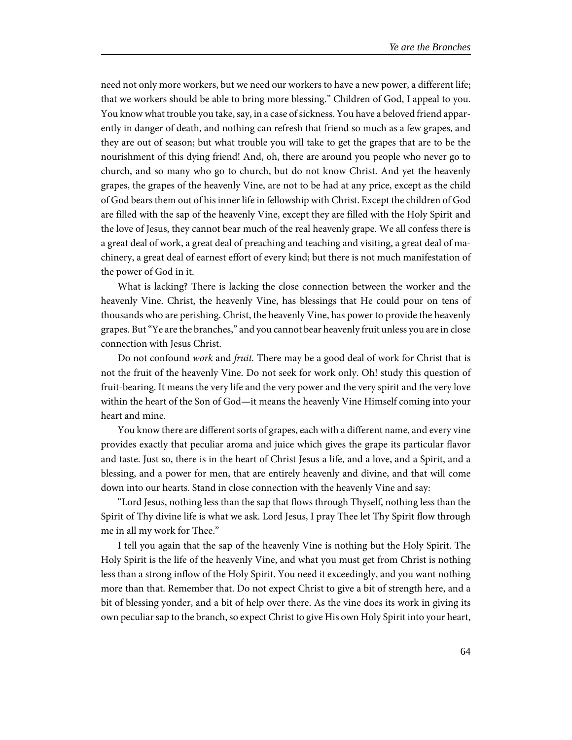need not only more workers, but we need our workers to have a new power, a different life; that we workers should be able to bring more blessing." Children of God, I appeal to you. You know what trouble you take, say, in a case of sickness. You have a beloved friend apparently in danger of death, and nothing can refresh that friend so much as a few grapes, and they are out of season; but what trouble you will take to get the grapes that are to be the nourishment of this dying friend! And, oh, there are around you people who never go to church, and so many who go to church, but do not know Christ. And yet the heavenly grapes, the grapes of the heavenly Vine, are not to be had at any price, except as the child of God bears them out of his inner life in fellowship with Christ. Except the children of God are filled with the sap of the heavenly Vine, except they are filled with the Holy Spirit and the love of Jesus, they cannot bear much of the real heavenly grape. We all confess there is a great deal of work, a great deal of preaching and teaching and visiting, a great deal of machinery, a great deal of earnest effort of every kind; but there is not much manifestation of the power of God in it.

What is lacking? There is lacking the close connection between the worker and the heavenly Vine. Christ, the heavenly Vine, has blessings that He could pour on tens of thousands who are perishing. Christ, the heavenly Vine, has power to provide the heavenly grapes. But "Ye are the branches," and you cannot bear heavenly fruit unless you are in close connection with Jesus Christ.

Do not confound *work* and *fruit.* There may be a good deal of work for Christ that is not the fruit of the heavenly Vine. Do not seek for work only. Oh! study this question of fruit-bearing. It means the very life and the very power and the very spirit and the very love within the heart of the Son of God—it means the heavenly Vine Himself coming into your heart and mine.

You know there are different sorts of grapes, each with a different name, and every vine provides exactly that peculiar aroma and juice which gives the grape its particular flavor and taste. Just so, there is in the heart of Christ Jesus a life, and a love, and a Spirit, and a blessing, and a power for men, that are entirely heavenly and divine, and that will come down into our hearts. Stand in close connection with the heavenly Vine and say:

"Lord Jesus, nothing less than the sap that flows through Thyself, nothing less than the Spirit of Thy divine life is what we ask. Lord Jesus, I pray Thee let Thy Spirit flow through me in all my work for Thee."

I tell you again that the sap of the heavenly Vine is nothing but the Holy Spirit. The Holy Spirit is the life of the heavenly Vine, and what you must get from Christ is nothing less than a strong inflow of the Holy Spirit. You need it exceedingly, and you want nothing more than that. Remember that. Do not expect Christ to give a bit of strength here, and a bit of blessing yonder, and a bit of help over there. As the vine does its work in giving its own peculiar sap to the branch, so expect Christ to give His own Holy Spirit into your heart,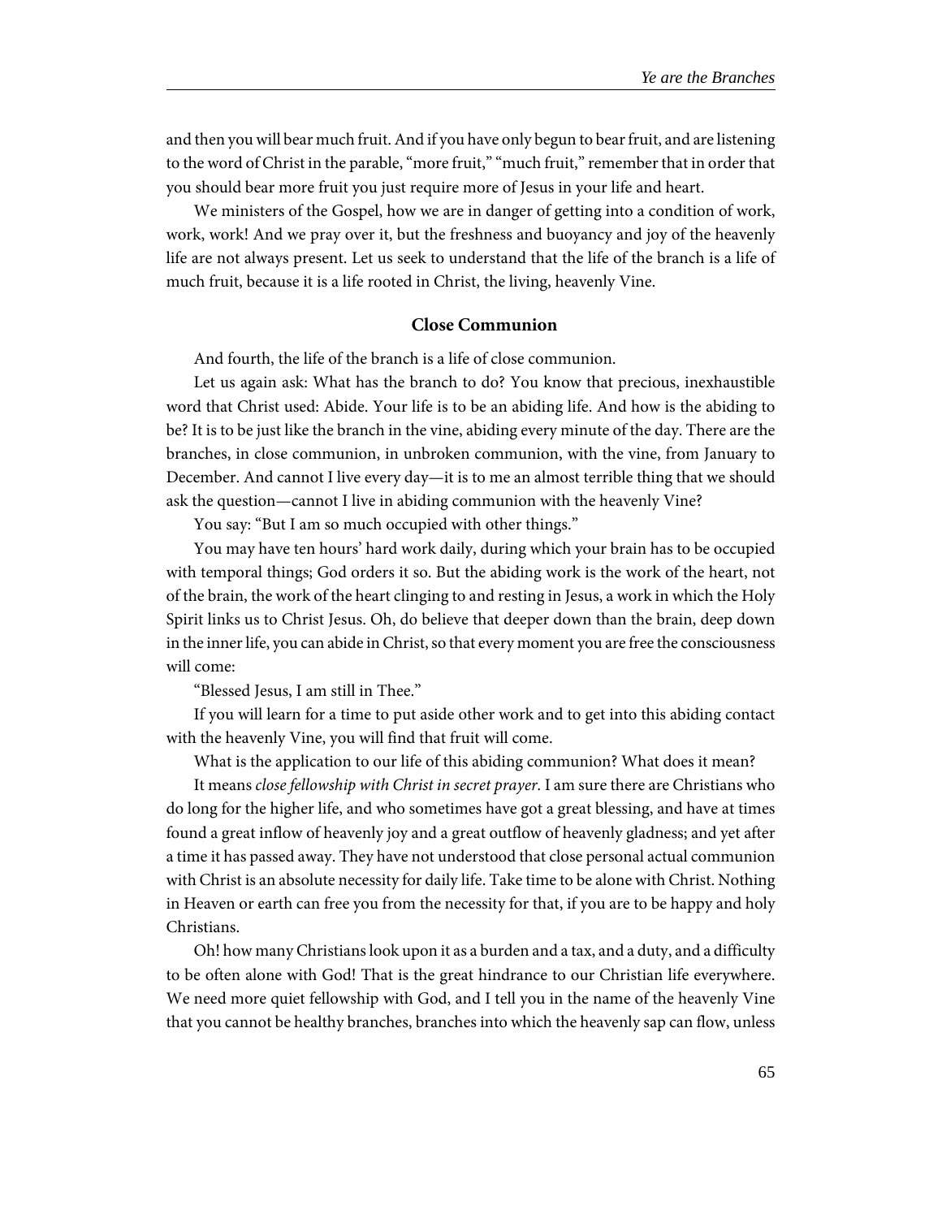and then you will bear much fruit. And if you have only begun to bear fruit, and are listening to the word of Christ in the parable, "more fruit," "much fruit," remember that in order that you should bear more fruit you just require more of Jesus in your life and heart.

We ministers of the Gospel, how we are in danger of getting into a condition of work, work, work! And we pray over it, but the freshness and buoyancy and joy of the heavenly life are not always present. Let us seek to understand that the life of the branch is a life of much fruit, because it is a life rooted in Christ, the living, heavenly Vine.

### Close Communion

And fourth, the life of the branch is a life of close communion.

Let us again ask: What has the branch to do? You know that precious, inexhaustible word that Christ used: Abide. Your life is to be an abiding life. And how is the abiding to be? It is to be just like the branch in the vine, abiding every minute of the day. There are the branches, in close communion, in unbroken communion, with the vine, from January to December. And cannot I live every day—it is to me an almost terrible thing that we should ask the question—cannot I live in abiding communion with the heavenly Vine?

You say: "But I am so much occupied with other things."

You may have ten hours' hard work daily, during which your brain has to be occupied with temporal things; God orders it so. But the abiding work is the work of the heart, not of the brain, the work of the heart clinging to and resting in Jesus, a work in which the Holy Spirit links us to Christ Jesus. Oh, do believe that deeper down than the brain, deep down in the inner life, you can abide in Christ, so that every moment you are free the consciousness will come:

"Blessed Jesus, I am still in Thee."

If you will learn for a time to put aside other work and to get into this abiding contact with the heavenly Vine, you will find that fruit will come.

What is the application to our life of this abiding communion? What does it mean?

It means *close fellowship with Christ in secret prayer*. I am sure there are Christians who do long for the higher life, and who sometimes have got a great blessing, and have at times found a great inflow of heavenly joy and a great outflow of heavenly gladness; and yet after a time it has passed away. They have not understood that close personal actual communion with Christ is an absolute necessity for daily life. Take time to be alone with Christ. Nothing in Heaven or earth can free you from the necessity for that, if you are to be happy and holy Christians.

Oh! how many Christians look upon it as a burden and a tax, and a duty, and a difficulty to be often alone with God! That is the great hindrance to our Christian life everywhere. We need more quiet fellowship with God, and I tell you in the name of the heavenly Vine that you cannot be healthy branches, branches into which the heavenly sap can flow, unless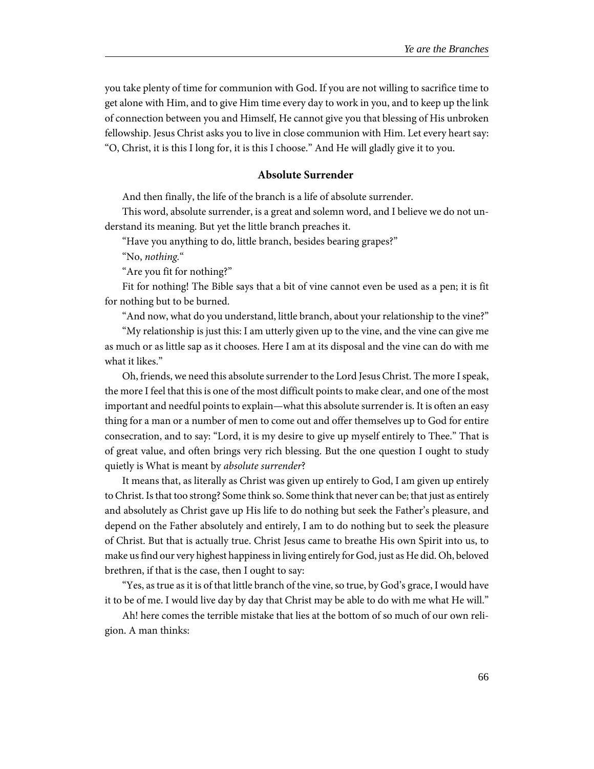you take plenty of time for communion with God. If you are not willing to sacrifice time to get alone with Him, and to give Him time every day to work in you, and to keep up the link of connection between you and Himself, He cannot give you that blessing of His unbroken fellowship. Jesus Christ asks you to live in close communion with Him. Let every heart say: "O, Christ, it is this I long for, it is this I choose." And He will gladly give it to you.

### Absolute Surrender

And then finally, the life of the branch is a life of absolute surrender.

This word, absolute surrender, is a great and solemn word, and I believe we do not understand its meaning. But yet the little branch preaches it.

"Have you anything to do, little branch, besides bearing grapes?"

"No, *nothing.*"

"Are you fit for nothing?"

Fit for nothing! The Bible says that a bit of vine cannot even be used as a pen; it is fit for nothing but to be burned.

"And now, what do you understand, little branch, about your relationship to the vine?"

"My relationship is just this: I am utterly given up to the vine, and the vine can give me as much or as little sap as it chooses. Here I am at its disposal and the vine can do with me what it likes."

Oh, friends, we need this absolute surrender to the Lord Jesus Christ. The more I speak, the more I feel that this is one of the most difficult points to make clear, and one of the most important and needful points to explain—what this absolute surrender is. It is often an easy thing for a man or a number of men to come out and offer themselves up to God for entire consecration, and to say: "Lord, it is my desire to give up myself entirely to Thee." That is of great value, and often brings very rich blessing. But the one question I ought to study quietly is What is meant by *absolute surrender*?

It means that, as literally as Christ was given up entirely to God, I am given up entirely to Christ. Is that too strong? Some think so. Some think that never can be; that just as entirely and absolutely as Christ gave up His life to do nothing but seek the Father's pleasure, and depend on the Father absolutely and entirely, I am to do nothing but to seek the pleasure of Christ. But that is actually true. Christ Jesus came to breathe His own Spirit into us, to make us find our very highest happiness in living entirely for God, just as He did. Oh, beloved brethren, if that is the case, then I ought to say:

"Yes, as true as it is of that little branch of the vine, so true, by God's grace, I would have it to be of me. I would live day by day that Christ may be able to do with me what He will."

Ah! here comes the terrible mistake that lies at the bottom of so much of our own religion. A man thinks: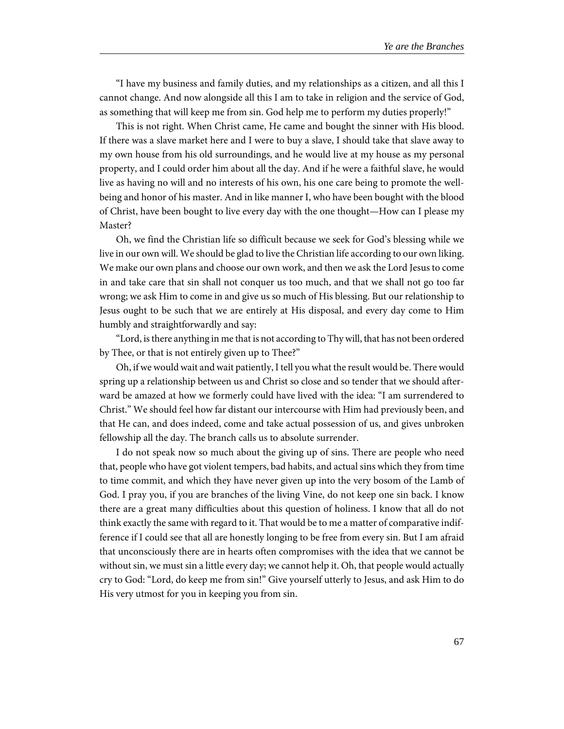"I have my business and family duties, and my relationships as a citizen, and all this I cannot change. And now alongside all this I am to take in religion and the service of God, as something that will keep me from sin. God help me to perform my duties properly!"

This is not right. When Christ came, He came and bought the sinner with His blood. If there was a slave market here and I were to buy a slave, I should take that slave away to my own house from his old surroundings, and he would live at my house as my personal property, and I could order him about all the day. And if he were a faithful slave, he would live as having no will and no interests of his own, his one care being to promote the well-being and honor of his master. And in like manner I, who have been bought with the blood of Christ, have been bought to live every day with the one thought—How can I please my Master?

Oh, we find the Christian life so difficult because we seek for God's blessing while we live in our own will. We should be glad to live the Christian life according to our own liking. We make our own plans and choose our own work, and then we ask the Lord Jesus to come in and take care that sin shall not conquer us too much, and that we shall not go too far wrong; we ask Him to come in and give us so much of His blessing. But our relationship to Jesus ought to be such that we are entirely at His disposal, and every day come to Him humbly and straightforwardly and say:

"Lord, is there anything in me that is not according to Thy will, that has not been ordered by Thee, or that is not entirely given up to Thee?"

Oh, if we would wait and wait patiently, I tell you what the result would be. There would spring up a relationship between us and Christ so close and so tender that we should afterward be amazed at how we formerly could have lived with the idea: "I am surrendered to Christ." We should feel how far distant our intercourse with Him had previously been, and that He can, and does indeed, come and take actual possession of us, and gives unbroken fellowship all the day. The branch calls us to absolute surrender.

I do not speak now so much about the giving up of sins. There are people who need that, people who have got violent tempers, bad habits, and actual sins which they from time to time commit, and which they have never given up into the very bosom of the Lamb of God. I pray you, if you are branches of the living Vine, do not keep one sin back. I know there are a great many difficulties about this question of holiness. I know that all do not think exactly the same with regard to it. That would be to me a matter of comparative indifference if I could see that all are honestly longing to be free from every sin. But I am afraid that unconsciously there are in hearts often compromises with the idea that we cannot be without sin, we must sin a little every day; we cannot help it. Oh, that people would actually cry to God: "Lord, do keep me from sin!" Give yourself utterly to Jesus, and ask Him to do His very utmost for you in keeping you from sin.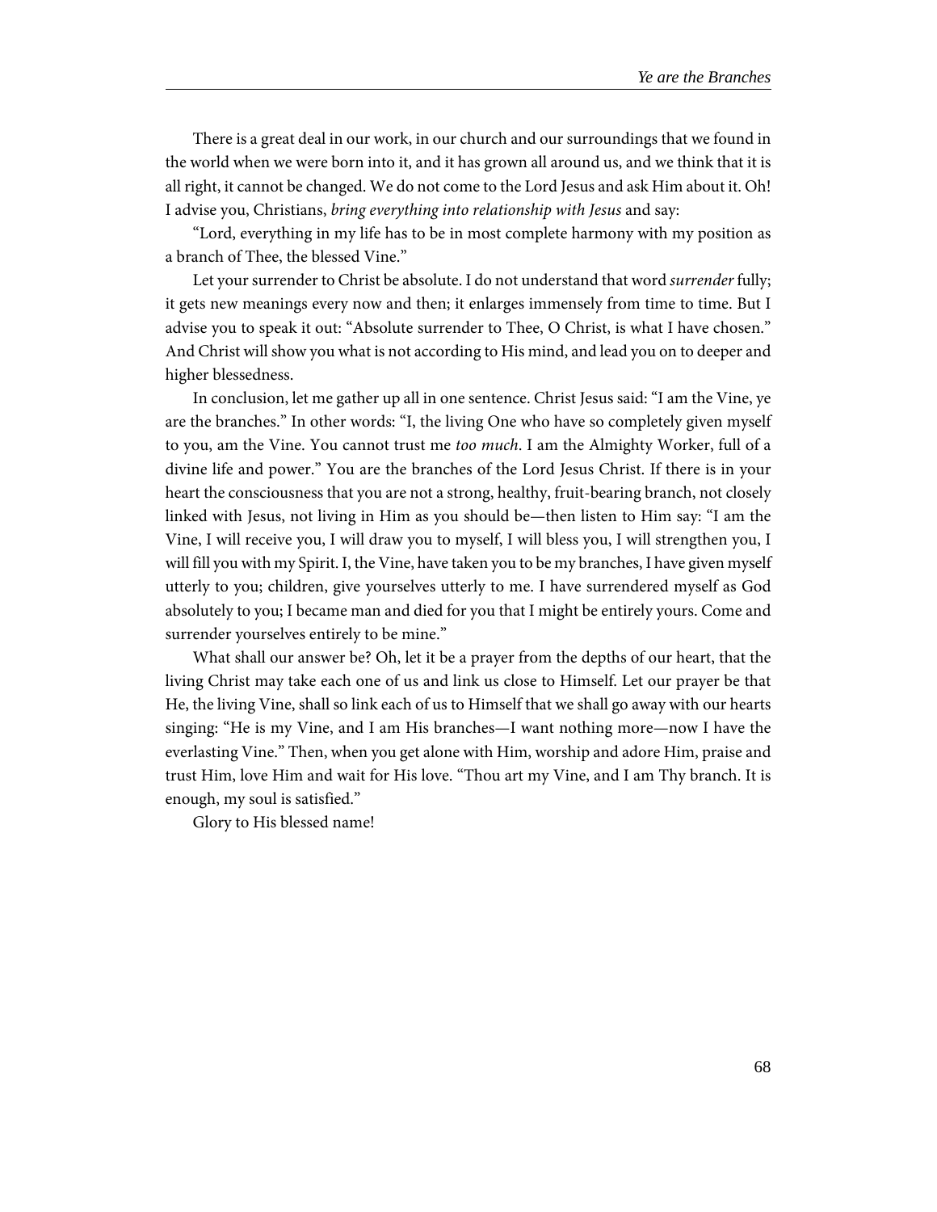There is a great deal in our work, in our church and our surroundings that we found in the world when we were born into it, and it has grown all around us, and we think that it is all right, it cannot be changed. We do not come to the Lord Jesus and ask Him about it. Oh! I advise you, Christians, *bring everything into relationship with Jesus* and say:

"Lord, everything in my life has to be in most complete harmony with my position as a branch of Thee, the blessed Vine."

Let your surrender to Christ be absolute. I do not understand that word *surrender* fully; it gets new meanings every now and then; it enlarges immensely from time to time. But I advise you to speak it out: "Absolute surrender to Thee, O Christ, is what I have chosen." And Christ will show you what is not according to His mind, and lead you on to deeper and higher blessedness.

In conclusion, let me gather up all in one sentence. Christ Jesus said: "I am the Vine, ye are the branches." In other words: "I, the living One who have so completely given myself to you, am the Vine. You cannot trust me *too much*. I am the Almighty Worker, full of a divine life and power." You are the branches of the Lord Jesus Christ. If there is in your heart the consciousness that you are not a strong, healthy, fruit-bearing branch, not closely linked with Jesus, not living in Him as you should be—then listen to Him say: "I am the Vine, I will receive you, I will draw you to myself, I will bless you, I will strengthen you, I will fill you with my Spirit. I, the Vine, have taken you to be my branches, I have given myself utterly to you; children, give yourselves utterly to me. I have surrendered myself as God absolutely to you; I became man and died for you that I might be entirely yours. Come and surrender yourselves entirely to be mine."

What shall our answer be? Oh, let it be a prayer from the depths of our heart, that the living Christ may take each one of us and link us close to Himself. Let our prayer be that He, the living Vine, shall so link each of us to Himself that we shall go away with our hearts singing: "He is my Vine, and I am His branches—I want nothing more—now I have the everlasting Vine." Then, when you get alone with Him, worship and adore Him, praise and trust Him, love Him and wait for His love. "Thou art my Vine, and I am Thy branch. It is enough, my soul is satisfied."

Glory to His blessed name!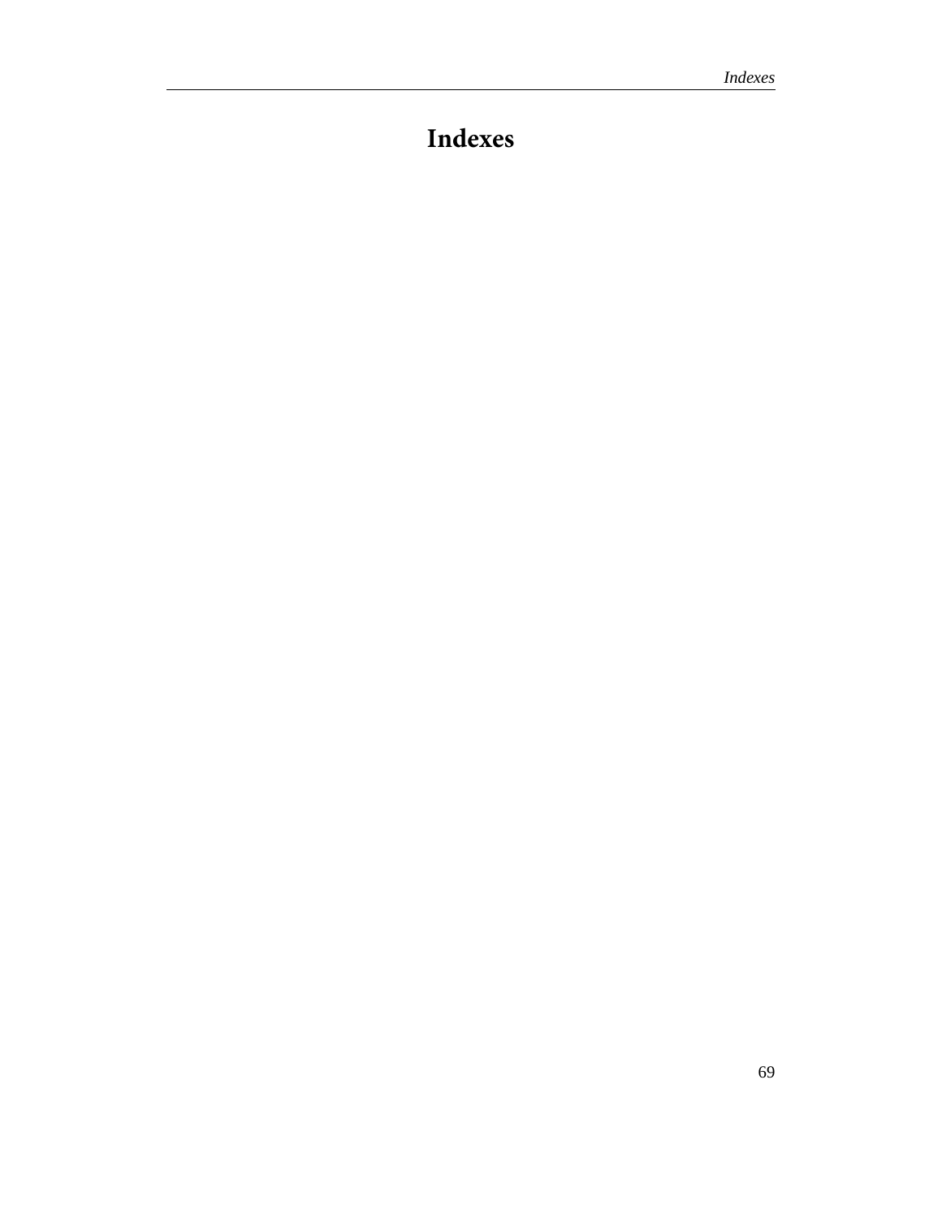# Indexes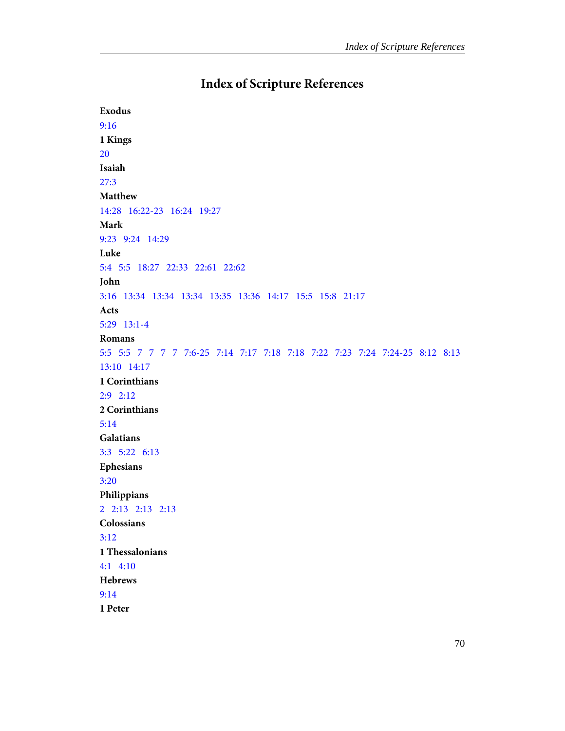# Index of Scripture References

**Exodus**

9:16

**1 Kings**

20

**Isaiah**

27:3

**Matthew**

14:28   16:22-23   16:24   19:27

**Mark**

9:23   9:24   14:29

**Luke**

5:4   5:5   18:27   22:33   22:61   22:62

**John**

3:16   13:34   13:34   13:34   13:35   13:36   14:17   15:5   15:8   21:17

**Acts**

5:29   13:1-4

**Romans**

5:5   5:5   7   7   7   7   7:6-25   7:14   7:17   7:18   7:18   7:22   7:23   7:24   7:24-25   8:12   8:13   13:10   14:17

**1 Corinthians**

2:9   2:12

**2 Corinthians**

5:14

**Galatians**

3:3   5:22   6:13

**Ephesians**

3:20

**Philippians**

2   2:13   2:13   2:13

**Colossians**

3:12

**1 Thessalonians**

4:1   4:10

**Hebrews**

9:14

**1 Peter**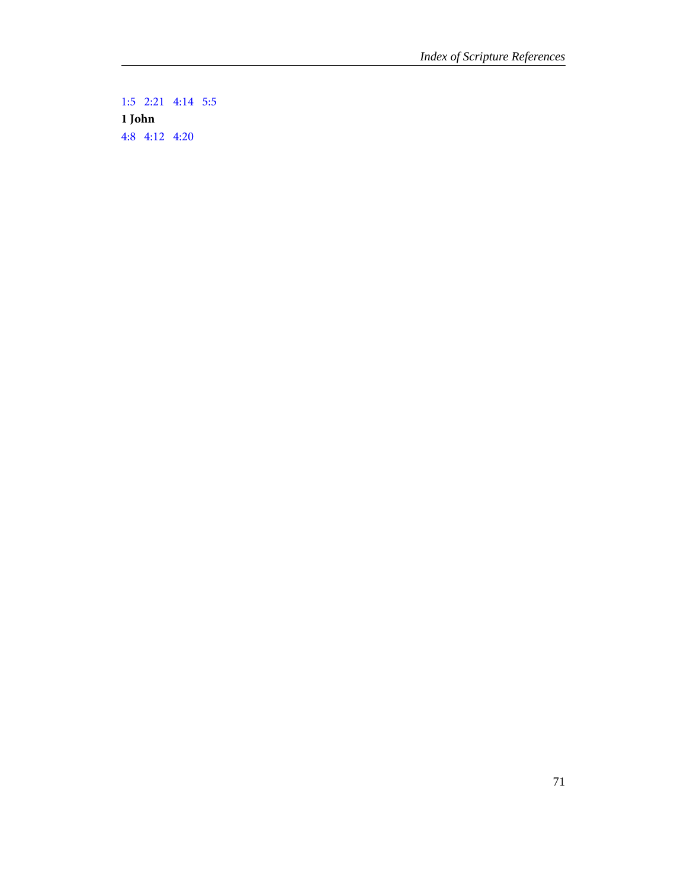1:5 2:21 4:14 5:5

**1 John**

4:8 4:12 4:20